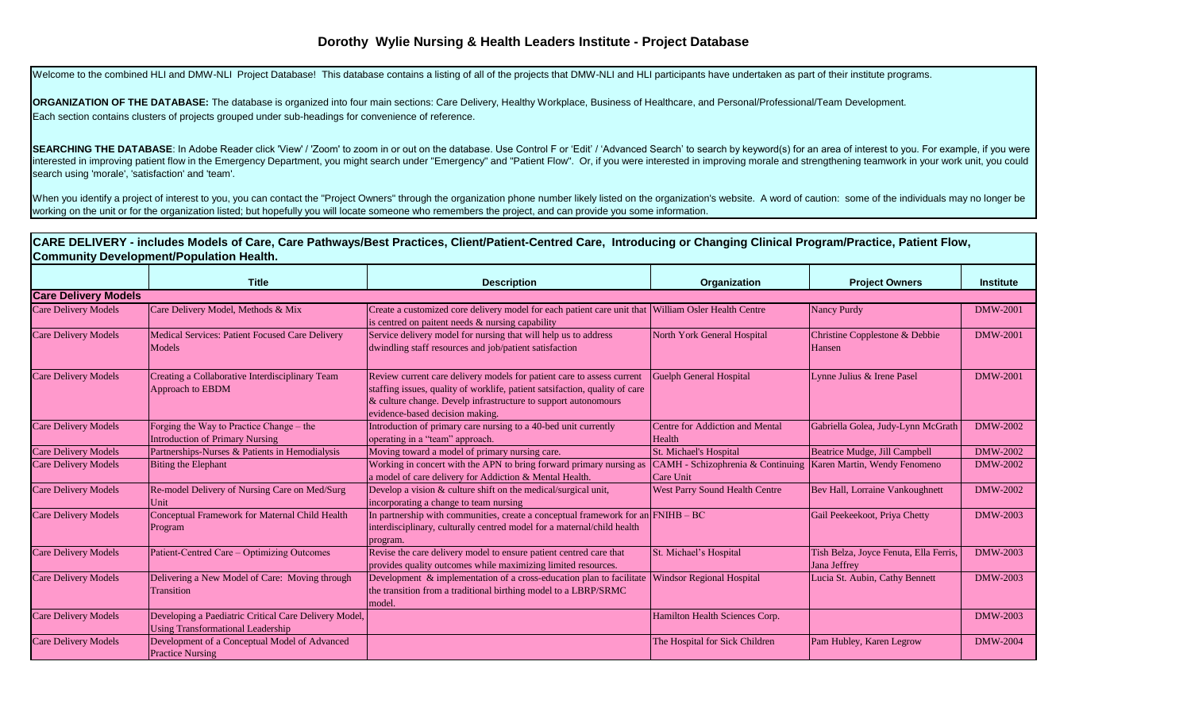# Dorothy Wylie Nursing & Health Leaders Institute - Project Database

Welcome to the combined HLI and DMW-NLI Project Database! This database contains a listing of all of the projects that DMW-NLI and HLI participants have undertaken as part of their institute programs.

**ORGANIZATION OF THE DATABASE:** The database is organized into four main sections: Care Delivery, Healthy Workplace, Business of Healthcare, and Personal/Professional/Team Development. Each section contains clusters of projects grouped under sub-headings for convenience of reference.

**SEARCHING THE DATABASE**: In Adobe Reader click 'View' / 'Zoom' to zoom in or out on the database. Use Control F or 'Edit' / 'Advanced Search' to search by keyword(s) for an area of interest to you. For example, if you were interested in improving patient flow in the Emergency Department, you might search under "Emergency" and "Patient Flow". Or, if you were interested in improving morale and strengthening teamwork in your work unit, you could search using 'morale', 'satisfaction' and 'team'.

When you identify a project of interest to you, you can contact the "Project Owners" through the organization phone number likely listed on the organization's website. A word of caution: some of the individuals may no longer be working on the unit or for the organization listed; but hopefully you will locate someone who remembers the project, and can provide you some information.

## CARE DELIVERY - includes Models of Care, Care Pathways/Best Practices, Client/Patient-Centred Care, Introducing or Changing Clinical Program/Practice, Patient Flow, Community Development/Population Health.

| | Title | Description | Organization | Project Owners | Institute |
|---|---|---|---|---|---|
| **Care Delivery Models** | | | | | |
| Care Delivery Models | Care Delivery Model, Methods & Mix | Create a customized core delivery model for each patient care unit that is centred on paitent needs & nursing capability | William Osler Health Centre | Nancy Purdy | DMW-2001 |
| Care Delivery Models | Medical Services: Patient Focused Care Delivery Models | Service delivery model for nursing that will help us to address dwindling staff resources and job/patient satisfaction | North York General Hospital | Christine Copplestone & Debbie Hansen | DMW-2001 |
| Care Delivery Models | Creating a Collaborative Interdisciplinary Team Approach to EBDM | Review current care delivery models for patient care to assess current staffing issues, quality of worklife, patient satsifaction, quality of care & culture change. Develp infrastructure to support autonomours evidence-based decision making. | Guelph General Hospital | Lynne Julius & Irene Pasel | DMW-2001 |
| Care Delivery Models | Forging the Way to Practice Change – the Introduction of Primary Nursing | Introduction of primary care nursing to a 40-bed unit currently operating in a "team" approach. | Centre for Addiction and Mental Health | Gabriella Golea, Judy-Lynn McGrath | DMW-2002 |
| Care Delivery Models | Partnerships-Nurses & Patients in Hemodialysis | Moving toward a model of primary nursing care. | St. Michael's Hospital | Beatrice Mudge, Jill Campbell | DMW-2002 |
| Care Delivery Models | Biting the Elephant | Working in concert with the APN to bring forward primary nursing as a model of care delivery for Addiction & Mental Health. | CAMH - Schizophrenia & Continuing Care Unit | Karen Martin, Wendy Fenomeno | DMW-2002 |
| Care Delivery Models | Re-model Delivery of Nursing Care on Med/Surg Unit | Develop a vision & culture shift on the medical/surgical unit, incorporating a change to team nursing | West Parry Sound Health Centre | Bev Hall, Lorraine Vankoughnett | DMW-2002 |
| Care Delivery Models | Conceptual Framework for Maternal Child Health Program | In partnership with communities, create a conceptual framework for an interdisciplinary, culturally centred model for a maternal/child health program. | FNIHB – BC | Gail Peekeekoot, Priya Chetty | DMW-2003 |
| Care Delivery Models | Patient-Centred Care – Optimizing Outcomes | Revise the care delivery model to ensure patient centred care that provides quality outcomes while maximizing limited resources. | St. Michael's Hospital | Tish Belza, Joyce Fenuta, Ella Ferris, Jana Jeffrey | DMW-2003 |
| Care Delivery Models | Delivering a New Model of Care: Moving through Transition | Development & implementation of a cross-education plan to facilitate the transition from a traditional birthing model to a LBRP/SRMC model. | Windsor Regional Hospital | Lucia St. Aubin, Cathy Bennett | DMW-2003 |
| Care Delivery Models | Developing a Paediatric Critical Care Delivery Model, Using Transformational Leadership | | Hamilton Health Sciences Corp. | | DMW-2003 |
| Care Delivery Models | Development of a Conceptual Model of Advanced Practice Nursing | | The Hospital for Sick Children | Pam Hubley, Karen Legrow | DMW-2004 |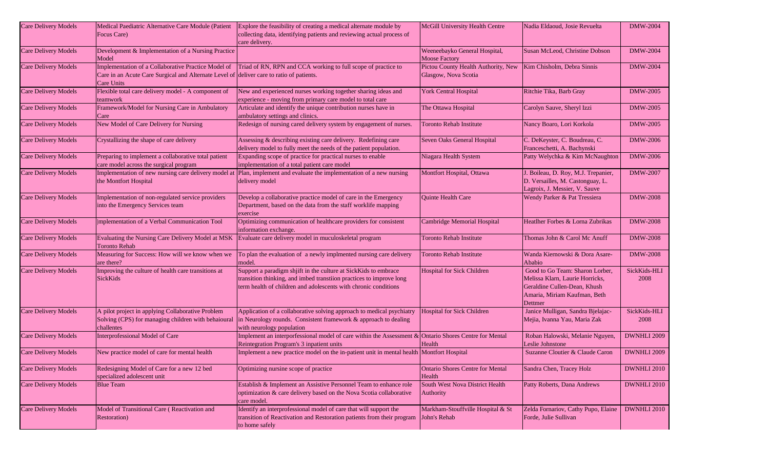| Care Delivery Models | Medical Paediatric Alternative Care Module (Patient Focus Care) | Explore the feasibility of creating a medical alternate module by collecting data, identifying patients and reviewing actual process of care delivery. | McGill University Health Centre | Nadia Eldaoud, Josie Revuelta | DMW-2004 |
|---|---|---|---|---|---|
| Care Delivery Models | Development & Implementation of a Nursing Practice Model | | Weeneebayko General Hospital, Moose Factory | Susan McLeod, Christine Dobson | DMW-2004 |
| Care Delivery Models | Implementation of a Collaborative Practice Model of Care in an Acute Care Surgical and Alternate Level of Care Units | Triad of RN, RPN and CCA working to full scope of practice to deliver care to ratio of patients. | Pictou County Health Authority, New Glasgow, Nova Scotia | Kim Chisholm, Debra Sinnis | DMW-2004 |
| Care Delivery Models | Flexible total care delivery model - A component of teamwork | New and experienced nurses working together sharing ideas and experience - moving from primary care model to total care | York Central Hospital | Ritchie Tika, Barb Gray | DMW-2005 |
| Care Delivery Models | Framework/Model for Nursing Care in Ambulatory Care | Articulate and identify the unique contribution nurses have in ambulatory settings and clinics. | The Ottawa Hospital | Carolyn Sauve, Sheryl Izzi | DMW-2005 |
| Care Delivery Models | New Model of Care Delivery for Nursing | Redesign of nursing cared delivery system by engagement of nurses. | Toronto Rehab Institute | Nancy Boaro, Lori Korkola | DMW-2005 |
| Care Delivery Models | Crystallizing the shape of care delivery | Assessing & describing existing care delivery. Redefining care delivery model to fully meet the needs of the patient population. | Seven Oaks General Hospital | C. DeKeyster, C. Boudreau, C. Franceschetti, A. Bachynski | DMW-2006 |
| Care Delivery Models | Preparing to implement a collaborative total patient care model across the surgical program | Expanding scope of practice for practical nurses to enable implementation of a total patient care model | Niagara Health System | Patty Welychka & Kim McNaughton | DMW-2006 |
| Care Delivery Models | Implementation of new nursing care delivery model at the Montfort Hospital | Plan, implement and evaluate the implementation of a new nursing delivery model | Montfort Hospital, Ottawa | J. Boileau, D. Roy, M.J. Trepanier, D. Versailles, M. Castonguay, L. Lagroix, J. Messier, V. Sauve | DMW-2007 |
| Care Delivery Models | Implementation of non-regulated service providers into the Emergency Services team | Develop a collaborative practice model of care in the Emergency Department, based on the data from the staff worklife mapping exercise | Quinte Health Care | Wendy Parker & Pat Tressiera | DMW-2008 |
| Care Delivery Models | \|mplementation of a Verbal Communication Tool | Optimizing communication of healthcare providers for consistent information exchange. | Cambridge Memorial Hospital | Heatlher Forbes & Lorna Zubrikas | DMW-2008 |
| Care Delivery Models | Evaluating the Nursing Care Delivery Model at MSK Toronto Rehab | Evaluate care delivery model in muculoskeletal program | Toronto Rehab Institute | Thomas John & Carol Mc Anuff | DMW-2008 |
| Care Delivery Models | Measuring for Success: How will we know when we are there? | To plan the evaluation of a newly implmented nursing care delivery model. | Toronto Rehab Institute | Wanda Kiernowski & Dora Asare-Ababio | DMW-2008 |
| Care Delivery Models | Improving the culture of health care transitions at SickKids | Support a paradigm shjift in the culture at SickKids to embrace transition thinking, and imbed transtiion practices to improve long term health of children and adolescents with chronic conditions | Hospital for Sick Children | Good to Go Team: Sharon Lorber, Melissa Klarn, Laurie Horricks, Geraldine Cullen-Dean, Khush Amaria, Miriam Kaufman, Beth Dettmer | SickKids-HLI 2008 |
| Care Delivery Models | A pilot project in applying Collaborative Problem Solving (CPS) for managing children with behaioural challentes | Application of a collaborative solving approach to medical psychiatry in Neurology rounds. Consistent framework & approach to dealing with neurology population | Hospital for Sick Children | Janice Mulligan, Sandra Bjelajac-Mejia, Ivanna Yau, Maria Zak | SickKids-HLI 2008 |
| Care Delivery Models | Interprofessional Model of Care | Implement an interporfessional model of care within the Assessment & Reintegration Program's 3 inpatient units | Ontario Shores Centre for Mental Health | Roban Halowski, Melanie Nguyen, Leslie Johnstone | DWNHLI 2009 |
| Care Delivery Models | New practice model of care for mental health | Implement a new practice model on the in-patient unit in mental health | Montfort Hospital | Suzanne Cloutier & Claude Caron | DWNHLI 2009 |
| Care Delivery Models | Redesigning Model of Care for a new 12 bed specialized adolescent unit | Optimizing nursine scope of practice | Ontario Shores Centre for Mental Health | Sandra Chen, Tracey Holz | DWNHLI 2010 |
| Care Delivery Models | Blue Team | Establish & Implement an Assistive Personnel Team to enhance role optimization & care delivery based on the Nova Scotia collaborative care model. | South West Nova District Health Authority | Patty Roberts, Dana Andrews | DWNHLI 2010 |
| Care Delivery Models | Model of Transitional Care ( Reactivation and Restoration) | Identify an interprofessional model of care that will support the transition of Reactivation and Restoration patients from their program to home safely | Markham-Stouffville Hospital & St John's Rehab | Zelda Fornariov, Cathy Pupo, Elaine Forde, Julie Sullivan | DWNHLI 2010 |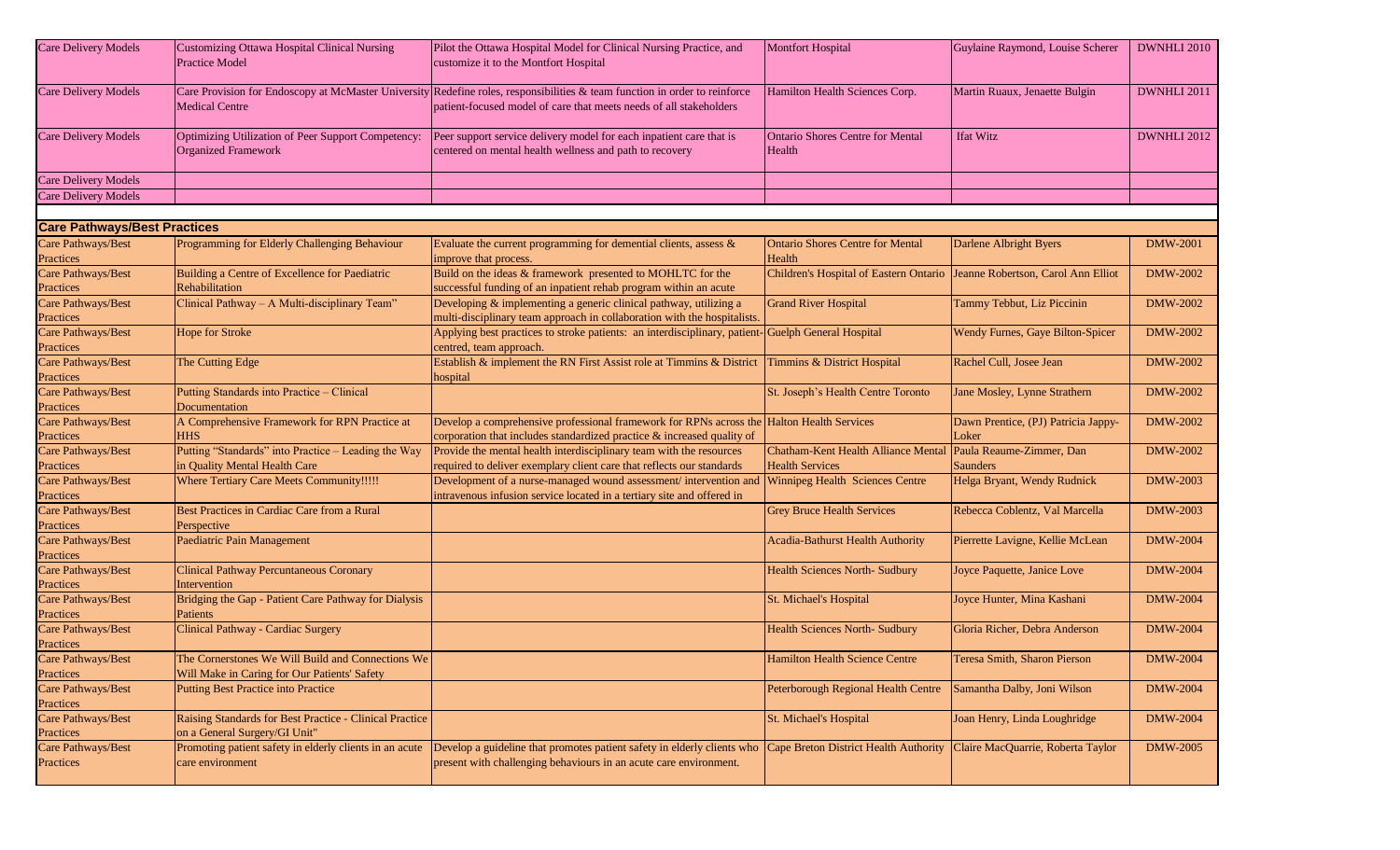| | | | | | |
|---|---|---|---|---|---|
| Care Delivery Models | Customizing Ottawa Hospital Clinical Nursing Practice Model | Pilot the Ottawa Hospital Model for Clinical Nursing Practice, and customize it to the Montfort Hospital | Montfort Hospital | Guylaine Raymond, Louise Scherer | DWNHLI 2010 |
| Care Delivery Models | Care Provision for Endoscopy at McMaster University Medical Centre | Redefine roles, responsibilities & team function in order to reinforce patient-focused model of care that meets needs of all stakeholders | Hamilton Health Sciences Corp. | Martin Ruaux, Jenaette Bulgin | DWNHLI 2011 |
| Care Delivery Models | Optimizing Utilization of Peer Support Competency: Organized Framework | Peer support service delivery model for each inpatient care that is centered on mental health wellness and path to recovery | Ontario Shores Centre for Mental Health | Ifat Witz | DWNHLI 2012 |
| Care Delivery Models | | | | | |
| Care Delivery Models | | | | | |
| **Care Pathways/Best Practices** | | | | | |
| Care Pathways/Best Practices | Programming for Elderly Challenging Behaviour | Evaluate the current programming for demential clients, assess & improve that process. | Ontario Shores Centre for Mental Health | Darlene Albright Byers | DMW-2001 |
| Care Pathways/Best Practices | Building a Centre of Excellence for Paediatric Rehabilitation | Build on the ideas & framework presented to MOHLTC for the successful funding of an inpatient rehab program within an acute | Children's Hospital of Eastern Ontario | Jeanne Robertson, Carol Ann Elliot | DMW-2002 |
| Care Pathways/Best Practices | Clinical Pathway – A Multi-disciplinary Team" | Developing & implementing a generic clinical pathway, utilizing a multi-disciplinary team approach in collaboration with the hospitalists. | Grand River Hospital | Tammy Tebbut, Liz Piccinin | DMW-2002 |
| Care Pathways/Best Practices | Hope for Stroke | Applying best practices to stroke patients: an interdisciplinary, patient-centred, team approach. | Guelph General Hospital | Wendy Furnes, Gaye Bilton-Spicer | DMW-2002 |
| Care Pathways/Best Practices | The Cutting Edge | Establish & implement the RN First Assist role at Timmins & District hospital | Timmins & District Hospital | Rachel Cull, Josee Jean | DMW-2002 |
| Care Pathways/Best Practices | Putting Standards into Practice – Clinical Documentation | | St. Joseph's Health Centre Toronto | Jane Mosley, Lynne Strathern | DMW-2002 |
| Care Pathways/Best Practices | A Comprehensive Framework for RPN Practice at HHS | Develop a comprehensive professional framework for RPNs across the corporation that includes standardized practice & increased quality of | Halton Health Services | Dawn Prentice, (PJ) Patricia Jappy-Loker | DMW-2002 |
| Care Pathways/Best Practices | Putting "Standards" into Practice – Leading the Way in Quality Mental Health Care | Provide the mental health interdisciplinary team with the resources required to deliver exemplary client care that reflects our standards | Chatham-Kent Health Alliance Mental Health Services | Paula Reaume-Zimmer, Dan Saunders | DMW-2002 |
| Care Pathways/Best Practices | Where Tertiary Care Meets Community!!!!! | Development of a nurse-managed wound assessment/ intervention and intravenous infusion service located in a tertiary site and offered in | Winnipeg Health Sciences Centre | Helga Bryant, Wendy Rudnick | DMW-2003 |
| Care Pathways/Best Practices | Best Practices in Cardiac Care from a Rural Perspective | | Grey Bruce Health Services | Rebecca Coblentz, Val Marcella | DMW-2003 |
| Care Pathways/Best Practices | Paediatric Pain Management | | Acadia-Bathurst Health Authority | Pierrette Lavigne, Kellie McLean | DMW-2004 |
| Care Pathways/Best Practices | Clinical Pathway Percuntaneous Coronary Intervention | | Health Sciences North- Sudbury | Joyce Paquette, Janice Love | DMW-2004 |
| Care Pathways/Best Practices | Bridging the Gap - Patient Care Pathway for Dialysis Patients | | St. Michael's Hospital | Joyce Hunter, Mina Kashani | DMW-2004 |
| Care Pathways/Best Practices | Clinical Pathway - Cardiac Surgery | | Health Sciences North- Sudbury | Gloria Richer, Debra Anderson | DMW-2004 |
| Care Pathways/Best Practices | The Cornerstones We Will Build and Connections We Will Make in Caring for Our Patients' Safety | | Hamilton Health Science Centre | Teresa Smith, Sharon Pierson | DMW-2004 |
| Care Pathways/Best Practices | Putting Best Practice into Practice | | Peterborough Regional Health Centre | Samantha Dalby, Joni Wilson | DMW-2004 |
| Care Pathways/Best Practices | Raising Standards for Best Practice - Clinical Practice on a General Surgery/GI Unit" | | St. Michael's Hospital | Joan Henry, Linda Loughridge | DMW-2004 |
| Care Pathways/Best Practices | Promoting patient safety in elderly clients in an acute care environment | Develop a guideline that promotes patient safety in elderly clients who present with challenging behaviours in an acute care environment. | Cape Breton District Health Authority | Claire MacQuarrie, Roberta Taylor | DMW-2005 |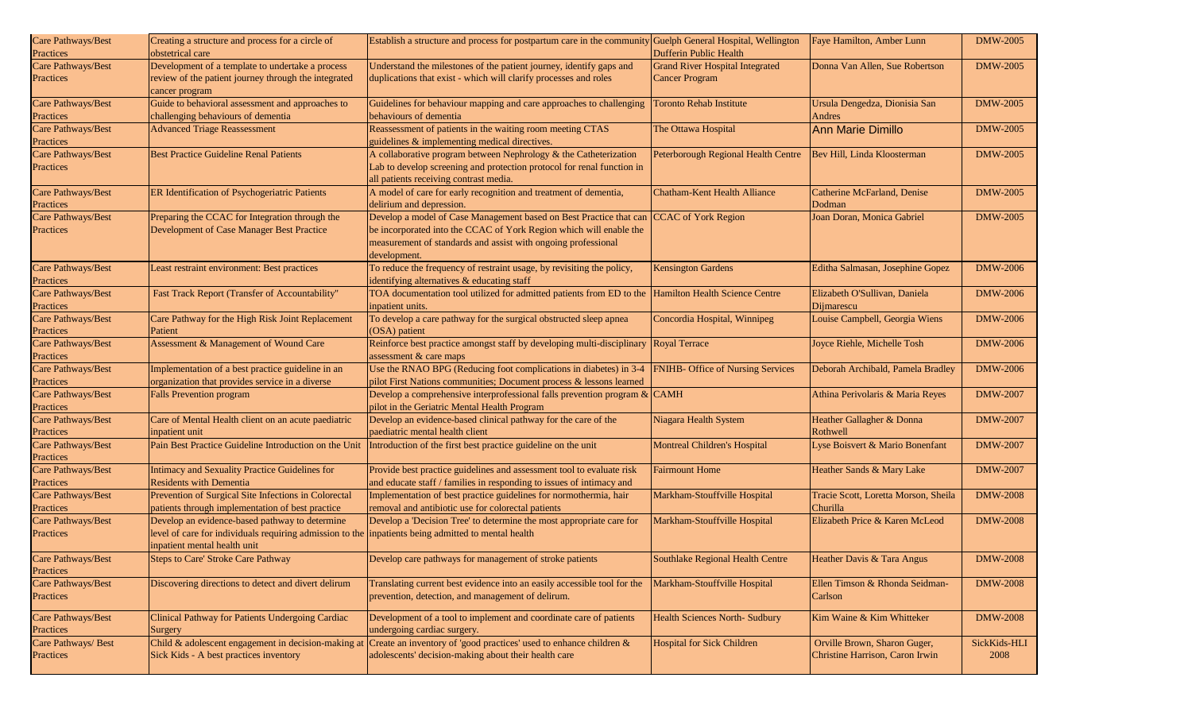| Care Pathways/Best Practices | Creating a structure and process for a circle of obstetrical care | Establish a structure and process for postpartum care in the community | Guelph General Hospital, Wellington Dufferin Public Health | Faye Hamilton, Amber Lunn | DMW-2005 |
|---|---|---|---|---|---|
| Care Pathways/Best Practices | Development of a template to undertake a process review of the patient journey through the integrated cancer program | Understand the milestones of the patient journey, identify gaps and duplications that exist - which will clarify processes and roles | Grand River Hospital Integrated Cancer Program | Donna Van Allen, Sue Robertson | DMW-2005 |
| Care Pathways/Best Practices | Guide to behavioral assessment and approaches to challenging behaviours of dementia | Guidelines for behaviour mapping and care approaches to challenging behaviours of dementia | Toronto Rehab Institute | Ursula Dengedza, Dionisia San Andres | DMW-2005 |
| Care Pathways/Best Practices | Advanced Triage Reassessment | Reassessment of patients in the waiting room meeting CTAS guidelines & implementing medical directives. | The Ottawa Hospital | Ann Marie Dimillo | DMW-2005 |
| Care Pathways/Best Practices | Best Practice Guideline Renal Patients | A collaborative program between Nephrology & the Catheterization Lab to develop screening and protection protocol for renal function in all patients receiving contrast media. | Peterborough Regional Health Centre | Bev Hill, Linda Kloosterman | DMW-2005 |
| Care Pathways/Best Practices | ER Identification of Psychogeriatric Patients | A model of care for early recognition and treatment of dementia, delirium and depression. | Chatham-Kent Health Alliance | Catherine McFarland, Denise Dodman | DMW-2005 |
| Care Pathways/Best Practices | Preparing the CCAC for Integration through the Development of Case Manager Best Practice | Develop a model of Case Management based on Best Practice that can be incorporated into the CCAC of York Region which will enable the measurement of standards and assist with ongoing professional development. | CCAC of York Region | Joan Doran, Monica Gabriel | DMW-2005 |
| Care Pathways/Best Practices | Least restraint environment: Best practices | To reduce the frequency of restraint usage, by revisiting the policy, identifying alternatives & educating staff | Kensington Gardens | Editha Salmasan, Josephine Gopez | DMW-2006 |
| Care Pathways/Best Practices | Fast Track Report (Transfer of Accountability" | TOA documentation tool utilized for admitted patients from ED to the inpatient units. | Hamilton Health Science Centre | Elizabeth O'Sullivan, Daniela Dijmarescu | DMW-2006 |
| Care Pathways/Best Practices | Care Pathway for the High Risk Joint Replacement Patient | To develop a care pathway for the surgical obstructed sleep apnea (OSA) patient | Concordia Hospital, Winnipeg | Louise Campbell, Georgia Wiens | DMW-2006 |
| Care Pathways/Best Practices | Assessment & Management of Wound Care | Reinforce best practice amongst staff by developing multi-disciplinary assessment & care maps | Royal Terrace | Joyce Riehle, Michelle Tosh | DMW-2006 |
| Care Pathways/Best Practices | Implementation of a best practice guideline in an organization that provides service in a diverse | Use the RNAO BPG (Reducing foot complications in diabetes) in 3-4 pilot First Nations communities; Document process & lessons learned | FNIHB- Office of Nursing Services | Deborah Archibald, Pamela Bradley | DMW-2006 |
| Care Pathways/Best Practices | Falls Prevention program | Develop a comprehensive interprofessional falls prevention program & pilot in the Geriatric Mental Health Program | CAMH | Athina Perivolaris & Maria Reyes | DMW-2007 |
| Care Pathways/Best Practices | Care of Mental Health client on an acute paediatric inpatient unit | Develop an evidence-based clinical pathway for the care of the paediatric mental health client | Niagara Health System | Heather Gallagher & Donna Rothwell | DMW-2007 |
| Care Pathways/Best Practices | Pain Best Practice Guideline Introduction on the Unit | Introduction of the first best practice guideline on the unit | Montreal Children's Hospital | Lyse Boisvert & Mario Bonenfant | DMW-2007 |
| Care Pathways/Best Practices | Intimacy and Sexuality Practice Guidelines for Residents with Dementia | Provide best practice guidelines and assessment tool to evaluate risk and educate staff / families in responding to issues of intimacy and | Fairmount Home | Heather Sands & Mary Lake | DMW-2007 |
| Care Pathways/Best Practices | Prevention of Surgical Site Infections in Colorectal patients through implementation of best practice | Implementation of best practice guidelines for normothermia, hair removal and antibiotic use for colorectal patients | Markham-Stouffville Hospital | Tracie Scott, Loretta Morson, Sheila Churilla | DMW-2008 |
| Care Pathways/Best Practices | Develop an evidence-based pathway to determine level of care for individuals requiring admission to the inpatient mental health unit | Develop a 'Decision Tree' to determine the most appropriate care for inpatients being admitted to mental health | Markham-Stouffville Hospital | Elizabeth Price & Karen McLeod | DMW-2008 |
| Care Pathways/Best Practices | Steps to Care' Stroke Care Pathway | Develop care pathways for management of stroke patients | Southlake Regional Health Centre | Heather Davis & Tara Angus | DMW-2008 |
| Care Pathways/Best Practices | Discovering directions to detect and divert delirum | Translating current best evidence into an easily accessible tool for the prevention, detection, and management of delirum. | Markham-Stouffville Hospital | Ellen Timson & Rhonda Seidman-Carlson | DMW-2008 |
| Care Pathways/Best Practices | Clinical Pathway for Patients Undergoing Cardiac Surgery | Development of a tool to implement and coordinate care of patients undergoing cardiac surgery. | Health Sciences North- Sudbury | Kim Waine & Kim Whitteker | DMW-2008 |
| Care Pathways/ Best Practices | Child & adolescent engagement in decision-making at Sick Kids - A best practices inventory | Create an inventory of 'good practices' used to enhance children & adolescents' decision-making about their health care | Hospital for Sick Children | Orville Brown, Sharon Guger, Christine Harrison, Caron Irwin | SickKids-HLI 2008 |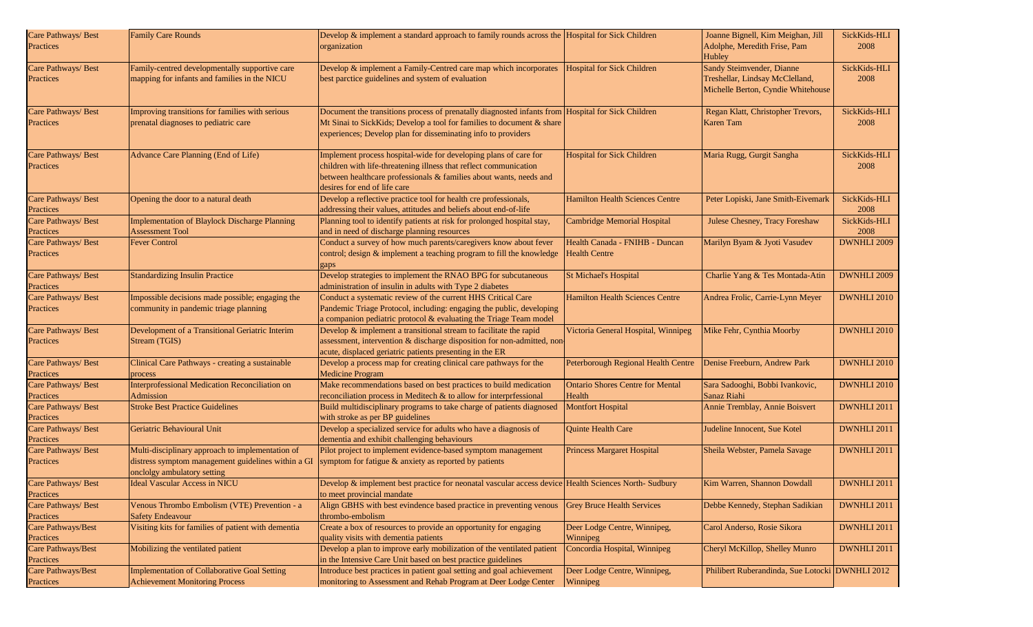| | | | | | |
|---|---|---|---|---|---|
| Care Pathways/ Best Practices | Family Care Rounds | Develop & implement a standard approach to family rounds across the organization | Hospital for Sick Children | Joanne Bignell, Kim Meighan, Jill Adolphe, Meredith Frise, Pam Hubley | SickKids-HLI 2008 |
| Care Pathways/ Best Practices | Family-centred developmentally supportive care mapping for infants and families in the NICU | Develop & implement a Family-Centred care map which incorporates best parctice guidelines and system of evaluation | Hospital for Sick Children | Sandy Steimvender, Dianne Treshellar, Lindsay McClelland, Michelle Berton, Cyndie Whitehouse | SickKids-HLI 2008 |
| Care Pathways/ Best Practices | Improving transitions for families with serious prenatal diagnoses to pediatric care | Document the transitions process of prenatally diagnosted infants from Mt Sinai to SickKids; Develop a tool for families to document & share experiences; Develop plan for disseminating info to providers | Hospital for Sick Children | Regan Klatt, Christopher Trevors, Karen Tam | SickKids-HLI 2008 |
| Care Pathways/ Best Practices | Advance Care Planning (End of Life) | Implement process hospital-wide for developing plans of care for children with life-threatening illness that reflect communication between healthcare professionals & families about wants, needs and desires for end of life care | Hospital for Sick Children | Maria Rugg, Gurgit Sangha | SickKids-HLI 2008 |
| Care Pathways/ Best Practices | Opening the door to a natural death | Develop a reflective practice tool for health cre professionals, addressing their values, attitudes and beliefs about end-of-life | Hamilton Health Sciences Centre | Peter Lopiski, Jane Smith-Eivemark | SickKids-HLI 2008 |
| Care Pathways/ Best Practices | Implementation of Blaylock Discharge Planning Assessment Tool | Planning tool to identify patients at risk for prolonged hospital stay, and in need of discharge planning resources | Cambridge Memorial Hospital | Julese Chesney, Tracy Foreshaw | SickKids-HLI 2008 |
| Care Pathways/ Best Practices | Fever Control | Conduct a survey of how much parents/caregivers know about fever control; design & implement a teaching program to fill the knowledge gaps | Health Canada - FNIHB - Duncan Health Centre | Marilyn Byam & Jyoti Vasudev | DWNHLI 2009 |
| Care Pathways/ Best Practices | Standardizing Insulin Practice | Develop strategies to implement the RNAO BPG for subcutaneous administration of insulin in adults with Type 2 diabetes | St Michael's Hospital | Charlie Yang & Tes Montada-Atin | DWNHLI 2009 |
| Care Pathways/ Best Practices | Impossible decisions made possible; engaging the community in pandemic triage planning | Conduct a systematic review of the current HHS Critical Care Pandemic Triage Protocol, including: engaging the public, developing a companion pediatric protocol & evaluating the Triage Team model | Hamilton Health Sciences Centre | Andrea Frolic, Carrie-Lynn Meyer | DWNHLI 2010 |
| Care Pathways/ Best Practices | Development of a Transitional Geriatric Interim Stream (TGIS) | Develop & implement a transitional stream to facilitate the rapid assessment, intervention & discharge disposition for non-admitted, non-acute, displaced geriatric patients presenting in the ER | Victoria General Hospital, Winnipeg | Mike Fehr, Cynthia Moorby | DWNHLI 2010 |
| Care Pathways/ Best Practices | Clinical Care Pathways - creating a sustainable process | Develop a process map for creating clinical care pathways for the Medicine Program | Peterborough Regional Health Centre | Denise Freeburn, Andrew Park | DWNHLI 2010 |
| Care Pathways/ Best Practices | Interprofessional Medication Reconciliation on Admission | Make recommendations based on best practices to build medication reconciliation process in Meditech & to allow for interprfessional | Ontario Shores Centre for Mental Health | Sara Sadooghi, Bobbi Ivankovic, Sanaz Riahi | DWNHLI 2010 |
| Care Pathways/ Best Practices | Stroke Best Practice Guidelines | Build multidisciplinary programs to take charge of patients diagnosed with stroke as per BP guidelines | Montfort Hospital | Annie Tremblay, Annie Boisvert | DWNHLI 2011 |
| Care Pathways/ Best Practices | Geriatric Behavioural Unit | Develop a specialized service for adults who have a diagnosis of dementia and exhibit challenging behaviours | Quinte Health Care | Judeline Innocent, Sue Kotel | DWNHLI 2011 |
| Care Pathways/ Best Practices | Multi-disciplinary approach to implementation of distress symptom management guidelines within a GI onclolgy ambulatory setting | Pilot project to implement evidence-based symptom management symptom for fatigue & anxiety as reported by patients | Princess Margaret Hospital | Sheila Webster, Pamela Savage | DWNHLI 2011 |
| Care Pathways/ Best Practices | Ideal Vascular Access in NICU | Develop & implement best practice for neonatal vascular access device to meet provincial mandate | Health Sciences North- Sudbury | Kim Warren, Shannon Dowdall | DWNHLI 2011 |
| Care Pathways/ Best Practices | Venous Thrombo Embolism (VTE) Prevention - a Safety Endeavour | Align GBHS with best evindence based practice in preventing venous thrombo-embolism | Grey Bruce Health Services | Debbe Kennedy, Stephan Sadikian | DWNHLI 2011 |
| Care Pathways/Best Practices | Visiting kits for families of patient with dementia | Create a box of resources to provide an opportunity for engaging quality visits with dementia patients | Deer Lodge Centre, Winnipeg, Winnipeg | Carol Anderso, Rosie Sikora | DWNHLI 2011 |
| Care Pathways/Best Practices | Mobilizing the ventilated patient | Develop a plan to improve early mobilization of the ventilated patient in the Intensive Care Unit based on best practice guidelines | Concordia Hospital, Winnipeg | Cheryl McKillop, Shelley Munro | DWNHLI 2011 |
| Care Pathways/Best Practices | Implementation of Collaborative Goal Setting Achievement Monitoring Process | Introduce best practices in patient goal setting and goal achievement monitoring to Assessment and Rehab Program at Deer Lodge Center | Deer Lodge Centre, Winnipeg, Winnipeg | Philibert Ruberandinda, Sue Lotocki | DWNHLI 2012 |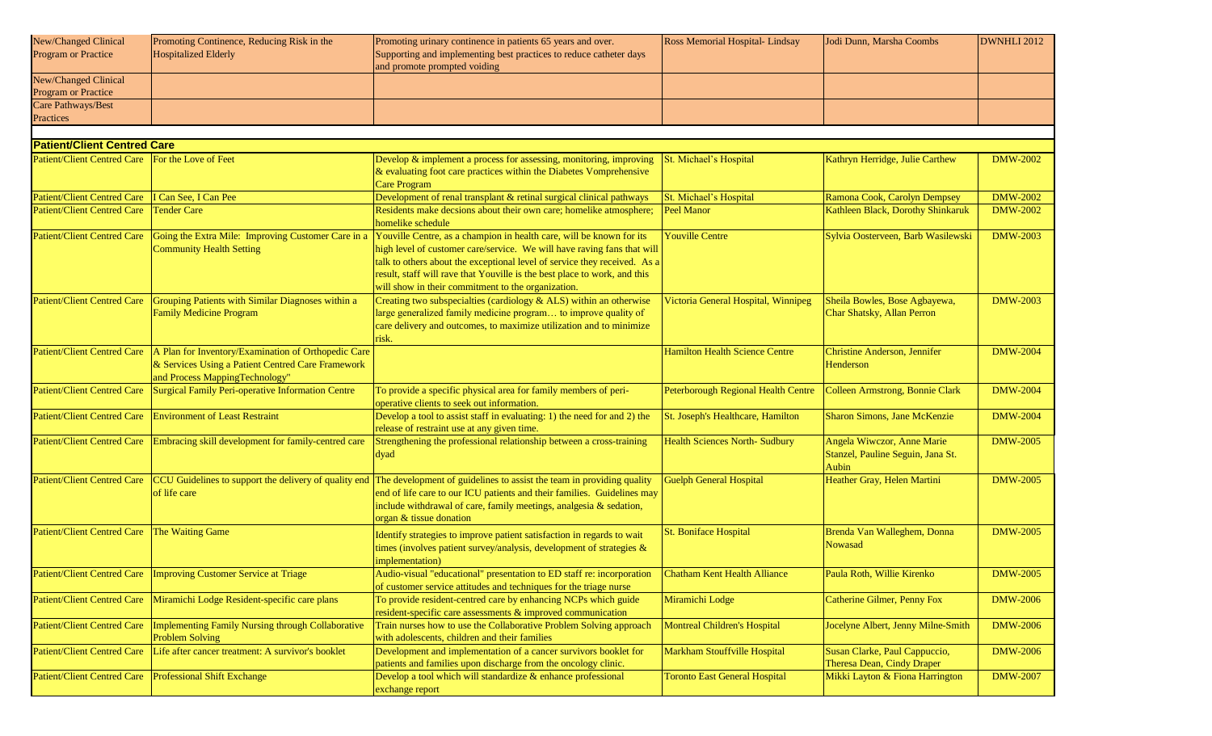| | | | | | |
|---|---|---|---|---|---|
| New/Changed Clinical Program or Practice | Promoting Continence, Reducing Risk in the Hospitalized Elderly | Promoting urinary continence in patients 65 years and over. Supporting and implementing best practices to reduce catheter days and promote prompted voiding | Ross Memorial Hospital- Lindsay | Jodi Dunn, Marsha Coombs | DWNHLI 2012 |
| New/Changed Clinical Program or Practice | | | | | |
| Care Pathways/Best Practices | | | | | |

## Patient/Client Centred Care

| | | | | | |
|---|---|---|---|---|---|
| Patient/Client Centred Care | For the Love of Feet | Develop & implement a process for assessing, monitoring, improving & evaluating foot care practices within the Diabetes Vomprehensive Care Program | St. Michael's Hospital | Kathryn Herridge, Julie Carthew | DMW-2002 |
| Patient/Client Centred Care | I Can See, I Can Pee | Development of renal transplant & retinal surgical clinical pathways | St. Michael's Hospital | Ramona Cook, Carolyn Dempsey | DMW-2002 |
| Patient/Client Centred Care | Tender Care | Residents make decsions about their own care; homelike atmosphere; homelike schedule | Peel Manor | Kathleen Black, Dorothy Shinkaruk | DMW-2002 |
| Patient/Client Centred Care | Going the Extra Mile: Improving Customer Care in a Community Health Setting | Youville Centre, as a champion in health care, will be known for its high level of customer care/service. We will have raving fans that will talk to others about the exceptional level of service they received. As a result, staff will rave that Youville is the best place to work, and this will show in their commitment to the organization. | Youville Centre | Sylvia Oosterveen, Barb Wasilewski | DMW-2003 |
| Patient/Client Centred Care | Grouping Patients with Similar Diagnoses within a Family Medicine Program | Creating two subspecialties (cardiology & ALS) within an otherwise large generalized family medicine program… to improve quality of care delivery and outcomes, to maximize utilization and to minimize risk. | Victoria General Hospital, Winnipeg | Sheila Bowles, Bose Agbayewa, Char Shatsky, Allan Perron | DMW-2003 |
| Patient/Client Centred Care | A Plan for Inventory/Examination of Orthopedic Care & Services Using a Patient Centred Care Framework and Process MappingTechnology" | | Hamilton Health Science Centre | Christine Anderson, Jennifer Henderson | DMW-2004 |
| Patient/Client Centred Care | Surgical Family Peri-operative Information Centre | To provide a specific physical area for family members of peri-operative clients to seek out information. | Peterborough Regional Health Centre | Colleen Armstrong, Bonnie Clark | DMW-2004 |
| Patient/Client Centred Care | Environment of Least Restraint | Develop a tool to assist staff in evaluating: 1) the need for and 2) the release of restraint use at any given time. | St. Joseph's Healthcare, Hamilton | Sharon Simons, Jane McKenzie | DMW-2004 |
| Patient/Client Centred Care | Embracing skill development for family-centred care | Strengthening the professional relationship between a cross-training dyad | Health Sciences North- Sudbury | Angela Wiwczor, Anne Marie Stanzel, Pauline Seguin, Jana St. Aubin | DMW-2005 |
| Patient/Client Centred Care | CCU Guidelines to support the delivery of quality end of life care | The development of guidelines to assist the team in providing quality end of life care to our ICU patients and their families. Guidelines may include withdrawal of care, family meetings, analgesia & sedation, organ & tissue donation | Guelph General Hospital | Heather Gray, Helen Martini | DMW-2005 |
| Patient/Client Centred Care | The Waiting Game | Identify strategies to improve patient satisfaction in regards to wait times (involves patient survey/analysis, development of strategies & implementation) | St. Boniface Hospital | Brenda Van Walleghem, Donna Nowasad | DMW-2005 |
| Patient/Client Centred Care | Improving Customer Service at Triage | Audio-visual "educational" presentation to ED staff re: incorporation of customer service attitudes and techniques for the triage nurse | Chatham Kent Health Alliance | Paula Roth, Willie Kirenko | DMW-2005 |
| Patient/Client Centred Care | Miramichi Lodge Resident-specific care plans | To provide resident-centred care by enhancing NCPs which guide resident-specific care assessments & improved communication | Miramichi Lodge | Catherine Gilmer, Penny Fox | DMW-2006 |
| Patient/Client Centred Care | Implementing Family Nursing through Collaborative Problem Solving | Train nurses how to use the Collaborative Problem Solving approach with adolescents, children and their families | Montreal Children's Hospital | Jocelyne Albert, Jenny Milne-Smith | DMW-2006 |
| Patient/Client Centred Care | Life after cancer treatment: A survivor's booklet | Development and implementation of a cancer survivors booklet for patients and families upon discharge from the oncology clinic. | Markham Stouffville Hospital | Susan Clarke, Paul Cappuccio, Theresa Dean, Cindy Draper | DMW-2006 |
| Patient/Client Centred Care | Professional Shift Exchange | Develop a tool which will standardize & enhance professional exchange report | Toronto East General Hospital | Mikki Layton & Fiona Harrington | DMW-2007 |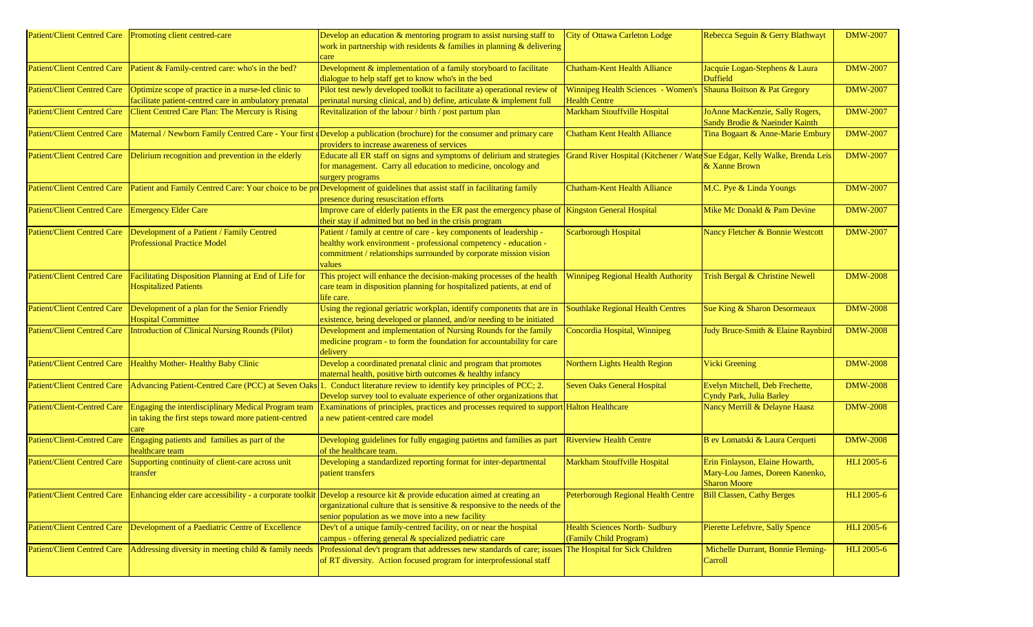| | | | | | |
|---|---|---|---|---|---|
| Patient/Client Centred Care | Promoting client centred-care | Develop an education & mentoring program to assist nursing staff to work in partnership with residents & families in planning & delivering care | City of Ottawa Carleton Lodge | Rebecca Seguin & Gerry Blathwayt | DMW-2007 |
| Patient/Client Centred Care | Patient & Family-centred care: who's in the bed? | Development & implementation of a family storyboard to facilitate dialogue to help staff get to know who's in the bed | Chatham-Kent Health Alliance | Jacquie Logan-Stephens & Laura Duffield | DMW-2007 |
| Patient/Client Centred Care | Optimize scope of practice in a nurse-led clinic to facilitate patient-centred care in ambulatory prenatal | Pilot test newly developed toolkit to facilitate a) operational review of perinatal nursing clinical, and b) define, articulate & implement full | Winnipeg Health Sciences - Women's Health Centre | Shauna Boitson & Pat Gregory | DMW-2007 |
| Patient/Client Centred Care | Client Centred Care Plan: The Mercury is Rising | Revitalization of the labour / birth / post partum plan | Markham Stouffville Hospital | JoAnne MacKenzie, Sally Rogers, Sandy Brodie & Naeinder Kainth | DMW-2007 |
| Patient/Client Centred Care | Maternal / Newborn Family Centred Care - Your first c | Develop a publication (brochure) for the consumer and primary care providers to increase awareness of services | Chatham Kent Health Alliance | Tina Bogaart & Anne-Marie Embury | DMW-2007 |
| Patient/Client Centred Care | Delirium recognition and prevention in the elderly | Educate all ER staff on signs and symptoms of delirium and strategies for management. Carry all education to medicine, oncology and surgery programs | Grand River Hospital (Kitchener / Wate | Sue Edgar, Kelly Walke, Brenda Leis & Xanne Brown | DMW-2007 |
| Patient/Client Centred Care | Patient and Family Centred Care: Your choice to be pr | Development of guidelines that assist staff in facilitating family presence during resuscitation efforts | Chatham-Kent Health Alliance | M.C. Pye & Linda Youngs | DMW-2007 |
| Patient/Client Centred Care | Emergency Elder Care | Improve care of elderly patients in the ER past the emergency phase of their stay if admitted but no bed in the crisis program | Kingston General Hospital | Mike Mc Donald & Pam Devine | DMW-2007 |
| Patient/Client Centred Care | Development of a Patient / Family Centred Professional Practice Model | Patient / family at centre of care - key components of leadership - healthy work environment - professional competency - education - commitment / relationships surrounded by corporate mission vision values | Scarborough Hospital | Nancy Fletcher & Bonnie Westcott | DMW-2007 |
| Patient/Client Centred Care | Facilitating Disposition Planning at End of Life for Hospitalized Patients | This project will enhance the decision-making processes of the health care team in disposition planning for hospitalized patients, at end of life care. | Winnipeg Regional Health Authority | Trish Bergal & Christine Newell | DMW-2008 |
| Patient/Client Centred Care | Development of a plan for the Senior Friendly Hospital Committee | Using the regional geriatric workplan, identify components that are in existence, being developed or planned, and/or needing to be initiated | Southlake Regional Health Centres | Sue King & Sharon Desormeaux | DMW-2008 |
| Patient/Client Centred Care | Introduction of Clinical Nursing Rounds (Pilot) | Development and implementation of Nursing Rounds for the family medicine program - to form the foundation for accountability for care delivery | Concordia Hospital, Winnipeg | Judy Bruce-Smith & Elaine Raynbird | DMW-2008 |
| Patient/Client Centred Care | Healthy Mother- Healthy Baby Clinic | Develop a coordinated prenatal clinic and program that promotes maternal health, positive birth outcomes & healthy infancy | Northern Lights Health Region | Vicki Greening | DMW-2008 |
| Patient/Client Centred Care | Advancing Patient-Centred Care (PCC) at Seven Oaks | 1. Conduct literature review to identify key principles of PCC; 2. Develop survey tool to evaluate experience of other organizations that | Seven Oaks General Hospital | Evelyn Mitchell, Deb Frechette, Cyndy Park, Julia Barley | DMW-2008 |
| Patient/Client-Centred Care | Engaging the interdisciplinary Medical Program team in taking the first steps toward more patient-centred care | Examinations of principles, practices and processes required to support a new patient-centred care model | Halton Healthcare | Nancy Merrill & Delayne Haasz | DMW-2008 |
| Patient/Client-Centred Care | Engaging patients and families as part of the healthcare team | Developing guidelines for fully engaging patietns and families as part of the healthcare team. | Riverview Health Centre | B ev Lomatski & Laura Cerqueti | DMW-2008 |
| Patient/Client Centred Care | Supporting continuity of client-care across unit transfer | Developing a standardized reporting format for inter-departmental patient transfers | Markham Stouffville Hospital | Erin Finlayson, Elaine Howarth, Mary-Lou James, Doreen Kanenko, Sharon Moore | HLI 2005-6 |
| Patient/Client Centred Care | Enhancing elder care accessibility - a corporate toolkit | Develop a resource kit & provide education aimed at creating an organizational culture that is sensitive & responsive to the needs of the senior population as we move into a new facility | Peterborough Regional Health Centre | Bill Classen, Cathy Berges | HLI 2005-6 |
| Patient/Client Centred Care | Development of a Paediatric Centre of Excellence | Dev't of a unique family-centred facility, on or near the hospital campus - offering general & specialized pediatric care | Health Sciences North- Sudbury (Family Child Program) | Pierette Lefebvre, Sally Spence | HLI 2005-6 |
| Patient/Client Centred Care | Addressing diversity in meeting child & family needs | Professional dev't program that addresses new standards of care; issues of RT diversity. Action focused program for interprofessional staff | The Hospital for Sick Children | Michelle Durrant, Bonnie Fleming-Carroll | HLI 2005-6 |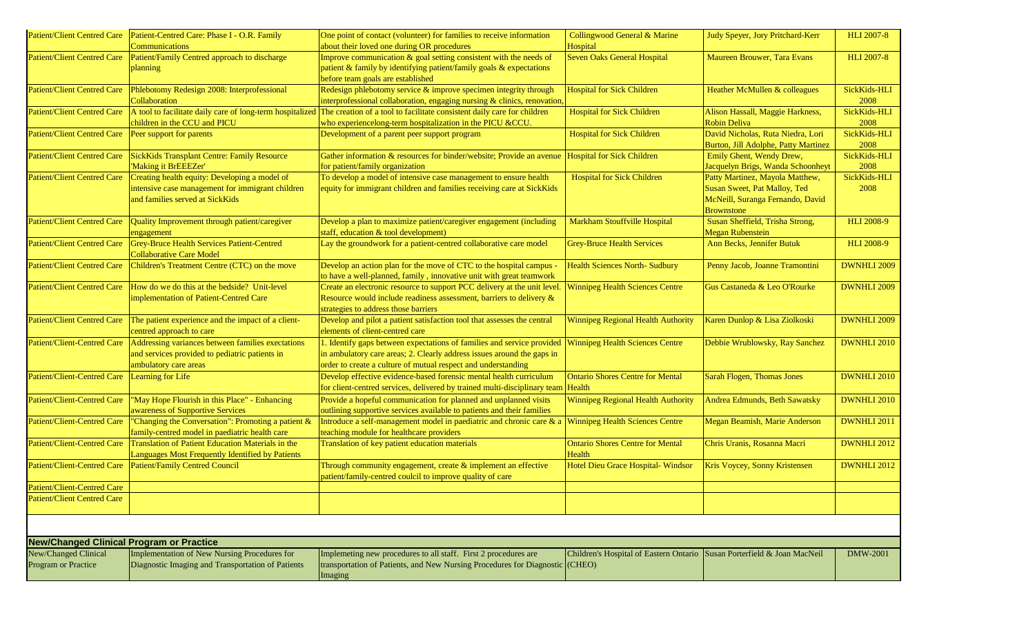| | | | | | |
|---|---|---|---|---|---|
| Patient/Client Centred Care | Patient-Centred Care: Phase I - O.R. Family Communications | One point of contact (volunteer) for families to receive information about their loved one during OR procedures | Collingwood General & Marine Hospital | Judy Speyer, Jory Pritchard-Kerr | HLI 2007-8 |
| Patient/Client Centred Care | Patient/Family Centred approach to discharge planning | Improve communication & goal setting consistent with the needs of patient & family by identifying patient/family goals & expectations before team goals are established | Seven Oaks General Hospital | Maureen Brouwer, Tara Evans | HLI 2007-8 |
| Patient/Client Centred Care | Phlebotomy Redesign 2008: Interprofessional Collaboration | Redesign phlebotomy service & improve specimen integrity through interprofessional collaboration, engaging nursing & clinics, renovation, | Hospital for Sick Children | Heather McMullen & colleagues | SickKids-HLI 2008 |
| Patient/Client Centred Care | A tool to facilitate daily care of long-term hospitalized children in the CCU and PICU | The creation of a tool to facilitate consistent daily care for children who experiencelong-term hospitalization in the PICU &CCU. | Hospital for Sick Children | Alison Hassall, Maggie Harkness, Robin Deliva | SickKids-HLI 2008 |
| Patient/Client Centred Care | Peer support for parents | Development of a parent peer support program | Hospital for Sick Children | David Nicholas, Ruta Niedra, Lori Burton, Jill Adolphe, Patty Martinez | SickKids-HLI 2008 |
| Patient/Client Centred Care | SickKids Transplant Centre: Family Resource 'Making it BrEEEZer' | Gather information & resources for binder/website; Provide an avenue for patient/family organization | Hospital for Sick Children | Emily Ghent, Wendy Drew, Jacquelyn Brigs, Wanda Schoonheyt | SickKids-HLI 2008 |
| Patient/Client Centred Care | Creating health equity: Developing a model of intensive case management for immigrant children and families served at SickKids | To develop a model of intensive case management to ensure health equity for immigrant children and families receiving care at SickKids | Hospital for Sick Children | Patty Martinez, Mayola Matthew, Susan Sweet, Pat Malloy, Ted McNeill, Suranga Fernando, David Brownstone | SickKids-HLI 2008 |
| Patient/Client Centred Care | Quality Improvement through patient/caregiver engagement | Develop a plan to maximize patient/caregiver engagement (including staff, education & tool development) | Markham Stouffville Hospital | Susan Sheffield, Trisha Strong, Megan Rubenstein | HLI 2008-9 |
| Patient/Client Centred Care | Grey-Bruce Health Services Patient-Centred Collaborative Care Model | Lay the groundwork for a patient-centred collaborative care model | Grey-Bruce Health Services | Ann Becks, Jennifer Butuk | HLI 2008-9 |
| Patient/Client Centred Care | Children's Treatment Centre (CTC) on the move | Develop an action plan for the move of CTC to the hospital campus - to have a well-planned, family , innovative unit with great teamwork | Health Sciences North- Sudbury | Penny Jacob, Joanne Tramontini | DWNHLI 2009 |
| Patient/Client Centred Care | How do we do this at the bedside? Unit-level implementation of Patient-Centred Care | Create an electronic resource to support PCC delivery at the unit level. Resource would include readiness assessment, barriers to delivery & strategies to address those barriers | Winnipeg Health Sciences Centre | Gus Castaneda & Leo O'Rourke | DWNHLI 2009 |
| Patient/Client Centred Care | The patient experience and the impact of a client-centred approach to care | Develop and pilot a patient satisfaction tool that assesses the central elements of client-centred care | Winnipeg Regional Health Authority | Karen Dunlop & Lisa Ziolkoski | DWNHLI 2009 |
| Patient/Client-Centred Care | Addressing variances between families exectations and services provided to pediatric patients in ambulatory care areas | 1. Identify gaps between expectations of families and service provided in ambulatory care areas; 2. Clearly address issues around the gaps in order to create a culture of mutual respect and understanding | Winnipeg Health Sciences Centre | Debbie Wrublowsky, Ray Sanchez | DWNHLI 2010 |
| Patient/Client-Centred Care | Learning for Life | Develop effective evidence-based forensic mental health curriculum for client-centred services, delivered by trained multi-disciplinary team | Ontario Shores Centre for Mental Health | Sarah Flogen, Thomas Jones | DWNHLI 2010 |
| Patient/Client-Centred Care | "May Hope Flourish in this Place" - Enhancing awareness of Supportive Services | Provide a hopeful communication for planned and unplanned visits outlining supportive services available to patients and their families | Winnipeg Regional Health Authority | Andrea Edmunds, Beth Sawatsky | DWNHLI 2010 |
| Patient/Client-Centred Care | "Changing the Conversation": Promoting a patient & family-centred model in paediatric health care | Introduce a self-management model in paediatric and chronic care & a teaching module for healthcare providers | Winnipeg Health Sciences Centre | Megan Beamish, Marie Anderson | DWNHLI 2011 |
| Patient/Client-Centred Care | Translation of Patient Education Materials in the Languages Most Frequently Identified by Patients | Translation of key patient education materials | Ontario Shores Centre for Mental Health | Chris Uranis, Rosanna Macri | DWNHLI 2012 |
| Patient/Client-Centred Care | Patient/Family Centred Council | Through community engagement, create & implement an effective patient/family-centred coulcil to improve quality of care | Hotel Dieu Grace Hospital- Windsor | Kris Voycey, Sonny Kristensen | DWNHLI 2012 |
| Patient/Client-Centred Care | | | | | |
| Patient/Client Centred Care | | | | | |

**New/Changed Clinical Program or Practice**

| | | | | | |
|---|---|---|---|---|---|
| New/Changed Clinical Program or Practice | Implementation of New Nursing Procedures for Diagnostic Imaging and Transportation of Patients | Implemeting new procedures to all staff. First 2 procedures are transportation of Patients, and New Nursing Procedures for Diagnostic Imaging | Children's Hospital of Eastern Ontario (CHEO) | Susan Porterfield & Joan MacNeil | DMW-2001 |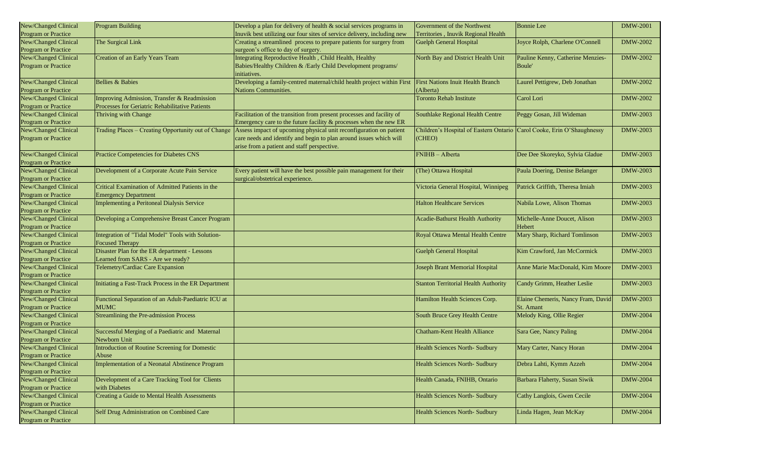| New/Changed Clinical Program or Practice | Program Building | Develop a plan for delivery of health & social services programs in Inuvik best utilizing our four sites of service delivery, including new | Government of the Northwest Territories , Inuvik Regional Health | Bonnie Lee | DMW-2001 |
|---|---|---|---|---|---|
| New/Changed Clinical Program or Practice | The Surgical Link | Creating a streamlined process to prepare patients for surgery from surgeon's office to day of surgery. | Guelph General Hospital | Joyce Rolph, Charlene O'Connell | DMW-2002 |
| New/Changed Clinical Program or Practice | Creation of an Early Years Team | Integrating Reproductive Health , Child Health, Healthy Babies/Healthy Children & /Early Child Development programs/ initiatives. | North Bay and District Health Unit | Pauline Kenny, Catherine Menzies-Boule' | DMW-2002 |
| New/Changed Clinical Program or Practice | Bellies & Babies | Developing a family-centred maternal/child health project within First Nations Communities. | First Nations Inuit Health Branch (Alberta) | Laurel Pettigrew, Deb Jonathan | DMW-2002 |
| New/Changed Clinical Program or Practice | Improving Admission, Transfer & Readmission Processes for Geriatric Rehabilitative Patients | | Toronto Rehab Institute | Carol Lori | DMW-2002 |
| New/Changed Clinical Program or Practice | Thriving with Change | Facilitation of the transition from present processes and facility of Emergency care to the future facility & processes when the new ER | Southlake Regional Health Centre | Peggy Gosan, Jill Wideman | DMW-2003 |
| New/Changed Clinical Program or Practice | Trading Places – Creating Opportunity out of Change | Assess impact of upcoming physical unit reconfiguration on patient care needs and identify and begin to plan around issues which will arise from a patient and staff perspective. | Children's Hospital of Eastern Ontario (CHEO) | Carol Cooke, Erin O'Shaughnessy | DMW-2003 |
| New/Changed Clinical Program or Practice | Practice Competencies for Diabetes CNS | | FNIHB – Alberta | Dee Dee Skoreyko, Sylvia Gladue | DMW-2003 |
| New/Changed Clinical Program or Practice | Development of a Corporate Acute Pain Service | Every patient will have the best possible pain management for their surgical/obstetrical experience. | (The) Ottawa Hospital | Paula Doering, Denise Belanger | DMW-2003 |
| New/Changed Clinical Program or Practice | Critical Examination of Admitted Patients in the Emergency Department | | Victoria General Hospital, Winnipeg | Patrick Griffith, Theresa Imiah | DMW-2003 |
| New/Changed Clinical Program or Practice | Implementing a Peritoneal Dialysis Service | | Halton Healthcare Services | Nabila Lowe, Alison Thomas | DMW-2003 |
| New/Changed Clinical Program or Practice | Developing a Comprehensive Breast Cancer Program | | Acadie-Bathurst Health Authority | Michelle-Anne Doucet, Alison Hebert | DMW-2003 |
| New/Changed Clinical Program or Practice | Integration of "Tidal Model" Tools with Solution-Focused Therapy | | Royal Ottawa Mental Health Centre | Mary Sharp, Richard Tomlinson | DMW-2003 |
| New/Changed Clinical Program or Practice | Disaster Plan for the ER department - Lessons Learned from SARS - Are we ready? | | Guelph General Hospital | Kim Crawford, Jan McCormick | DMW-2003 |
| New/Changed Clinical Program or Practice | Telemetry/Cardiac Care Expansion | | Joseph Brant Memorial Hospital | Anne Marie MacDonald, Kim Moore | DMW-2003 |
| New/Changed Clinical Program or Practice | Initiating a Fast-Track Process in the ER Department | | Stanton Territorial Health Authority | Candy Grimm, Heather Leslie | DMW-2003 |
| New/Changed Clinical Program or Practice | Functional Separation of an Adult-Paediatric ICU at MUMC | | Hamilton Health Sciences Corp. | Elaine Chemeris, Nancy Fram, David St. Amant | DMW-2003 |
| New/Changed Clinical Program or Practice | Streamlining the Pre-admission Process | | South Bruce Grey Health Centre | Melody King, Ollie Regier | DMW-2004 |
| New/Changed Clinical Program or Practice | Successful Merging of a Paediatric and Maternal Newborn Unit | | Chatham-Kent Health Alliance | Sara Gee, Nancy Paling | DMW-2004 |
| New/Changed Clinical Program or Practice | Introduction of Routine Screening for Domestic Abuse | | Health Sciences North- Sudbury | Mary Carter, Nancy Horan | DMW-2004 |
| New/Changed Clinical Program or Practice | Implementation of a Neonatal Abstinence Program | | Health Sciences North- Sudbury | Debra Lahti, Kymm Azzeh | DMW-2004 |
| New/Changed Clinical Program or Practice | Development of a Care Tracking Tool for Clients with Diabetes | | Health Canada, FNIHB, Ontario | Barbara Flaherty, Susan Siwik | DMW-2004 |
| New/Changed Clinical Program or Practice | Creating a Guide to Mental Health Assessments | | Health Sciences North- Sudbury | Cathy Langlois, Gwen Cecile | DMW-2004 |
| New/Changed Clinical Program or Practice | Self Drug Administration on Combined Care | | Health Sciences North- Sudbury | Linda Hagen, Jean McKay | DMW-2004 |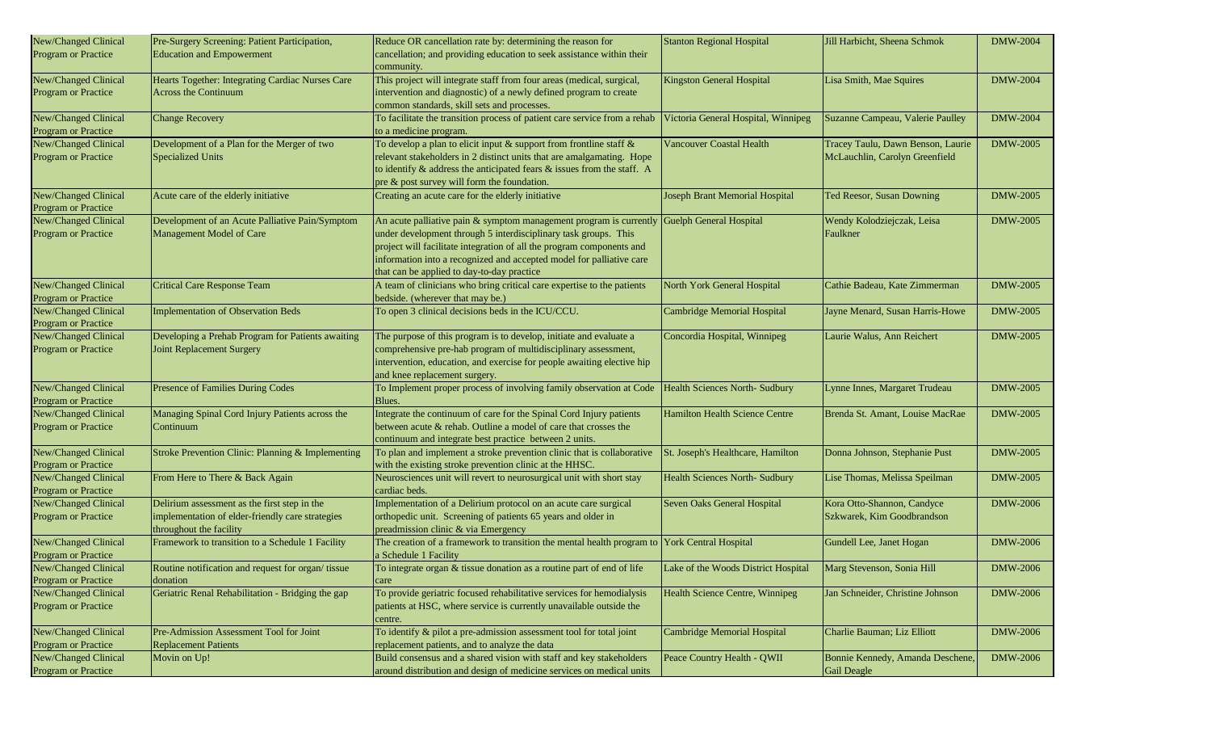| | | | | | |
|---|---|---|---|---|---|
| New/Changed Clinical Program or Practice | Pre-Surgery Screening: Patient Participation, Education and Empowerment | Reduce OR cancellation rate by: determining the reason for cancellation; and providing education to seek assistance within their community. | Stanton Regional Hospital | Jill Harbicht, Sheena Schmok | DMW-2004 |
| New/Changed Clinical Program or Practice | Hearts Together: Integrating Cardiac Nurses Care Across the Continuum | This project will integrate staff from four areas (medical, surgical, intervention and diagnostic) of a newly defined program to create common standards, skill sets and processes. | Kingston General Hospital | Lisa Smith, Mae Squires | DMW-2004 |
| New/Changed Clinical Program or Practice | Change Recovery | To facilitate the transition process of patient care service from a rehab to a medicine program. | Victoria General Hospital, Winnipeg | Suzanne Campeau, Valerie Paulley | DMW-2004 |
| New/Changed Clinical Program or Practice | Development of a Plan for the Merger of two Specialized Units | To develop a plan to elicit input & support from frontline staff & relevant stakeholders in 2 distinct units that are amalgamating. Hope to identify & address the anticipated fears & issues from the staff. A pre & post survey will form the foundation. | Vancouver Coastal Health | Tracey Taulu, Dawn Benson, Laurie McLauchlin, Carolyn Greenfield | DMW-2005 |
| New/Changed Clinical Program or Practice | Acute care of the elderly initiative | Creating an acute care for the elderly initiative | Joseph Brant Memorial Hospital | Ted Reesor, Susan Downing | DMW-2005 |
| New/Changed Clinical Program or Practice | Development of an Acute Palliative Pain/Symptom Management Model of Care | An acute palliative pain & symptom management program is currently under development through 5 interdisciplinary task groups. This project will facilitate integration of all the program components and information into a recognized and accepted model for palliative care that can be applied to day-to-day practice | Guelph General Hospital | Wendy Kolodziejczak, Leisa Faulkner | DMW-2005 |
| New/Changed Clinical Program or Practice | Critical Care Response Team | A team of clinicians who bring critical care expertise to the patients bedside. (wherever that may be.) | North York General Hospital | Cathie Badeau, Kate Zimmerman | DMW-2005 |
| New/Changed Clinical Program or Practice | Implementation of Observation Beds | To open 3 clinical decisions beds in the ICU/CCU. | Cambridge Memorial Hospital | Jayne Menard, Susan Harris-Howe | DMW-2005 |
| New/Changed Clinical Program or Practice | Developing a Prehab Program for Patients awaiting Joint Replacement Surgery | The purpose of this program is to develop, initiate and evaluate a comprehensive pre-hab program of multidisciplinary assessment, intervention, education, and exercise for people awaiting elective hip and knee replacement surgery. | Concordia Hospital, Winnipeg | Laurie Walus, Ann Reichert | DMW-2005 |
| New/Changed Clinical Program or Practice | Presence of Families During Codes | To Implement proper process of involving family observation at Code Blues. | Health Sciences North- Sudbury | Lynne Innes, Margaret Trudeau | DMW-2005 |
| New/Changed Clinical Program or Practice | Managing Spinal Cord Injury Patients across the Continuum | Integrate the continuum of care for the Spinal Cord Injury patients between acute & rehab. Outline a model of care that crosses the continuum and integrate best practice between 2 units. | Hamilton Health Science Centre | Brenda St. Amant, Louise MacRae | DMW-2005 |
| New/Changed Clinical Program or Practice | Stroke Prevention Clinic: Planning & Implementing | To plan and implement a stroke prevention clinic that is collaborative with the existing stroke prevention clinic at the HHSC. | St. Joseph's Healthcare, Hamilton | Donna Johnson, Stephanie Pust | DMW-2005 |
| New/Changed Clinical Program or Practice | From Here to There & Back Again | Neurosciences unit will revert to neurosurgical unit with short stay cardiac beds. | Health Sciences North- Sudbury | Lise Thomas, Melissa Speilman | DMW-2005 |
| New/Changed Clinical Program or Practice | Delirium assessment as the first step in the implementation of elder-friendly care strategies throughout the facility | Implementation of a Delirium protocol on an acute care surgical orthopedic unit. Screening of patients 65 years and older in preadmission clinic & via Emergency | Seven Oaks General Hospital | Kora Otto-Shannon, Candyce Szkwarek, Kim Goodbrandson | DMW-2006 |
| New/Changed Clinical Program or Practice | Framework to transition to a Schedule 1 Facility | The creation of a framework to transition the mental health program to a Schedule 1 Facility | York Central Hospital | Gundell Lee, Janet Hogan | DMW-2006 |
| New/Changed Clinical Program or Practice | Routine notification and request for organ/ tissue donation | To integrate organ & tissue donation as a routine part of end of life care | Lake of the Woods District Hospital | Marg Stevenson, Sonia Hill | DMW-2006 |
| New/Changed Clinical Program or Practice | Geriatric Renal Rehabilitation - Bridging the gap | To provide geriatric focused rehabilitative services for hemodialysis patients at HSC, where service is currently unavailable outside the centre. | Health Science Centre, Winnipeg | Jan Schneider, Christine Johnson | DMW-2006 |
| New/Changed Clinical Program or Practice | Pre-Admission Assessment Tool for Joint Replacement Patients | To identify & pilot a pre-admission assessment tool for total joint replacement patients, and to analyze the data | Cambridge Memorial Hospital | Charlie Bauman; Liz Elliott | DMW-2006 |
| New/Changed Clinical Program or Practice | Movin on Up! | Build consensus and a shared vision with staff and key stakeholders around distribution and design of medicine services on medical units | Peace Country Health - QWII | Bonnie Kennedy, Amanda Deschene, Gail Deagle | DMW-2006 |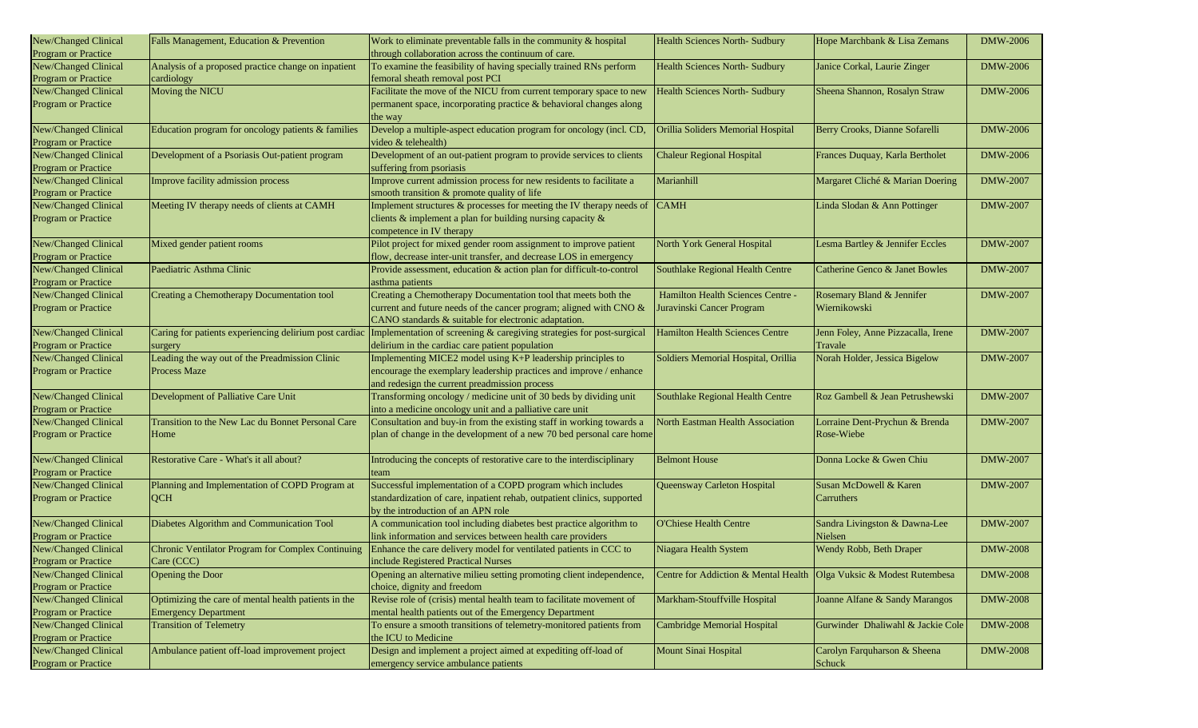| New/Changed Clinical Program or Practice | Falls Management, Education & Prevention | Work to eliminate preventable falls in the community & hospital through collaboration across the continuum of care. | Health Sciences North- Sudbury | Hope Marchbank & Lisa Zemans | DMW-2006 |
|---|---|---|---|---|---|
| New/Changed Clinical Program or Practice | Analysis of a proposed practice change on inpatient cardiology | To examine the feasibility of having specially trained RNs perform femoral sheath removal post PCI | Health Sciences North- Sudbury | Janice Corkal, Laurie Zinger | DMW-2006 |
| New/Changed Clinical Program or Practice | Moving the NICU | Facilitate the move of the NICU from current temporary space to new permanent space, incorporating practice & behavioral changes along the way | Health Sciences North- Sudbury | Sheena Shannon, Rosalyn Straw | DMW-2006 |
| New/Changed Clinical Program or Practice | Education program for oncology patients & families | Develop a multiple-aspect education program for oncology (incl. CD, video & telehealth) | Orillia Soliders Memorial Hospital | Berry Crooks, Dianne Sofarelli | DMW-2006 |
| New/Changed Clinical Program or Practice | Development of a Psoriasis Out-patient program | Development of an out-patient program to provide services to clients suffering from psoriasis | Chaleur Regional Hospital | Frances Duquay, Karla Bertholet | DMW-2006 |
| New/Changed Clinical Program or Practice | Improve facility admission process | Improve current admission process for new residents to facilitate a smooth transition & promote quality of life | Marianhill | Margaret Cliché & Marian Doering | DMW-2007 |
| New/Changed Clinical Program or Practice | Meeting IV therapy needs of clients at CAMH | Implement structures & processes for meeting the IV therapy needs of clients & implement a plan for building nursing capacity & competence in IV therapy | CAMH | Linda Slodan & Ann Pottinger | DMW-2007 |
| New/Changed Clinical Program or Practice | Mixed gender patient rooms | Pilot project for mixed gender room assignment to improve patient flow, decrease inter-unit transfer, and decrease LOS in emergency | North York General Hospital | Lesma Bartley & Jennifer Eccles | DMW-2007 |
| New/Changed Clinical Program or Practice | Paediatric Asthma Clinic | Provide assessment, education & action plan for difficult-to-control asthma patients | Southlake Regional Health Centre | Catherine Genco & Janet Bowles | DMW-2007 |
| New/Changed Clinical Program or Practice | Creating a Chemotherapy Documentation tool | Creating a Chemotherapy Documentation tool that meets both the current and future needs of the cancer program; aligned with CNO & CANO standards & suitable for electronic adaptation. | Hamilton Health Sciences Centre - Juravinski Cancer Program | Rosemary Bland & Jennifer Wiernikowski | DMW-2007 |
| New/Changed Clinical Program or Practice | Caring for patients experiencing delirium post cardiac surgery | Implementation of screening & caregiving strategies for post-surgical delirium in the cardiac care patient population | Hamilton Health Sciences Centre | Jenn Foley, Anne Pizzacalla, Irene Travale | DMW-2007 |
| New/Changed Clinical Program or Practice | Leading the way out of the Preadmission Clinic Process Maze | Implementing MICE2 model using K+P leadership principles to encourage the exemplary leadership practices and improve / enhance and redesign the current preadmission process | Soldiers Memorial Hospital, Orillia | Norah Holder, Jessica Bigelow | DMW-2007 |
| New/Changed Clinical Program or Practice | Development of Palliative Care Unit | Transforming oncology / medicine unit of 30 beds by dividing unit into a medicine oncology unit and a palliative care unit | Southlake Regional Health Centre | Roz Gambell & Jean Petrushewski | DMW-2007 |
| New/Changed Clinical Program or Practice | Transition to the New Lac du Bonnet Personal Care Home | Consultation and buy-in from the existing staff in working towards a plan of change in the development of a new 70 bed personal care home | North Eastman Health Association | Lorraine Dent-Prychun & Brenda Rose-Wiebe | DMW-2007 |
| New/Changed Clinical Program or Practice | Restorative Care - What's it all about? | Introducing the concepts of restorative care to the interdisciplinary team | Belmont House | Donna Locke & Gwen Chiu | DMW-2007 |
| New/Changed Clinical Program or Practice | Planning and Implementation of COPD Program at QCH | Successful implementation of a COPD program which includes standardization of care, inpatient rehab, outpatient clinics, supported by the introduction of an APN role | Queensway Carleton Hospital | Susan McDowell & Karen Carruthers | DMW-2007 |
| New/Changed Clinical Program or Practice | Diabetes Algorithm and Communication Tool | A communication tool including diabetes best practice algorithm to link information and services between health care providers | O'Chiese Health Centre | Sandra Livingston & Dawna-Lee Nielsen | DMW-2007 |
| New/Changed Clinical Program or Practice | Chronic Ventilator Program for Complex Continuing Care (CCC) | Enhance the care delivery model for ventilated patients in CCC to include Registered Practical Nurses | Niagara Health System | Wendy Robb, Beth Draper | DMW-2008 |
| New/Changed Clinical Program or Practice | Opening the Door | Opening an alternative milieu setting promoting client independence, choice, dignity and freedom | Centre for Addiction & Mental Health | Olga Vuksic & Modest Rutembesa | DMW-2008 |
| New/Changed Clinical Program or Practice | Optimizing the care of mental health patients in the Emergency Department | Revise role of (crisis) mental health team to facilitate movement of mental health patients out of the Emergency Department | Markham-Stouffville Hospital | Joanne Alfane & Sandy Marangos | DMW-2008 |
| New/Changed Clinical Program or Practice | Transition of Telemetry | To ensure a smooth transitions of telemetry-monitored patients from the ICU to Medicine | Cambridge Memorial Hospital | Gurwinder Dhaliwahl & Jackie Cole | DMW-2008 |
| New/Changed Clinical Program or Practice | Ambulance patient off-load improvement project | Design and implement a project aimed at expediting off-load of emergency service ambulance patients | Mount Sinai Hospital | Carolyn Farquharson & Sheena Schuck | DMW-2008 |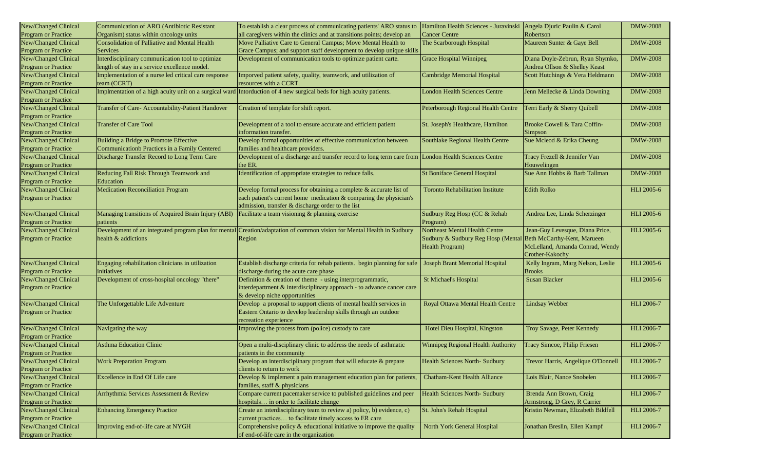| New/Changed Clinical Program or Practice | Communication of ARO (Antibiotic Resistant Organism) status within oncology units | To establish a clear process of communicating patients' ARO status to all caregivers within the clinics and at transitions points; develop an | Hamilton Health Sciences - Juravinski Cancer Centre | Angela Djuric Paulin & Carol Robertson | DMW-2008 |
|---|---|---|---|---|---|
| New/Changed Clinical Program or Practice | Consolidation of Palliative and Mental Health Services | Move Palliative Care to General Campus; Move Mental Health to Grace Campus; and support staff development to develop unique skills | The Scarborough Hospital | Maureen Sunter & Gaye Bell | DMW-2008 |
| New/Changed Clinical Program or Practice | Interdisciplinary communication tool to optimize length of stay in a service excellence model. | Development of communication tools to optimize patient carte. | Grace Hospital Winnipeg | Diana Doyle-Zebrun, Ryan Shymko, Andrea Ollson & Shelley Keast | DMW-2008 |
| New/Changed Clinical Program or Practice | Implementation of a nurse led critical care response team (CCRT) | Imporved patient safety, quality, teamwork, and utilization of resources with a CCRT. | Cambridge Memorial Hospital | Scott Hutchings & Vera Heldmann | DMW-2008 |
| New/Changed Clinical Program or Practice | Implmentation of a high acuity unit on a surgical ward | Intorduction of 4 new surgical beds for high acuity patients. | London Health Sciences Centre | Jenn Mellecke & Linda Downing | DMW-2008 |
| New/Changed Clinical Program or Practice | Transfer of Care- Accountability-Patient Handover | Creation of template for shift report. | Peterborough Regional Health Centre | Terri Early & Sherry Quibell | DMW-2008 |
| New/Changed Clinical Program or Practice | Transfer of Care Tool | Development of a tool to ensure accurate and efficient patient information transfer. | St. Joseph's Healthcare, Hamilton | Brooke Cowell & Tara Coffin-Simpson | DMW-2008 |
| New/Changed Clinical Program or Practice | Building a Bridge to Promote Effective Communicationb Practices in a Family Centered | Develop formal opportunities of effective communication between families and healthcare providers. | Southlake Regional Health Centre | Sue Mcleod & Erika Cheung | DMW-2008 |
| New/Changed Clinical Program or Practice | Discharge Transfer Record to Long Term Care | Development of a discharge and transfer record to long term care from the ER. | London Health Sciences Centre | Tracy Frezell & Jennifer Van Houwelingen | DMW-2008 |
| New/Changed Clinical Program or Practice | Reducing Fall Risk Through Teamwork and Education | Identification of appropriate strategies to reduce falls. | St Boniface General Hospital | Sue Ann Hobbs & Barb Tallman | DMW-2008 |
| New/Changed Clinical Program or Practice | Medication Reconciliation Program | Develop formal process for obtaining a complete & accurate list of each patient's current home medication & comparing the physician's admission, transfer & discharge order to the list | Toronto Rehabilitation Institute | Edith Rolko | HLI 2005-6 |
| New/Changed Clinical Program or Practice | Managing transitions of Acquired Brain Injury (ABI) patients | Facilitate a team visioning & planning exercise | Sudbury Reg Hosp (CC & Rehab Program) | Andrea Lee, Linda Scherzinger | HLI 2005-6 |
| New/Changed Clinical Program or Practice | Development of an integrated program plan for mental health & addictions | Creation/adaptation of common vision for Mental Health in Sudbury Region | Northeast Mental Health Centre Sudbury & Sudbury Reg Hosp (Mental Health Program) | Jean-Guy Levesque, Diana Price, Beth McCarthy-Kent, Marueen McLelland, Amanda Conrad, Wendy Crother-Kakochy | HLI 2005-6 |
| New/Changed Clinical Program or Practice | Engaging rehabilitation clinicians in utilization initiatives | Establish discharge criteria for rehab patients. begin planning for safe discharge during the acute care phase | Joseph Brant Memorial Hospital | Kelly Ingram, Marg Nelson, Leslie Brooks | HLI 2005-6 |
| New/Changed Clinical Program or Practice | Development of cross-hospital oncology "there" | Definition & creation of theme - using interprogrammatic, interdepartment & interdisciplinary approach - to advance cancer care & develop niche opportunities | St Michael's Hospital | Susan Blacker | HLI 2005-6 |
| New/Changed Clinical Program or Practice | The Unforgettable Life Adventure | Develop a proposal to support clients of mental health services in Eastern Ontario to develop leadership skills through an outdoor recreation experience | Royal Ottawa Mental Health Centre | Lindsay Webber | HLI 2006-7 |
| New/Changed Clinical Program or Practice | Navigating the way | Improving the process from (police) custody to care | Hotel Dieu Hospital, Kingston | Troy Savage, Peter Kennedy | HLI 2006-7 |
| New/Changed Clinical Program or Practice | Asthma Education Clinic | Open a multi-disciplinary clinic to address the needs of asthmatic patients in the community | Winnipeg Regional Health Authority | Tracy Simcoe, Philip Friesen | HLI 2006-7 |
| New/Changed Clinical Program or Practice | Work Preparation Program | Develop an interdisciplinary program that will educate & prepare clients to return to work | Health Sciences North- Sudbury | Trevor Harris, Angelique O'Donnell | HLI 2006-7 |
| New/Changed Clinical Program or Practice | Excellence in End Of Life care | Develop & implement a pain management education plan for patients, families, staff & physicians | Chatham-Kent Health Alliance | Lois Blair, Nance Snobelen | HLI 2006-7 |
| New/Changed Clinical Program or Practice | Arrhythmia Services Assessment & Review | Compare current pacemaker service to published guidelines and peer hospitals… in order to facilitate change | Health Sciences North- Sudbury | Brenda Ann Brown, Craig Armstrong, D Grey, R Carrier | HLI 2006-7 |
| New/Changed Clinical Program or Practice | Enhancing Emergency Practice | Create an interdisciplinary team to review a) policy, b) evidence, c) current practices… to facilitate timely access to ER care | St. John's Rehab Hospital | Kristin Newman, Elizabeth Bildfell | HLI 2006-7 |
| New/Changed Clinical Program or Practice | Improving end-of-life care at NYGH | Comprehensive policy & educational initiative to improve the quality of end-of-life care in the organization | North York General Hospital | Jonathan Breslin, Ellen Kampf | HLI 2006-7 |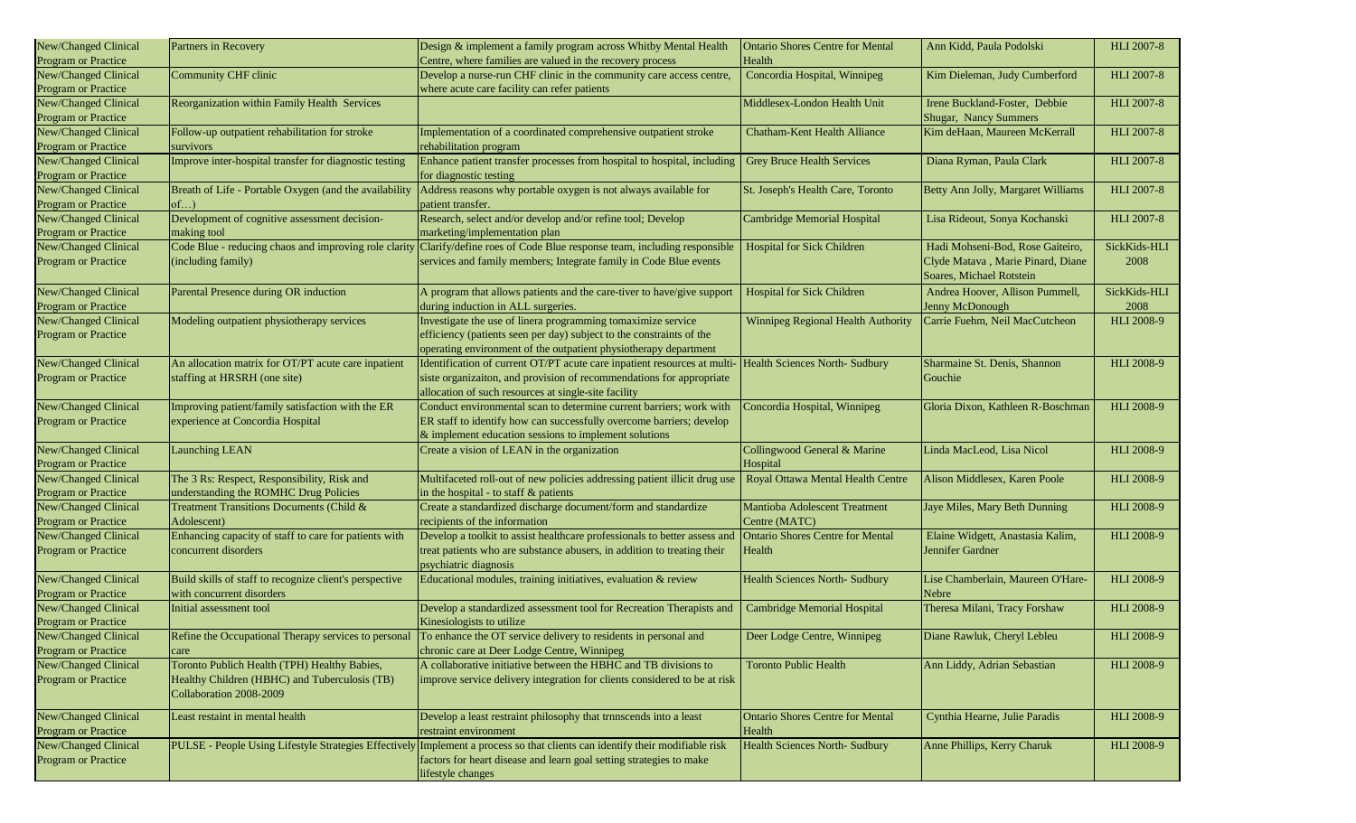| New/Changed Clinical Program or Practice | Partners in Recovery | Design & implement a family program across Whitby Mental Health Centre, where families are valued in the recovery process | Ontario Shores Centre for Mental Health | Ann Kidd, Paula Podolski | HLI 2007-8 |
|---|---|---|---|---|---|
| New/Changed Clinical Program or Practice | Community CHF clinic | Develop a nurse-run CHF clinic in the community care access centre, where acute care facility can refer patients | Concordia Hospital, Winnipeg | Kim Dieleman, Judy Cumberford | HLI 2007-8 |
| New/Changed Clinical Program or Practice | Reorganization within Family Health Services | | Middlesex-London Health Unit | Irene Buckland-Foster, Debbie Shugar, Nancy Summers | HLI 2007-8 |
| New/Changed Clinical Program or Practice | Follow-up outpatient rehabilitation for stroke survivors | Implementation of a coordinated comprehensive outpatient stroke rehabilitation program | Chatham-Kent Health Alliance | Kim deHaan, Maureen McKerrall | HLI 2007-8 |
| New/Changed Clinical Program or Practice | Improve inter-hospital transfer for diagnostic testing | Enhance patient transfer processes from hospital to hospital, including for diagnostic testing | Grey Bruce Health Services | Diana Ryman, Paula Clark | HLI 2007-8 |
| New/Changed Clinical Program or Practice | Breath of Life - Portable Oxygen (and the availability of…) | Address reasons why portable oxygen is not always available for patient transfer. | St. Joseph's Health Care, Toronto | Betty Ann Jolly, Margaret Williams | HLI 2007-8 |
| New/Changed Clinical Program or Practice | Development of cognitive assessment decision-making tool | Research, select and/or develop and/or refine tool; Develop marketing/implementation plan | Cambridge Memorial Hospital | Lisa Rideout, Sonya Kochanski | HLI 2007-8 |
| New/Changed Clinical Program or Practice | Code Blue - reducing chaos and improving role clarity (including family) | Clarify/define roes of Code Blue response team, including responsible services and family members; Integrate family in Code Blue events | Hospital for Sick Children | Hadi Mohseni-Bod, Rose Gaiteiro, Clyde Matava , Marie Pinard, Diane Soares, Michael Rotstein | SickKids-HLI 2008 |
| New/Changed Clinical Program or Practice | Parental Presence during OR induction | A program that allows patients and the care-tiver to have/give support during induction in ALL surgeries. | Hospital for Sick Children | Andrea Hoover, Allison Pummell, Jenny McDonough | SickKids-HLI 2008 |
| New/Changed Clinical Program or Practice | Modeling outpatient physiotherapy services | Investigate the use of linera programming tomaximize service efficiency (patients seen per day) subject to the constraints of the operating environment of the outpatient physiotherapy department | Winnipeg Regional Health Authority | Carrie Fuehm, Neil MacCutcheon | HLI 2008-9 |
| New/Changed Clinical Program or Practice | An allocation matrix for OT/PT acute care inpatient staffing at HRSRH (one site) | Identification of current OT/PT acute care inpatient resources at multi-siste organizaiton, and provision of recommendations for appropriate allocation of such resources at single-site facility | Health Sciences North- Sudbury | Sharmaine St. Denis, Shannon Gouchie | HLI 2008-9 |
| New/Changed Clinical Program or Practice | Improving patient/family satisfaction with the ER experience at Concordia Hospital | Conduct environmental scan to determine current barriers; work with ER staff to identify how can successfully overcome barriers; develop & implement education sessions to implement solutions | Concordia Hospital, Winnipeg | Gloria Dixon, Kathleen R-Boschman | HLI 2008-9 |
| New/Changed Clinical Program or Practice | Launching LEAN | Create a vision of LEAN in the organization | Collingwood General & Marine Hospital | Linda MacLeod, Lisa Nicol | HLI 2008-9 |
| New/Changed Clinical Program or Practice | The 3 Rs: Respect, Responsibility, Risk and understanding the ROMHC Drug Policies | Multifaceted roll-out of new policies addressing patient illicit drug use in the hospital - to staff & patients | Royal Ottawa Mental Health Centre | Alison Middlesex, Karen Poole | HLI 2008-9 |
| New/Changed Clinical Program or Practice | Treatment Transitions Documents (Child & Adolescent) | Create a standardized discharge document/form and standardize recipients of the information | Mantioba Adolescent Treatment Centre (MATC) | Jaye Miles, Mary Beth Dunning | HLI 2008-9 |
| New/Changed Clinical Program or Practice | Enhancing capacity of staff to care for patients with concurrent disorders | Develop a toolkit to assist healthcare professionals to better assess and treat patients who are substance abusers, in addition to treating their psychiatric diagnosis | Ontario Shores Centre for Mental Health | Elaine Widgett, Anastasia Kalim, Jennifer Gardner | HLI 2008-9 |
| New/Changed Clinical Program or Practice | Build skills of staff to recognize client's perspective with concurrent disorders | Educational modules, training initiatives, evaluation & review | Health Sciences North- Sudbury | Lise Chamberlain, Maureen O'Hare-Nebre | HLI 2008-9 |
| New/Changed Clinical Program or Practice | Initial assessment tool | Develop a standardized assessment tool for Recreation Therapists and Kinesiologists to utilize | Cambridge Memorial Hospital | Theresa Milani, Tracy Forshaw | HLI 2008-9 |
| New/Changed Clinical Program or Practice | Refine the Occupational Therapy services to personal care | To enhance the OT service delivery to residents in personal and chronic care at Deer Lodge Centre, Winnipeg | Deer Lodge Centre, Winnipeg | Diane Rawluk, Cheryl Lebleu | HLI 2008-9 |
| New/Changed Clinical Program or Practice | Toronto Publich Health (TPH) Healthy Babies, Healthy Children (HBHC) and Tuberculosis (TB) Collaboration 2008-2009 | A collaborative initiative between the HBHC and TB divisions to improve service delivery integration for clients considered to be at risk | Toronto Public Health | Ann Liddy, Adrian Sebastian | HLI 2008-9 |
| New/Changed Clinical Program or Practice | Least restaint in mental health | Develop a least restraint philosophy that trnnscends into a least restraint environment | Ontario Shores Centre for Mental Health | Cynthia Hearne, Julie Paradis | HLI 2008-9 |
| New/Changed Clinical Program or Practice | PULSE - People Using Lifestyle Strategies Effectively | Implement a process so that clients can identify their modifiable risk factors for heart disease and learn goal setting strategies to make lifestyle changes | Health Sciences North- Sudbury | Anne Phillips, Kerry Charuk | HLI 2008-9 |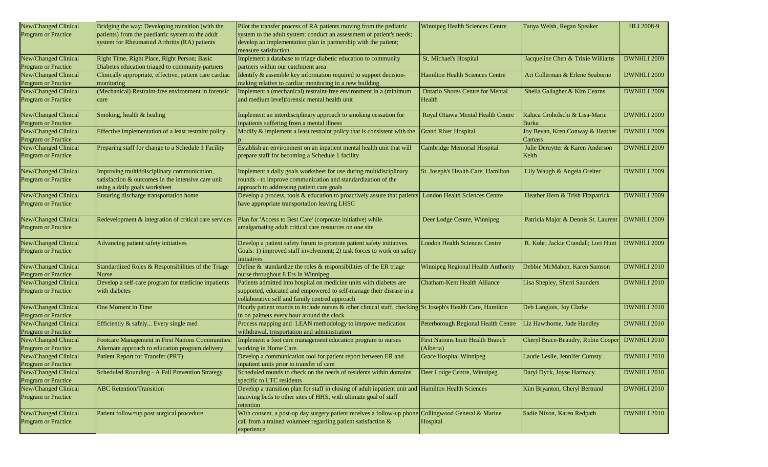| New/Changed Clinical Program or Practice | Bridging the way: Developing transition (with the patients) from the paediatric system to the adult system for Rheumatoid Arthritis (RA) patients | Pilot the transfer process of RA patients moving from the pediatric system to the adult system: conduct an assessment of patient's needs; develop an implementation plan in partnership with the patient; measure satisfaction | Winnipeg Health Sciences Centre | Tanya Welsh, Regan Speaker | HLI 2008-9 |
|---|---|---|---|---|---|
| New/Changed Clinical Program or Practice | Right Time, Right Place, Right Person; Basic Diabetes education triaged to community partners | Implement a database to triage diabetic education to community partners within our catchment area | St. Michael's Hospital | Jacqueline Chen & Trixie Williams | DWNHLI 2009 |
| New/Changed Clinical Program or Practice | Clinically appropriate, effective, patient care cardiac monitoring | Identify & assemble key information required to support decision-making relative to cardiac monitoring in a new building | Hamilton Health Sciences Centre | Ari Collerman & Erlene Seaborne | DWNHLI 2009 |
| New/Changed Clinical Program or Practice | (Mechanical) Restraint-free environment in forensic care | Implement a (mechanical) restraint-free environment in a (minimum and medium level)forensic mental health unit | Ontario Shores Centre for Mental Health | Sheila Gallagher & Kim Cearns | DWNHLI 2009 |
| New/Changed Clinical Program or Practice | Smoking, health & healing | Implement an interdisciplinary approach to smoking cessation for inpatients suffering from a mental illness | Royal Ottawa Mental Health Centre | Raluca Groholschi & Lisa-Marie Burka | DWNHLI 2009 |
| New/Changed Clinical Program or Practice | Effective implementation of a least restraint policy | Modify & implement a least restraint policy that is consistent with the p | Grand River Hospital | Joy Bevan, Kren Conway & Heather Camass | DWNHLI 2009 |
| New/Changed Clinical Program or Practice | Preparing staff for change to a Schedule 1 Facility | Establish an environment on an inpatient mental health unit that will prepare staff for becoming a Schedule 1 facility | Cambridge Memorial Hospital | Julie Deruytter & Karen Anderson Keith | DWNHLI 2009 |
| New/Changed Clinical Program or Practice | Improving multiddisciplinary communication, satisfaction & outcomes in the intensive care unit using a daily goals worksheet | Implement a daily goals worksheet for use during multidisciplinary rounds - to improve communication and standardization of the approach to addressing patient care goals | St. Joseph's Health Care, Hamilton | Lily Waugh & Angela Greiter | DWNHLI 2009 |
| New/Changed Clinical Program or Practice | Ensuring discharge transportation home | Develop a process, tools & education to proactively assure that patients have appropriate transportation leaving LHSC | London Health Sciences Centre | Heather Hern & Trish Fitzpatrick | DWNHLI 2009 |
| New/Changed Clinical Program or Practice | Redevelopment & integration of critical care services | Plan for 'Access to Best Care' (corporate initiative) while amalgamating adult critical care resources on one site | Deer Lodge Centre, Winnipeg | Patricia Major & Dennis St. Laurent | DWNHLI 2009 |
| New/Changed Clinical Program or Practice | Advancing patient safety initiatives | Develop a patient safety forum to promote patient safety initiatives. Goals: 1) improved staff involvement; 2) task forces to work on safety initiatives | London Health Sciences Centre | R. Kohr; Jackie Crandall; Lori Hunt | DWNHLI 2009 |
| New/Changed Clinical Program or Practice | Standardized Roles & Responsibilities of the Triage Nurse | Define & 'standardize the roles & responsibilities of the ER triage nurse throughout 8 Ers in Winnipeg | Winnipeg Regional Health Authority | Debbie McMahon, Karen Samson | DWNHLI 2010 |
| New/Changed Clinical Program or Practice | Develop a self-care program for medicine inpatients with diabetes | Patients admitted into hospital on medicine units with diabetes are supported, educated and empowered to self-manage their disease in a collaborative self and family centred approach | Chatham-Kent Health Alliance | Lisa Shepley, Sherri Saunders | DWNHLI 2010 |
| New/Changed Clinical Program or Practice | One Moment in Time | Hourly patient rounds to include nurses & other clinical staff, checking in on paitnets every hour around the clock | St Joseph's Health Care, Hamilton | Deb Langlois, Joy Clarke | DWNHLI 2010 |
| New/Changed Clinical Program or Practice | Efficiently & safely... Every single med | Process mapping and LEAN methodology to imrpove medication withdrawal, trnsportation and administration | Peterborough Regional Health Centre | Liz Hawthorne, Jude Handley | DWNHLI 2010 |
| New/Changed Clinical Program or Practice | Footcare Management in First Nations Communities: Alternate approach to education program delivery | Implement a foot care management education program to nurses working in Home Care. | First Nations Inuit Health Branch (Alberta) | Cheryl Brace-Beaudry, Robin Cooper | DWNHLI 2010 |
| New/Changed Clinical Program or Practice | Patient Report for Transfer (PRT) | Develop a communication tool for patient report between ER and inpatient units prior to transfer of care | Grace Hospital Winnipeg | Laurie Leslie, Jennifer Cumsty | DWNHLI 2010 |
| New/Changed Clinical Program or Practice | Scheduled Rounding - A Fall Prevention Strategy | Scheduled rounds to check on the needs of residents within domains specific to LTC residents | Deer Lodge Centre, Winnipeg | Daryl Dyck, Joyse Harmacy | DWNHLI 2010 |
| New/Changed Clinical Program or Practice | ABC Retention/Transition | Develop a transition plan for staff in closing of adult inpatient unit and maoving beds to other sites of HHS, with ultimate goal of staff retention | Hamilton Health Sciences | Kim Bryanton, Cheryl Bertrand | DWNHLI 2010 |
| New/Changed Clinical Program or Practice | Patient follow=up post surgical procedure | With consent, a post-op day surgery patient receives a follow-up phone call from a trained volutneer regarding patient satisfaction & experience | Collingwood General & Marine Hospital | Sadie Nixon, Karen Redpath | DWNHLI 2010 |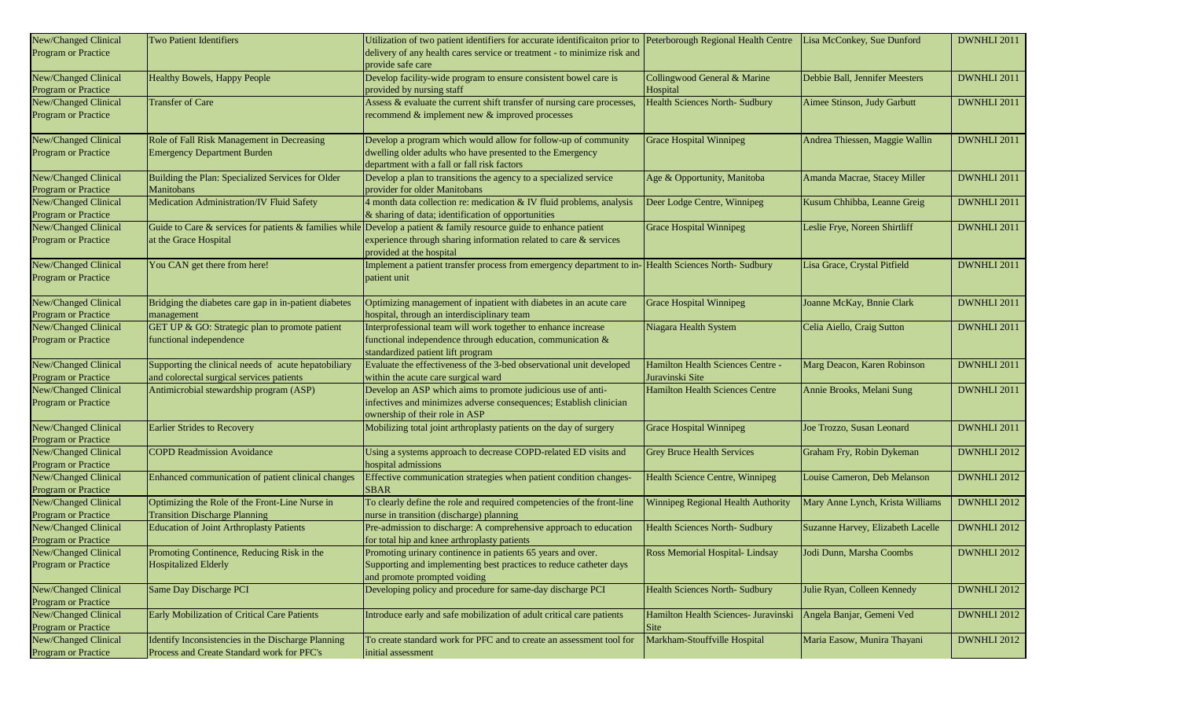| | | | | | |
|---|---|---|---|---|---|
| New/Changed Clinical Program or Practice | Two Patient Identifiers | Utilization of two patient identifiers for accurate identificaiton prior to delivery of any health cares service or treatment - to minimize risk and provide safe care | Peterborough Regional Health Centre | Lisa McConkey, Sue Dunford | DWNHLI 2011 |
| New/Changed Clinical Program or Practice | Healthy Bowels, Happy People | Develop facility-wide program to ensure consistent bowel care is provided by nursing staff | Collingwood General & Marine Hospital | Debbie Ball, Jennifer Meesters | DWNHLI 2011 |
| New/Changed Clinical Program or Practice | Transfer of Care | Assess & evaluate the current shift transfer of nursing care processes, recommend & implement new & improved processes | Health Sciences North- Sudbury | Aimee Stinson, Judy Garbutt | DWNHLI 2011 |
| New/Changed Clinical Program or Practice | Role of Fall Risk Management in Decreasing Emergency Department Burden | Develop a program which would allow for follow-up of community dwelling older adults who have presented to the Emergency department with a fall or fall risk factors | Grace Hospital Winnipeg | Andrea Thiessen, Maggie Wallin | DWNHLI 2011 |
| New/Changed Clinical Program or Practice | Building the Plan: Specialized Services for Older Manitobans | Develop a plan to transitions the agency to a specialized service provider for older Manitobans | Age & Opportunity, Manitoba | Amanda Macrae, Stacey Miller | DWNHLI 2011 |
| New/Changed Clinical Program or Practice | Medication Administration/IV Fluid Safety | 4 month data collection re: medication & IV fluid problems, analysis & sharing of data; identification of opportunities | Deer Lodge Centre, Winnipeg | Kusum Chhibba, Leanne Greig | DWNHLI 2011 |
| New/Changed Clinical Program or Practice | Guide to Care & services for patients & families while at the Grace Hospital | Develop a patient & family resource guide to enhance patient experience through sharing information related to care & services provided at the hospital | Grace Hospital Winnipeg | Leslie Frye, Noreen Shirtliff | DWNHLI 2011 |
| New/Changed Clinical Program or Practice | You CAN get there from here! | Implement a patient transfer process from emergency department to in-patient unit | Health Sciences North- Sudbury | Lisa Grace, Crystal Pitfield | DWNHLI 2011 |
| New/Changed Clinical Program or Practice | Bridging the diabetes care gap in in-patient diabetes management | Optimizing management of inpatient with diabetes in an acute care hospital, through an interdisciplinary team | Grace Hospital Winnipeg | Joanne McKay, Bnnie Clark | DWNHLI 2011 |
| New/Changed Clinical Program or Practice | GET UP & GO: Strategic plan to promote patient functional independence | Interprofessional team will work together to enhance increase functional independence through education, communication & standardized patient lift program | Niagara Health System | Celia Aiello, Craig Sutton | DWNHLI 2011 |
| New/Changed Clinical Program or Practice | Supporting the clinical needs of acute hepatobiliary and colorectal surgical services patients | Evaluate the effectiveness of the 3-bed observational unit developed within the acute care surgical ward | Hamilton Health Sciences Centre - Juravinski Site | Marg Deacon, Karen Robinson | DWNHLI 2011 |
| New/Changed Clinical Program or Practice | Antimicrobial stewardship program (ASP) | Develop an ASP which aims to promote judicious use of anti-infectives and minimizes adverse consequences; Establish clinician ownership of their role in ASP | Hamilton Health Sciences Centre | Annie Brooks, Melani Sung | DWNHLI 2011 |
| New/Changed Clinical Program or Practice | Earlier Strides to Recovery | Mobilizing total joint arthroplasty patients on the day of surgery | Grace Hospital Winnipeg | Joe Trozzo, Susan Leonard | DWNHLI 2011 |
| New/Changed Clinical Program or Practice | COPD Readmission Avoidance | Using a systems approach to decrease COPD-related ED visits and hospital admissions | Grey Bruce Health Services | Graham Fry, Robin Dykeman | DWNHLI 2012 |
| New/Changed Clinical Program or Practice | Enhanced communication of patient clinical changes | Effective communication strategies when patient condition changes-SBAR | Health Science Centre, Winnipeg | Louise Cameron, Deb Melanson | DWNHLI 2012 |
| New/Changed Clinical Program or Practice | Optimizing the Role of the Front-Line Nurse in Transition Discharge Planning | To clearly define the role and required competencies of the front-line nurse in transition (discharge) planning | Winnipeg Regional Health Authority | Mary Anne Lynch, Krista Williams | DWNHLI 2012 |
| New/Changed Clinical Program or Practice | Education of Joint Arthroplasty Patients | Pre-admission to discharge: A comprehensive approach to education for total hip and knee arthroplasty patients | Health Sciences North- Sudbury | Suzanne Harvey, Elizabeth Lacelle | DWNHLI 2012 |
| New/Changed Clinical Program or Practice | Promoting Continence, Reducing Risk in the Hospitalized Elderly | Promoting urinary continence in patients 65 years and over. Supporting and implementing best practices to reduce catheter days and promote prompted voiding | Ross Memorial Hospital- Lindsay | Jodi Dunn, Marsha Coombs | DWNHLI 2012 |
| New/Changed Clinical Program or Practice | Same Day Discharge PCI | Developing policy and procedure for same-day discharge PCI | Health Sciences North- Sudbury | Julie Ryan, Colleen Kennedy | DWNHLI 2012 |
| New/Changed Clinical Program or Practice | Early Mobilization of Critical Care Patients | Introduce early and safe mobilization of adult critical care patients | Hamilton Health Sciences- Juravinski Site | Angela Banjar, Gemeni Ved | DWNHLI 2012 |
| New/Changed Clinical Program or Practice | Identify Inconsistencies in the Discharge Planning Process and Create Standard work for PFC's | To create standard work for PFC and to create an assessment tool for initial assessment | Markham-Stouffville Hospital | Maria Easow, Munira Thayani | DWNHLI 2012 |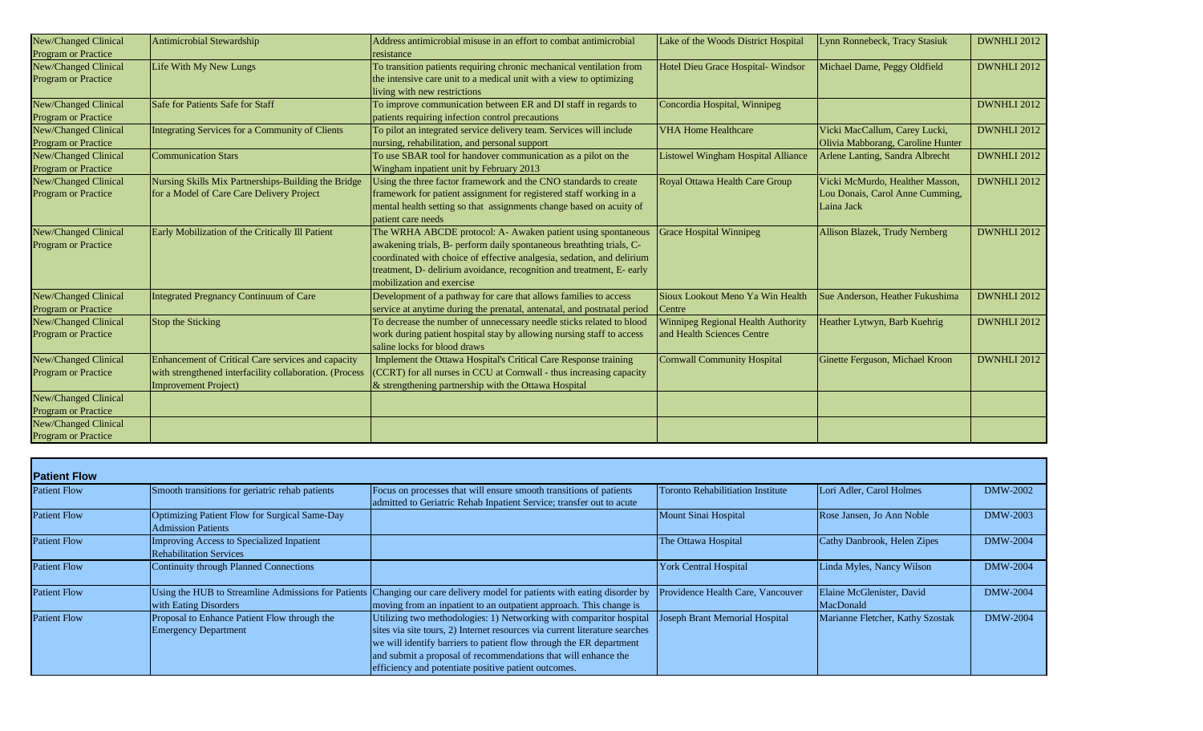| | | | | | |
|---|---|---|---|---|---|
| New/Changed Clinical Program or Practice | Antimicrobial Stewardship | Address antimicrobial misuse in an effort to combat antimicrobial resistance | Lake of the Woods District Hospital | Lynn Ronnebeck, Tracy Stasiuk | DWNHLI 2012 |
| New/Changed Clinical Program or Practice | Life With My New Lungs | To transition patients requiring chronic mechanical ventilation from the intensive care unit to a medical unit with a view to optimizing living with new restrictions | Hotel Dieu Grace Hospital- Windsor | Michael Dame, Peggy Oldfield | DWNHLI 2012 |
| New/Changed Clinical Program or Practice | Safe for Patients Safe for Staff | To improve communication between ER and DI staff in regards to patients requiring infection control precautions | Concordia Hospital, Winnipeg | | DWNHLI 2012 |
| New/Changed Clinical Program or Practice | Integrating Services for a Community of Clients | To pilot an integrated service delivery team. Services will include nursing, rehabilitation, and personal support | VHA Home Healthcare | Vicki MacCallum, Carey Lucki, Olivia Mabborang, Caroline Hunter | DWNHLI 2012 |
| New/Changed Clinical Program or Practice | Communication Stars | To use SBAR tool for handover communication as a pilot on the Wingham inpatient unit by February 2013 | Listowel Wingham Hospital Alliance | Arlene Lanting, Sandra Albrecht | DWNHLI 2012 |
| New/Changed Clinical Program or Practice | Nursing Skills Mix Partnerships-Building the Bridge for a Model of Care Care Delivery Project | Using the three factor framework and the CNO standards to create framework for patient assignment for registered staff working in a mental health setting so that assignments change based on acuity of patient care needs | Royal Ottawa Health Care Group | Vicki McMurdo, Healther Masson, Lou Donais, Carol Anne Cumming, Laina Jack | DWNHLI 2012 |
| New/Changed Clinical Program or Practice | Early Mobilization of the Critically Ill Patient | The WRHA ABCDE protocol: A- Awaken patient using spontaneous awakening trials, B- perform daily spontaneous breathting trials, C- coordinated with choice of effective analgesia, sedation, and delirium treatment, D- delirium avoidance, recognition and treatment, E- early mobilization and exercise | Grace Hospital Winnipeg | Allison Blazek, Trudy Nernberg | DWNHLI 2012 |
| New/Changed Clinical Program or Practice | Integrated Pregnancy Continuum of Care | Development of a pathway for care that allows families to access service at anytime during the prenatal, antenatal, and postnatal period | Sioux Lookout Meno Ya Win Health Centre | Sue Anderson, Heather Fukushima | DWNHLI 2012 |
| New/Changed Clinical Program or Practice | Stop the Sticking | To decrease the number of unnecessary needle sticks related to blood work during patient hospital stay by allowing nursing staff to access saline locks for blood draws | Winnipeg Regional Health Authority and Health Sciences Centre | Heather Lytwyn, Barb Kuehrig | DWNHLI 2012 |
| New/Changed Clinical Program or Practice | Enhancement of Critical Care services and capacity with strengthened interfacility collaboration. (Process Improvement Project) | Implement the Ottawa Hospital's Critical Care Response training (CCRT) for all nurses in CCU at Cornwall - thus increasing capacity & strengthening partnership with the Ottawa Hospital | Cornwall Community Hospital | Ginette Ferguson, Michael Kroon | DWNHLI 2012 |
| New/Changed Clinical Program or Practice | | | | | |
| New/Changed Clinical Program or Practice | | | | | |

## Patient Flow

| | | | | | |
|---|---|---|---|---|---|
| Patient Flow | Smooth transitions for geriatric rehab patients | Focus on processes that will ensure smooth transitions of patients admitted to Geriatric Rehab Inpatient Service; transfer out to acute | Toronto Rehabilitiation Institute | Lori Adler, Carol Holmes | DMW-2002 |
| Patient Flow | Optimizing Patient Flow for Surgical Same-Day Admission Patients | | Mount Sinai Hospital | Rose Jansen, Jo Ann Noble | DMW-2003 |
| Patient Flow | Improving Access to Specialized Inpatient Rehabilitation Services | | The Ottawa Hospital | Cathy Danbrook, Helen Zipes | DMW-2004 |
| Patient Flow | Continuity through Planned Connections | | York Central Hospital | Linda Myles, Nancy Wilson | DMW-2004 |
| Patient Flow | Using the HUB to Streamline Admissions for Patients with Eating Disorders | Changing our care delivery model for patients with eating disorder by moving from an inpatient to an outpatient approach. This change is | Providence Health Care, Vancouver | Elaine McGlenister, David MacDonald | DMW-2004 |
| Patient Flow | Proposal to Enhance Patient Flow through the Emergency Department | Utilizing two methodologies: 1) Networking with comparitor hospital sites via site tours, 2) Internet resources via current literature searches we will identify barriers to patient flow through the ER department and submit a proposal of recommendations that will enhance the efficiency and potentiate positive patient outcomes. | Joseph Brant Memorial Hospital | Marianne Fletcher, Kathy Szostak | DMW-2004 |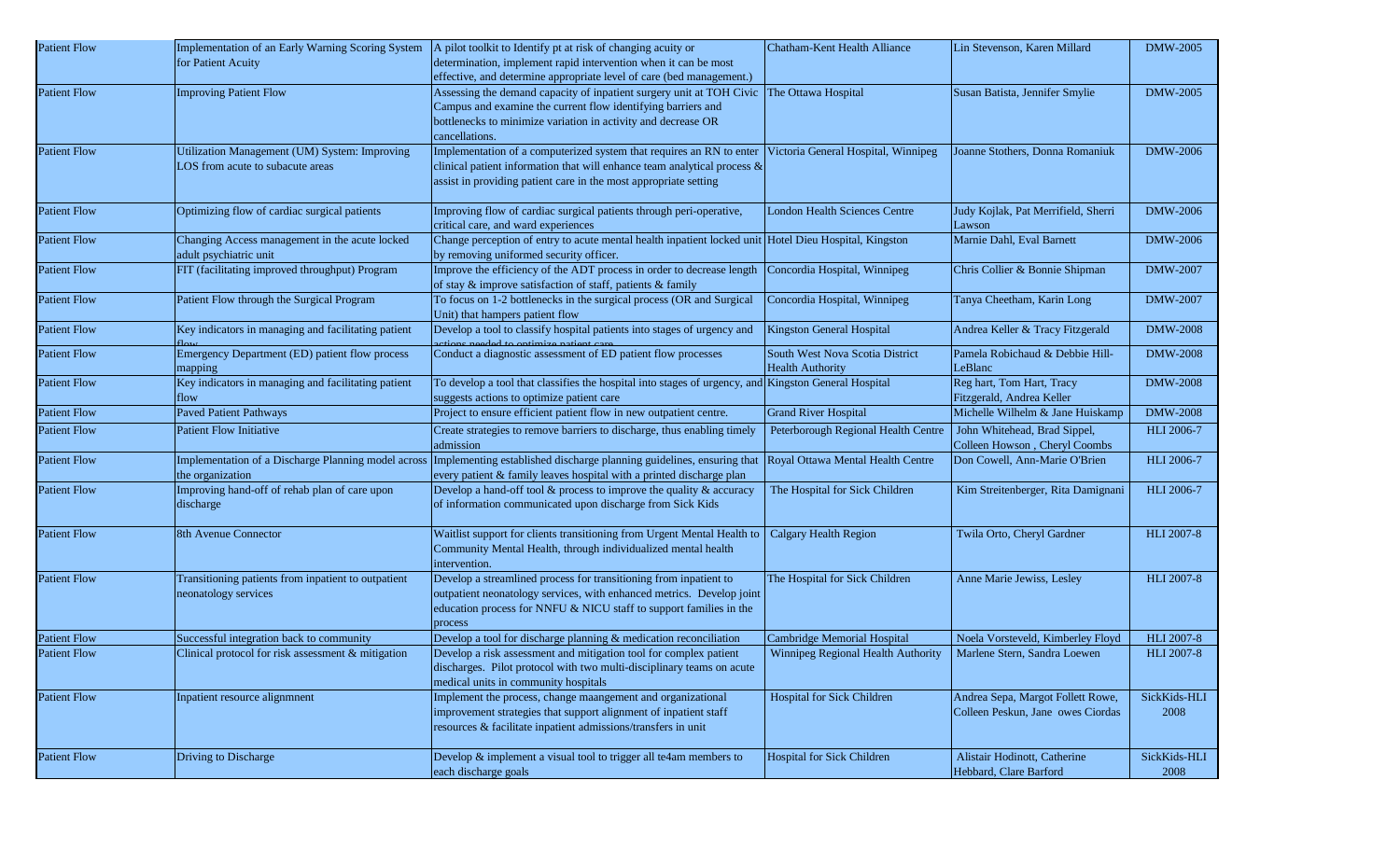| Patient Flow | Implementation of an Early Warning Scoring System for Patient Acuity | A pilot toolkit to Identify pt at risk of changing acuity or determination, implement rapid intervention when it can be most effective, and determine appropriate level of care (bed management.) | Chatham-Kent Health Alliance | Lin Stevenson, Karen Millard | DMW-2005 |
|---|---|---|---|---|---|
| Patient Flow | Improving Patient Flow | Assessing the demand capacity of inpatient surgery unit at TOH Civic Campus and examine the current flow identifying barriers and bottlenecks to minimize variation in activity and decrease OR cancellations. | The Ottawa Hospital | Susan Batista, Jennifer Smylie | DMW-2005 |
| Patient Flow | Utilization Management (UM) System: Improving LOS from acute to subacute areas | Implementation of a computerized system that requires an RN to enter clinical patient information that will enhance team analytical process & assist in providing patient care in the most appropriate setting | Victoria General Hospital, Winnipeg | Joanne Stothers, Donna Romaniuk | DMW-2006 |
| Patient Flow | Optimizing flow of cardiac surgical patients | Improving flow of cardiac surgical patients through peri-operative, critical care, and ward experiences | London Health Sciences Centre | Judy Kojlak, Pat Merrifield, Sherri Lawson | DMW-2006 |
| Patient Flow | Changing Access management in the acute locked adult psychiatric unit | Change perception of entry to acute mental health inpatient locked unit by removing uniformed security officer. | Hotel Dieu Hospital, Kingston | Marnie Dahl, Eval Barnett | DMW-2006 |
| Patient Flow | FIT (facilitating improved throughput) Program | Improve the efficiency of the ADT process in order to decrease length of stay & improve satisfaction of staff, patients & family | Concordia Hospital, Winnipeg | Chris Collier & Bonnie Shipman | DMW-2007 |
| Patient Flow | Patient Flow through the Surgical Program | To focus on 1-2 bottlenecks in the surgical process (OR and Surgical Unit) that hampers patient flow | Concordia Hospital, Winnipeg | Tanya Cheetham, Karin Long | DMW-2007 |
| Patient Flow | Key indicators in managing and facilitating patient flow | Develop a tool to classify hospital patients into stages of urgency and actions needed to optimize patient care | Kingston General Hospital | Andrea Keller & Tracy Fitzgerald | DMW-2008 |
| Patient Flow | Emergency Department (ED) patient flow process mapping | Conduct a diagnostic assessment of ED patient flow processes | South West Nova Scotia District Health Authority | Pamela Robichaud & Debbie Hill-LeBlanc | DMW-2008 |
| Patient Flow | Key indicators in managing and facilitating patient flow | To develop a tool that classifies the hospital into stages of urgency, and suggests actions to optimize patient care | Kingston General Hospital | Reg hart, Tom Hart, Tracy Fitzgerald, Andrea Keller | DMW-2008 |
| Patient Flow | Paved Patient Pathways | Project to ensure efficient patient flow in new outpatient centre. | Grand River Hospital | Michelle Wilhelm & Jane Huiskamp | DMW-2008 |
| Patient Flow | Patient Flow Initiative | Create strategies to remove barriers to discharge, thus enabling timely admission | Peterborough Regional Health Centre | John Whitehead, Brad Sippel, Colleen Howson , Cheryl Coombs | HLI 2006-7 |
| Patient Flow | Implementation of a Discharge Planning model across the organization | Implementing established discharge planning guidelines, ensuring that every patient & family leaves hospital with a printed discharge plan | Royal Ottawa Mental Health Centre | Don Cowell, Ann-Marie O'Brien | HLI 2006-7 |
| Patient Flow | Improving hand-off of rehab plan of care upon discharge | Develop a hand-off tool & process to improve the quality & accuracy of information communicated upon discharge from Sick Kids | The Hospital for Sick Children | Kim Streitenberger, Rita Damignani | HLI 2006-7 |
| Patient Flow | 8th Avenue Connector | Waitlist support for clients transitioning from Urgent Mental Health to Community Mental Health, through individualized mental health intervention. | Calgary Health Region | Twila Orto, Cheryl Gardner | HLI 2007-8 |
| Patient Flow | Transitioning patients from inpatient to outpatient neonatology services | Develop a streamlined process for transitioning from inpatient to outpatient neonatology services, with enhanced metrics. Develop joint education process for NNFU & NICU staff to support families in the process | The Hospital for Sick Children | Anne Marie Jewiss, Lesley | HLI 2007-8 |
| Patient Flow | Successful integration back to community | Develop a tool for discharge planning & medication reconciliation | Cambridge Memorial Hospital | Noela Vorsteveld, Kimberley Floyd | HLI 2007-8 |
| Patient Flow | Clinical protocol for risk assessment & mitigation | Develop a risk assessment and mitigation tool for complex patient discharges. Pilot protocol with two multi-disciplinary teams on acute medical units in community hospitals | Winnipeg Regional Health Authority | Marlene Stern, Sandra Loewen | HLI 2007-8 |
| Patient Flow | Inpatient resource alignmnent | Implement the process, change maangement and organizational improvement strategies that support alignment of inpatient staff resources & facilitate inpatient admissions/transfers in unit | Hospital for Sick Children | Andrea Sepa, Margot Follett Rowe, Colleen Peskun, Jane owes Ciordas | SickKids-HLI 2008 |
| Patient Flow | Driving to Discharge | Develop & implement a visual tool to trigger all te4am members to each discharge goals | Hospital for Sick Children | Alistair Hodinott, Catherine Hebbard, Clare Barford | SickKids-HLI 2008 |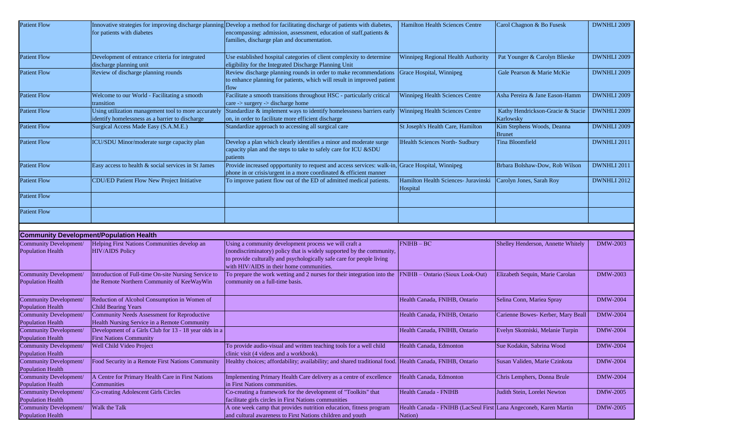| | | | | | |
|---|---|---|---|---|---|
| Patient Flow | Innovative strategies for improving discharge planning for patients with diabetes | Develop a method for facilitating discharge of patients with diabetes, encompassing: admission, assessment, education of staff,patients & families, discharge plan and documentation. | Hamilton Health Sciences Centre | Carol Chagnon & Bo Fusesk | DWNHLI 2009 |
| Patient Flow | Development of entrance criteria for integrated discharge planning unit | Use established hospital categories of client complexity to determine eligibility for the Integrated Discharge Planning Unit | Winnipeg Regional Health Authority | Pat Younger & Carolyn Blieske | DWNHLI 2009 |
| Patient Flow | Review of discharge planning rounds | Review discharge planning rounds in order to make recommendations to enhance planning for patients, which will result in improved patient flow | Grace Hospital, Winnipeg | Gale Pearson & Marie McKie | DWNHLI 2009 |
| Patient Flow | Welcome to our World - Facilitating a smooth transition | Facilitate a smooth transitions throughout HSC - particularly critical care -> surgery -> discharge home | Winnipeg Health Sciences Centre | Asha Pereira & Jane Eason-Hamm | DWNHLI 2009 |
| Patient Flow | Using utilization management tool to more accurately identify homelessness as a barrier to discharge | Standardize & implement ways to identify homelessness barriers early on, in order to facilitate more efficient discharge | Winnipeg Health Sciences Centre | Kathy Hendrickson-Gracie & Stacie Karlowsky | DWNHLI 2009 |
| Patient Flow | Surgical Access Made Easy (S.A.M.E.) | Standardize approach to accessing all surgical care | St Joseph's Health Care, Hamilton | Kim Stephens Woods, Deanna Brunet | DWNHLI 2009 |
| Patient Flow | ICU/SDU Minor/moderate surge capacity plan | Develop a plan which clearly identifies a minor and moderate surge capacity plan and the steps to take to safely care for ICU &SDU patients | lHealth Sciences North- Sudbury | Tina Bloomfield | DWNHLI 2011 |
| Patient Flow | Easy access to health & social services in St James | Provide increased oppportunity to request and access services: walk-in, phone in or crisis/urgent in a more coordinated & efficient manner | Grace Hospital, Winnipeg | Brbara Bolshaw-Dow, Rob Wilson | DWNHLI 2011 |
| Patient Flow | CDU/ED Patient Flow New Project Initiative | To improve patient flow out of the ED of admitted medical patients. | Hamilton Health Sciences- Juravinski Hospital | Carolyn Jones, Sarah Roy | DWNHLI 2012 |
| Patient Flow | | | | | |
| Patient Flow | | | | | |
| | | | | | |
| **Community Development/Population Health** | | | | | |
| Community Development/ Population Health | Helping First Nations Communities develop an HIV/AIDS Policy | Using a community development process we will craft a (nondiscriminatory) policy that is widely supported by the community, to provide culturally and psychologically safe care for people living with HIV/AIDS in their home communities. | FNIHB – BC | Shelley Henderson, Annette Whitely | DMW-2003 |
| Community Development/ Population Health | Introduction of Full-time On-site Nursing Service to the Remote Northern Community of KeeWayWin | To prepare the work wetting and 2 nurses for their integration into the community on a full-time basis. | FNIHB – Ontario (Sioux Look-Out) | Elizabeth Sequin, Marie Carolan | DMW-2003 |
| Community Development/ Population Health | Reduction of Alcohol Consumption in Women of Child Bearing Years | | Health Canada, FNIHB, Ontario | Selina Conn, Mariea Spray | DMW-2004 |
| Community Development/ Population Health | Community Needs Assessment for Reproductive Health Nursing Service in a Remote Community | | Health Canada, FNIHB, Ontario | Carienne Bowes- Kerber, Mary Beall | DMW-2004 |
| Community Development/ Population Health | Development of a Girls Club for 13 - 18 year olds in a First Nations Community | | Health Canada, FNIHB, Ontario | Evelyn Skotniski, Melanie Turpin | DMW-2004 |
| Community Development/ Population Health | Well Child Video Project | To provide audio-visual and written teaching tools for a well child clinic visit (4 videos and a workbook). | Health Canada, Edmonton | Sue Kodakin, Sabrina Wood | DMW-2004 |
| Community Development/ Population Health | Food Security in a Remote First Nations Community | Healthy choices; affordability; availability; and shared traditional food. | Health Canada, FNIHB, Ontario | Susan Validen, Marie Czinkota | DMW-2004 |
| Community Development/ Population Health | A Centre for Primary Health Care in First Nations Communities | Implementing Primary Health Care delivery as a centre of excellence in First Nations communities. | Health Canada, Edmonton | Chris Lemphers, Donna Brule | DMW-2004 |
| Community Development/ Population Health | Co-creating Adolescent Girls Circles | Co-creating a framework for the development of "Toolkits" that facilitate girls circles in First Nations communities | Health Canada - FNIHB | Judith Stein, Lorelei Newton | DMW-2005 |
| Community Development/ Population Health | Walk the Talk | A one week camp that provides nutrition education, fitness program and cultural awareness to First Nations children and youth | Health Canada - FNIHB (LacSeul First Nation) | Lana Angeconeb, Karen Martin | DMW-2005 |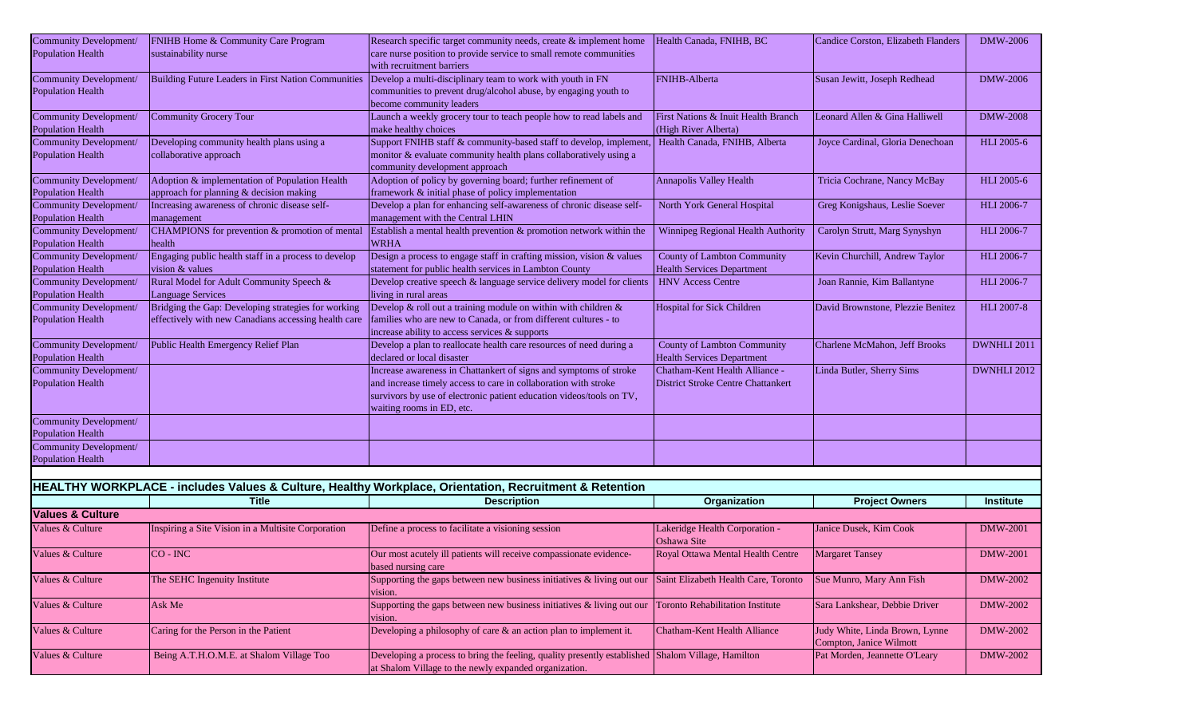| | | | | | |
|---|---|---|---|---|---|
| Community Development/ Population Health | FNIHB Home & Community Care Program sustainability nurse | Research specific target community needs, create & implement home care nurse position to provide service to small remote communities with recruitment barriers | Health Canada, FNIHB, BC | Candice Corston, Elizabeth Flanders | DMW-2006 |
| Community Development/ Population Health | Building Future Leaders in First Nation Communities | Develop a multi-disciplinary team to work with youth in FN communities to prevent drug/alcohol abuse, by engaging youth to become community leaders | FNIHB-Alberta | Susan Jewitt, Joseph Redhead | DMW-2006 |
| Community Development/ Population Health | Community Grocery Tour | Launch a weekly grocery tour to teach people how to read labels and make healthy choices | First Nations & Inuit Health Branch (High River Alberta) | Leonard Allen & Gina Halliwell | DMW-2008 |
| Community Development/ Population Health | Developing community health plans using a collaborative approach | Support FNIHB staff & community-based staff to develop, implement, monitor & evaluate community health plans collaboratively using a community development approach | Health Canada, FNIHB, Alberta | Joyce Cardinal, Gloria Denechoan | HLI 2005-6 |
| Community Development/ Population Health | Adoption & implementation of Population Health approach for planning & decision making | Adoption of policy by governing board; further refinement of framework & initial phase of policy implementation | Annapolis Valley Health | Tricia Cochrane, Nancy McBay | HLI 2005-6 |
| Community Development/ Population Health | Increasing awareness of chronic disease self-management | Develop a plan for enhancing self-awareness of chronic disease self-management with the Central LHIN | North York General Hospital | Greg Konigshaus, Leslie Soever | HLI 2006-7 |
| Community Development/ Population Health | CHAMPIONS for prevention & promotion of mental health | Establish a mental health prevention & promotion network within the WRHA | Winnipeg Regional Health Authority | Carolyn Strutt, Marg Synyshyn | HLI 2006-7 |
| Community Development/ Population Health | Engaging public health staff in a process to develop vision & values | Design a process to engage staff in crafting mission, vision & values statement for public health services in Lambton County | County of Lambton Community Health Services Department | Kevin Churchill, Andrew Taylor | HLI 2006-7 |
| Community Development/ Population Health | Rural Model for Adult Community Speech & Language Services | Develop creative speech & language service delivery model for clients living in rural areas | HNV Access Centre | Joan Rannie, Kim Ballantyne | HLI 2006-7 |
| Community Development/ Population Health | Bridging the Gap: Developing strategies for working effectively with new Canadians accessing health care | Develop & roll out a training module on within with children & families who are new to Canada, or from different cultures - to increase ability to access services & supports | Hospital for Sick Children | David Brownstone, Plezzie Benitez | HLI 2007-8 |
| Community Development/ Population Health | Public Health Emergency Relief Plan | Develop a plan to reallocate health care resources of need during a declared or local disaster | County of Lambton Community Health Services Department | Charlene McMahon, Jeff Brooks | DWNHLI 2011 |
| Community Development/ Population Health | | Increase awareness in Chattankert of signs and symptoms of stroke and increase timely access to care in collaboration with stroke survivors by use of electronic patient education videos/tools on TV, waiting rooms in ED, etc. | Chatham-Kent Health Alliance - District Stroke Centre Chattankert | Linda Butler, Sherry Sims | DWNHLI 2012 |
| Community Development/ Population Health | | | | | |
| Community Development/ Population Health | | | | | |

## HEALTHY WORKPLACE - includes Values & Culture, Healthy Workplace, Orientation, Recruitment & Retention

| | Title | Description | Organization | Project Owners | Institute |
|---|---|---|---|---|---|
| **Values & Culture** | | | | | |
| Values & Culture | Inspiring a Site Vision in a Multisite Corporation | Define a process to facilitate a visioning session | Lakeridge Health Corporation - Oshawa Site | Janice Dusek, Kim Cook | DMW-2001 |
| Values & Culture | CO - INC | Our most acutely ill patients will receive compassionate evidence-based nursing care | Royal Ottawa Mental Health Centre | Margaret Tansey | DMW-2001 |
| Values & Culture | The SEHC Ingenuity Institute | Supporting the gaps between new business initiatives & living out our vision. | Saint Elizabeth Health Care, Toronto | Sue Munro, Mary Ann Fish | DMW-2002 |
| Values & Culture | Ask Me | Supporting the gaps between new business initiatives & living out our vision. | Toronto Rehabilitation Institute | Sara Lankshear, Debbie Driver | DMW-2002 |
| Values & Culture | Caring for the Person in the Patient | Developing a philosophy of care & an action plan to implement it. | Chatham-Kent Health Alliance | Judy White, Linda Brown, Lynne Compton, Janice Wilmott | DMW-2002 |
| Values & Culture | Being A.T.H.O.M.E. at Shalom Village Too | Developing a process to bring the feeling, quality presently established at Shalom Village to the newly expanded organization. | Shalom Village, Hamilton | Pat Morden, Jeannette O'Leary | DMW-2002 |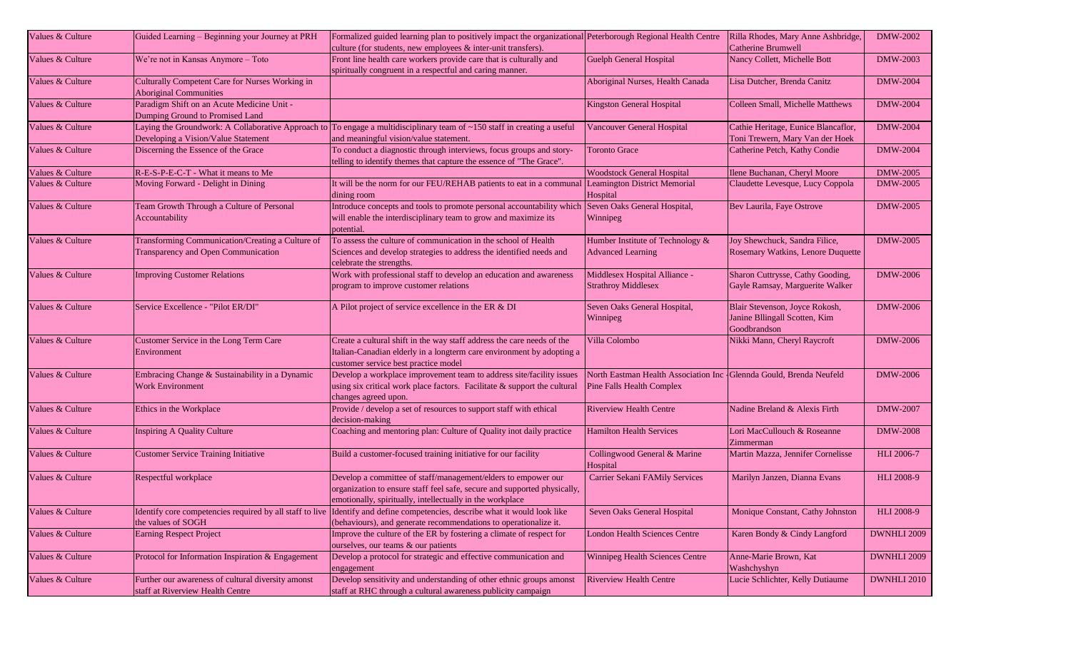| Values & Culture | Guided Learning – Beginning your Journey at PRH | Formalized guided learning plan to positively impact the organizational culture (for students, new employees & inter-unit transfers). | Peterborough Regional Health Centre | Rilla Rhodes, Mary Anne Ashbridge, Catherine Brumwell | DMW-2002 |
|---|---|---|---|---|---|
| Values & Culture | We're not in Kansas Anymore – Toto | Front line health care workers provide care that is culturally and spiritually congruent in a respectful and caring manner. | Guelph General Hospital | Nancy Collett, Michelle Bott | DMW-2003 |
| Values & Culture | Culturally Competent Care for Nurses Working in Aboriginal Communities | | Aboriginal Nurses, Health Canada | Lisa Dutcher, Brenda Canitz | DMW-2004 |
| Values & Culture | Paradigm Shift on an Acute Medicine Unit - Dumping Ground to Promised Land | | Kingston General Hospital | Colleen Small, Michelle Matthews | DMW-2004 |
| Values & Culture | Laying the Groundwork: A Collaborative Approach to Developing a Vision/Value Statement | To engage a multidisciplinary team of ~150 staff in creating a useful and meaningful vision/value statement. | Vancouver General Hospital | Cathie Heritage, Eunice Blancaflor, Toni Trewern, Mary Van der Hoek | DMW-2004 |
| Values & Culture | Discerning the Essence of the Grace | To conduct a diagnostic through interviews, focus groups and story-telling to identify themes that capture the essence of "The Grace". | Toronto Grace | Catherine Petch, Kathy Condie | DMW-2004 |
| Values & Culture | R-E-S-P-E-C-T - What it means to Me | | Woodstock General Hospital | Ilene Buchanan, Cheryl Moore | DMW-2005 |
| Values & Culture | Moving Forward - Delight in Dining | It will be the norm for our FEU/REHAB patients to eat in a communal dining room | Leamington District Memorial Hospital | Claudette Levesque, Lucy Coppola | DMW-2005 |
| Values & Culture | Team Growth Through a Culture of Personal Accountability | Introduce concepts and tools to promote personal accountability which will enable the interdisciplinary team to grow and maximize its potential. | Seven Oaks General Hospital, Winnipeg | Bev Laurila, Faye Ostrove | DMW-2005 |
| Values & Culture | Transforming Communication/Creating a Culture of Transparency and Open Communication | To assess the culture of communication in the school of Health Sciences and develop strategies to address the identified needs and celebrate the strengths. | Humber Institute of Technology & Advanced Learning | Joy Shewchuck, Sandra Filice, Rosemary Watkins, Lenore Duquette | DMW-2005 |
| Values & Culture | Improving Customer Relations | Work with professional staff to develop an education and awareness program to improve customer relations | Middlesex Hospital Alliance - Strathroy Middlesex | Sharon Cuttrysse, Cathy Gooding, Gayle Ramsay, Marguerite Walker | DMW-2006 |
| Values & Culture | Service Excellence - "Pilot ER/DI" | A Pilot project of service excellence in the ER & DI | Seven Oaks General Hospital, Winnipeg | Blair Stevenson, Joyce Rokosh, Janine Bllingall Scotten, Kim Goodbrandson | DMW-2006 |
| Values & Culture | Customer Service in the Long Term Care Environment | Create a cultural shift in the way staff address the care needs of the Italian-Canadian elderly in a longterm care environment by adopting a customer service best practice model | Villa Colombo | Nikki Mann, Cheryl Raycroft | DMW-2006 |
| Values & Culture | Embracing Change & Sustainability in a Dynamic Work Environment | Develop a workplace improvement team to address site/facility issues using six critical work place factors. Facilitate & support the cultural changes agreed upon. | North Eastman Health Association Inc - Pine Falls Health Complex | Glennda Gould, Brenda Neufeld | DMW-2006 |
| Values & Culture | Ethics in the Workplace | Provide / develop a set of resources to support staff with ethical decision-making | Riverview Health Centre | Nadine Breland & Alexis Firth | DMW-2007 |
| Values & Culture | Inspiring A Quality Culture | Coaching and mentoring plan: Culture of Quality inot daily practice | Hamilton Health Services | Lori MacCullouch & Roseanne Zimmerman | DMW-2008 |
| Values & Culture | Customer Service Training Initiative | Build a customer-focused training initiative for our facility | Collingwood General & Marine Hospital | Martin Mazza, Jennifer Cornelisse | HLI 2006-7 |
| Values & Culture | Respectful workplace | Develop a committee of staff/management/elders to empower our organization to ensure staff feel safe, secure and supported physically, emotionally, spiritually, intellectually in the workplace | Carrier Sekani FAMily Services | Marilyn Janzen, Dianna Evans | HLI 2008-9 |
| Values & Culture | Identify core competencies required by all staff to live the values of SOGH | Identify and define competencies, describe what it would look like (behaviours), and generate recommendations to operationalize it. | Seven Oaks General Hospital | Monique Constant, Cathy Johnston | HLI 2008-9 |
| Values & Culture | Earning Respect Project | Improve the culture of the ER by fostering a climate of respect for ourselves, our teams & our patients | London Health Sciences Centre | Karen Bondy & Cindy Langford | DWNHLI 2009 |
| Values & Culture | Protocol for Information Inspiration & Engagement | Develop a protocol for strategic and effective communication and engagement | Winnipeg Health Sciences Centre | Anne-Marie Brown, Kat Washchyshyn | DWNHLI 2009 |
| Values & Culture | Further our awareness of cultural diversity amonst staff at Riverview Health Centre | Develop sensitivity and understanding of other ethnic groups amonst staff at RHC through a cultural awareness publicity campaign | Riverview Health Centre | Lucie Schlichter, Kelly Dutiaume | DWNHLI 2010 |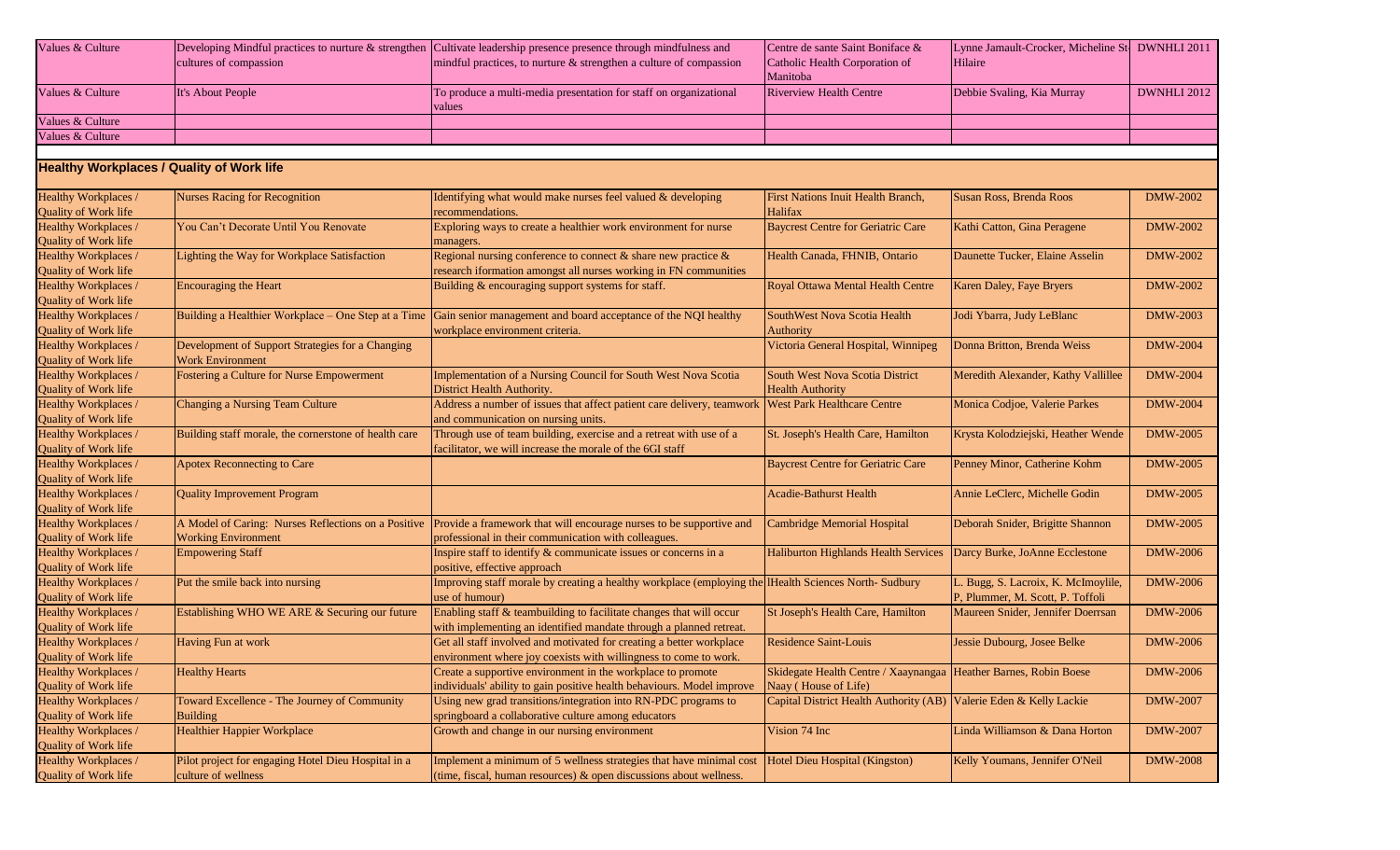| Values & Culture | Developing Mindful practices to nurture & strengthen cultures of compassion | Cultivate leadership presence presence through mindfulness and mindful practices, to nurture & strengthen a culture of compassion | Centre de sante Saint Boniface & Catholic Health Corporation of Manitoba | Lynne Jamault-Crocker, Micheline St-Hilaire | DWNHLI 2011 |
|---|---|---|---|---|---|
| Values & Culture | It's About People | To produce a multi-media presentation for staff on organizational values | Riverview Health Centre | Debbie Svaling, Kia Murray | DWNHLI 2012 |
| Values & Culture | | | | | |
| Values & Culture | | | | | |

**Healthy Workplaces / Quality of Work life**

| Healthy Workplaces / Quality of Work life | Nurses Racing for Recognition | Identifying what would make nurses feel valued & developing recommendations. | First Nations Inuit Health Branch, Halifax | Susan Ross, Brenda Roos | DMW-2002 |
|---|---|---|---|---|---|
| Healthy Workplaces / Quality of Work life | You Can't Decorate Until You Renovate | Exploring ways to create a healthier work environment for nurse managers. | Baycrest Centre for Geriatric Care | Kathi Catton, Gina Peragene | DMW-2002 |
| Healthy Workplaces / Quality of Work life | Lighting the Way for Workplace Satisfaction | Regional nursing conference to connect & share new practice & research iformation amongst all nurses working in FN communities | Health Canada, FHNIB, Ontario | Daunette Tucker, Elaine Asselin | DMW-2002 |
| Healthy Workplaces / Quality of Work life | Encouraging the Heart | Building & encouraging support systems for staff. | Royal Ottawa Mental Health Centre | Karen Daley, Faye Bryers | DMW-2002 |
| Healthy Workplaces / Quality of Work life | Building a Healthier Workplace – One Step at a Time | Gain senior management and board acceptance of the NQI healthy workplace environment criteria. | SouthWest Nova Scotia Health Authority | Jodi Ybarra, Judy LeBlanc | DMW-2003 |
| Healthy Workplaces / Quality of Work life | Development of Support Strategies for a Changing Work Environment | | Victoria General Hospital, Winnipeg | Donna Britton, Brenda Weiss | DMW-2004 |
| Healthy Workplaces / Quality of Work life | Fostering a Culture for Nurse Empowerment | Implementation of a Nursing Council for South West Nova Scotia District Health Authority. | South West Nova Scotia District Health Authority | Meredith Alexander, Kathy Vallillee | DMW-2004 |
| Healthy Workplaces / Quality of Work life | Changing a Nursing Team Culture | Address a number of issues that affect patient care delivery, teamwork and communication on nursing units. | West Park Healthcare Centre | Monica Codjoe, Valerie Parkes | DMW-2004 |
| Healthy Workplaces / Quality of Work life | Building staff morale, the cornerstone of health care | Through use of team building, exercise and a retreat with use of a facilitator, we will increase the morale of the 6GI staff | St. Joseph's Health Care, Hamilton | Krysta Kolodziejski, Heather Wende | DMW-2005 |
| Healthy Workplaces / Quality of Work life | Apotex Reconnecting to Care | | Baycrest Centre for Geriatric Care | Penney Minor, Catherine Kohm | DMW-2005 |
| Healthy Workplaces / Quality of Work life | Quality Improvement Program | | Acadie-Bathurst Health | Annie LeClerc, Michelle Godin | DMW-2005 |
| Healthy Workplaces / Quality of Work life | A Model of Caring: Nurses Reflections on a Positive Working Environment | Provide a framework that will encourage nurses to be supportive and professional in their communication with colleagues. | Cambridge Memorial Hospital | Deborah Snider, Brigitte Shannon | DMW-2005 |
| Healthy Workplaces / Quality of Work life | Empowering Staff | Inspire staff to identify & communicate issues or concerns in a positive, effective approach | Haliburton Highlands Health Services | Darcy Burke, JoAnne Ecclestone | DMW-2006 |
| Healthy Workplaces / Quality of Work life | Put the smile back into nursing | Improving staff morale by creating a healthy workplace (employing the use of humour) | Health Sciences North- Sudbury | L. Bugg, S. Lacroix, K. McImoylile, P. Plummer, M. Scott, P. Toffoli | DMW-2006 |
| Healthy Workplaces / Quality of Work life | Establishing WHO WE ARE & Securing our future | Enabling staff & teambuilding to facilitate changes that will occur with implementing an identified mandate through a planned retreat. | St Joseph's Health Care, Hamilton | Maureen Snider, Jennifer Doerrsan | DMW-2006 |
| Healthy Workplaces / Quality of Work life | Having Fun at work | Get all staff involved and motivated for creating a better workplace environment where joy coexists with willingness to come to work. | Residence Saint-Louis | Jessie Dubourg, Josee Belke | DMW-2006 |
| Healthy Workplaces / Quality of Work life | Healthy Hearts | Create a supportive environment in the workplace to promote individuals' ability to gain positive health behaviours. Model improve | Skidegate Health Centre / Xaaynangaa Naay ( House of Life) | Heather Barnes, Robin Boese | DMW-2006 |
| Healthy Workplaces / Quality of Work life | Toward Excellence - The Journey of Community Building | Using new grad transitions/integration into RN-PDC programs to springboard a collaborative culture among educators | Capital District Health Authority (AB) | Valerie Eden & Kelly Lackie | DMW-2007 |
| Healthy Workplaces / Quality of Work life | Healthier Happier Workplace | Growth and change in our nursing environment | Vision 74 Inc | Linda Williamson & Dana Horton | DMW-2007 |
| Healthy Workplaces / Quality of Work life | Pilot project for engaging Hotel Dieu Hospital in a culture of wellness | Implement a minimum of 5 wellness strategies that have minimal cost (time, fiscal, human resources) & open discussions about wellness. | Hotel Dieu Hospital (Kingston) | Kelly Youmans, Jennifer O'Neil | DMW-2008 |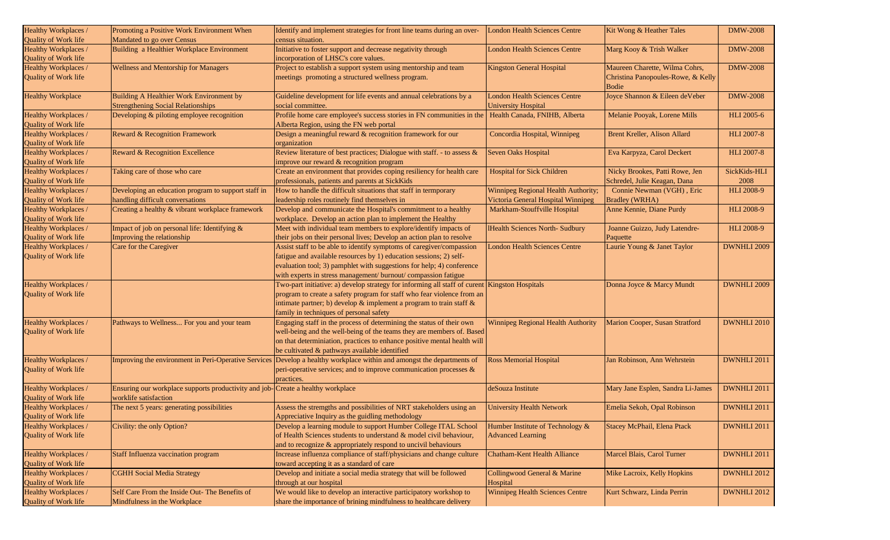| | | | | | |
|---|---|---|---|---|---|
| Healthy Workplaces / Quality of Work life | Promoting a Positive Work Environment When Mandated to go over Census | Identify and implement strategies for front line teams during an over-census situation. | London Health Sciences Centre | Kit Wong & Heather Tales | DMW-2008 |
| Healthy Workplaces / Quality of Work life | Building a Healthier Workplace Environment | Initiative to foster support and decrease negativity through incorporation of LHSC's core values. | London Health Sciences Centre | Marg Kooy & Trish Walker | DMW-2008 |
| Healthy Workplaces / Quality of Work life | Wellness and Mentorship for Managers | Project to establish a support system using mentorship and team meetings promoting a structured wellness program. | Kingston General Hospital | Maureen Charette, Wilma Cohrs, Christina Panopoules-Rowe, & Kelly Bodie | DMW-2008 |
| Healthy Workplace | Building A Healthier Work Environment by Strengthening Social Relationships | Guideline development for life events and annual celebrations by a social committee. | London Health Sciences Centre University Hospital | Joyce Shannon & Eileen deVeber | DMW-2008 |
| Healthy Workplaces / Quality of Work life | Developing & piloting employee recognition | Profile home care employee's success stories in FN communities in the Alberta Region, using the FN web portal | Health Canada, FNIHB, Alberta | Melanie Pooyak, Lorene Mills | HLI 2005-6 |
| Healthy Workplaces / Quality of Work life | Reward & Recognition Framework | Design a meaningful reward & recognition framework for our organization | Concordia Hospital, Winnipeg | Brent Kreller, Alison Allard | HLI 2007-8 |
| Healthy Workplaces / Quality of Work life | Reward & Recognition Excellence | Review literature of best practices; Dialogue with staff. - to assess & improve our reward & recognition program | Seven Oaks Hospital | Eva Karpyza, Carol Deckert | HLI 2007-8 |
| Healthy Workplaces / Quality of Work life | Taking care of those who care | Create an environment that provides coping resiliency for health care professionals, patients and parents at SickKids | Hospital for Sick Children | Nicky Brookes, Patti Rowe, Jen Schredel, Julie Keagan, Dana | SickKids-HLI 2008 |
| Healthy Workplaces / Quality of Work life | Developing an education program to support staff in handling difficult conversations | How to handle the difficult situations that staff in termporary leadership roles routinely find themselves in | Winnipeg Regional Health Authority; Victoria General Hospital Winnipeg | Connie Newman (VGH) , Eric Bradley (WRHA) | HLI 2008-9 |
| Healthy Workplaces / Quality of Work life | Creating a healthy & vibrant workplace framework | Develop and communicate the Hospital's commitment to a healthy workplace. Develop an action plan to implement the Healthy | Markham-Stouffville Hospital | Anne Kennie, Diane Purdy | HLI 2008-9 |
| Healthy Workplaces / Quality of Work life | Impact of job on personal life: Identifying & Improving the relationship | Meet with individual team members to explore/identify impacts of their jobs on their personal lives; Develop an action plan to resolve | lHealth Sciences North- Sudbury | Joanne Guizzo, Judy Latendre-Paquette | HLI 2008-9 |
| Healthy Workplaces / Quality of Work life | Care for the Caregiver | Assist staff to be able to identify symptoms of caregiver/compassion fatigue and available resources by 1) education sessions; 2) self-evaluation tool; 3) pamphlet with suggestions for help; 4) conference with experts in stress management/ burnout/ compassion fatigue | London Health Sciences Centre | Laurie Young & Janet Taylor | DWNHLI 2009 |
| Healthy Workplaces / Quality of Work life | | Two-part initiative: a) develop strategy for informing all staff of curent program to create a safety program for staff who fear violence from an intimate partner; b) develop & implement a program to train staff & family in techniques of personal safety | Kingston Hospitals | Donna Joyce & Marcy Mundt | DWNHLI 2009 |
| Healthy Workplaces / Quality of Work life | Pathways to Wellness... For you and your team | Engaging staff in the process of determining the status of their own well-being and the well-being of the teams they are members of. Based on that determiniation, practices to enhance positive mental health will be cultivated & pathways available identified | Winnipeg Regional Health Authority | Marion Cooper, Susan Stratford | DWNHLI 2010 |
| Healthy Workplaces / Quality of Work life | Improving the environment in Peri-Operative Services | Develop a healthy workplace within and amongst the departments of peri-operative services; and to improve communication processes & practices. | Ross Memorial Hospital | Jan Robinson, Ann Wehrstein | DWNHLI 2011 |
| Healthy Workplaces / Quality of Work life | Ensuring our workplace supports productivity and job-worklife satisfaction | Create a healthy workplace | deSouza Institute | Mary Jane Esplen, Sandra Li-James | DWNHLI 2011 |
| Healthy Workplaces / Quality of Work life | The next 5 years: generating possibilities | Assess the stremgths and possibilities of NRT stakeholders using an Appreciative Inquiry as the guilding methodology | University Health Network | Emelia Sekoh, Opal Robinson | DWNHLI 2011 |
| Healthy Workplaces / Quality of Work life | Civility: the only Option? | Develop a learning module to support Humber College ITAL School of Health Sciences students to understand & model civil behaviour, and to recognize & appropriately respond to uncivil behaviours | Humber Institute of Technology & Advanced Learning | Stacey McPhail, Elena Ptack | DWNHLI 2011 |
| Healthy Workplaces / Quality of Work life | Staff Influenza vaccination program | Increase influenza compliance of staff/physicians and change culture toward accepting it as a standard of care | Chatham-Kent Health Alliance | Marcel Blais, Carol Turner | DWNHLI 2011 |
| Healthy Workplaces / Quality of Work life | CGHH Social Media Strategy | Develop and initiate a social media strategy that will be followed through at our hospital | Collingwood General & Marine Hospital | Mike Lacroix, Kelly Hopkins | DWNHLI 2012 |
| Healthy Workplaces / Quality of Work life | Self Care From the Inside Out- The Benefits of Mindfulness in the Workplace | We would like to develop an interactive participatory workshop to share the importance of brining mindfulness to healthcare delivery | Winnipeg Health Sciences Centre | Kurt Schwarz, Linda Perrin | DWNHLI 2012 |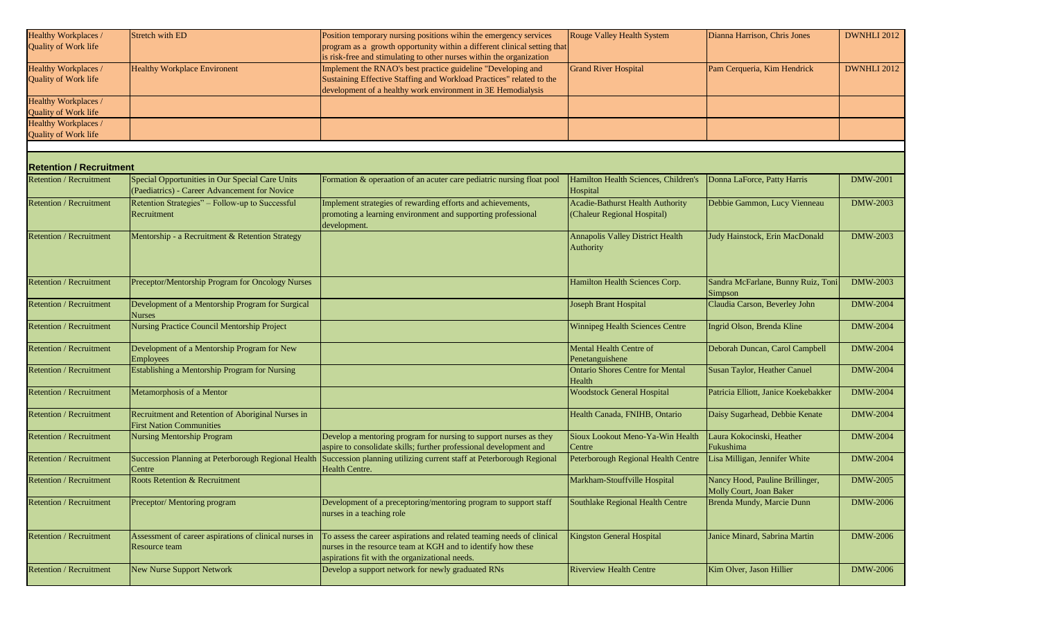| | | | | | |
|---|---|---|---|---|---|
| Healthy Workplaces / Quality of Work life | Stretch with ED | Position temporary nursing positions wihin the emergency services program as a growth opportunity within a different clinical setting that is risk-free and stimulating to other nurses within the organization | Rouge Valley Health System | Dianna Harrison, Chris Jones | DWNHLI 2012 |
| Healthy Workplaces / Quality of Work life | Healthy Workplace Environent | Implement the RNAO's best practice guideline "Developing and Sustaining Effective Staffing and Workload Practices" related to the development of a healthy work environment in 3E Hemodialysis | Grand River Hospital | Pam Cerqueria, Kim Hendrick | DWNHLI 2012 |
| Healthy Workplaces / Quality of Work life | | | | | |
| Healthy Workplaces / Quality of Work life | | | | | |

## Retention / Recruitment

| | | | | | |
|---|---|---|---|---|---|
| Retention / Recruitment | Special Opportunities in Our Special Care Units (Paediatrics) - Career Advancement for Novice | Formation & operaation of an acuter care pediatric nursing float pool | Hamilton Health Sciences, Children's Hospital | Donna LaForce, Patty Harris | DMW-2001 |
| Retention / Recruitment | Retention Strategies" – Follow-up to Successful Recruitment | Implement strategies of rewarding efforts and achievements, promoting a learning environment and supporting professional development. | Acadie-Bathurst Health Authority (Chaleur Regional Hospital) | Debbie Gammon, Lucy Vienneau | DMW-2003 |
| Retention / Recruitment | Mentorship - a Recruitment & Retention Strategy | | Annapolis Valley District Health Authority | Judy Hainstock, Erin MacDonald | DMW-2003 |
| Retention / Recruitment | Preceptor/Mentorship Program for Oncology Nurses | | Hamilton Health Sciences Corp. | Sandra McFarlane, Bunny Ruiz, Toni Simpson | DMW-2003 |
| Retention / Recruitment | Development of a Mentorship Program for Surgical Nurses | | Joseph Brant Hospital | Claudia Carson, Beverley John | DMW-2004 |
| Retention / Recruitment | Nursing Practice Council Mentorship Project | | Winnipeg Health Sciences Centre | Ingrid Olson, Brenda Kline | DMW-2004 |
| Retention / Recruitment | Development of a Mentorship Program for New Employees | | Mental Health Centre of Penetanguishene | Deborah Duncan, Carol Campbell | DMW-2004 |
| Retention / Recruitment | Establishing a Mentorship Program for Nursing | | Ontario Shores Centre for Mental Health | Susan Taylor, Heather Canuel | DMW-2004 |
| Retention / Recruitment | Metamorphosis of a Mentor | | Woodstock General Hospital | Patricia Elliott, Janice Koekebakker | DMW-2004 |
| Retention / Recruitment | Recruitment and Retention of Aboriginal Nurses in First Nation Communities | | Health Canada, FNIHB, Ontario | Daisy Sugarhead, Debbie Kenate | DMW-2004 |
| Retention / Recruitment | Nursing Mentorship Program | Develop a mentoring program for nursing to support nurses as they aspire to consolidate skills; further professional development and | Sioux Lookout Meno-Ya-Win Health Centre | Laura Kokocinski, Heather Fukushima | DMW-2004 |
| Retention / Recruitment | Succession Planning at Peterborough Regional Health Centre | Succession planning utilizing current staff at Peterborough Regional Health Centre. | Peterborough Regional Health Centre | Lisa Milligan, Jennifer White | DMW-2004 |
| Retention / Recruitment | Roots Retention & Recruitment | | Markham-Stouffville Hospital | Nancy Hood, Pauline Brillinger, Molly Court, Joan Baker | DMW-2005 |
| Retention / Recruitment | Preceptor/ Mentoring program | Development of a preceptoring/mentoring program to support staff nurses in a teaching role | Southlake Regional Health Centre | Brenda Mundy, Marcie Dunn | DMW-2006 |
| Retention / Recruitment | Assessment of career aspirations of clinical nurses in Resource team | To assess the career aspirations and related teaming needs of clinical nurses in the resource team at KGH and to identify how these aspirations fit with the organizational needs. | Kingston General Hospital | Janice Minard, Sabrina Martin | DMW-2006 |
| Retention / Recruitment | New Nurse Support Network | Develop a support network for newly graduated RNs | Riverview Health Centre | Kim Olver, Jason Hillier | DMW-2006 |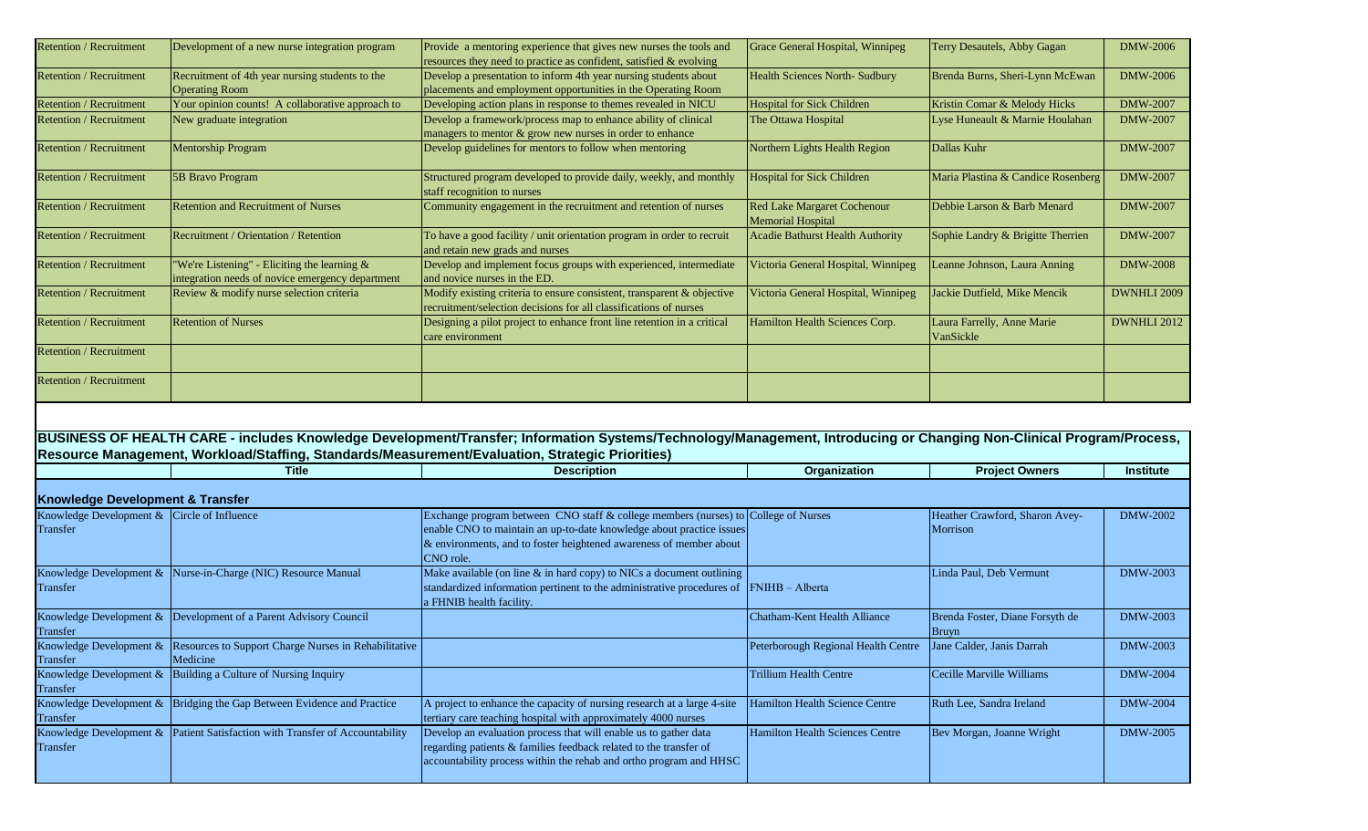| | | | | | |
|---|---|---|---|---|---|
| Retention / Recruitment | Development of a new nurse integration program | Provide a mentoring experience that gives new nurses the tools and resources they need to practice as confident, satisfied & evolving | Grace General Hospital, Winnipeg | Terry Desautels, Abby Gagan | DMW-2006 |
| Retention / Recruitment | Recruitment of 4th year nursing students to the Operating Room | Develop a presentation to inform 4th year nursing students about placements and employment opportunities in the Operating Room | Health Sciences North- Sudbury | Brenda Burns, Sheri-Lynn McEwan | DMW-2006 |
| Retention / Recruitment | Your opinion counts! A collaborative approach to | Developing action plans in response to themes revealed in NICU | Hospital for Sick Children | Kristin Comar & Melody Hicks | DMW-2007 |
| Retention / Recruitment | New graduate integration | Develop a framework/process map to enhance ability of clinical managers to mentor & grow new nurses in order to enhance | The Ottawa Hospital | Lyse Huneault & Marnie Houlahan | DMW-2007 |
| Retention / Recruitment | Mentorship Program | Develop guidelines for mentors to follow when mentoring | Northern Lights Health Region | Dallas Kuhr | DMW-2007 |
| Retention / Recruitment | 5B Bravo Program | Structured program developed to provide daily, weekly, and monthly staff recognition to nurses | Hospital for Sick Children | Maria Plastina & Candice Rosenberg | DMW-2007 |
| Retention / Recruitment | Retention and Recruitment of Nurses | Community engagement in the recruitment and retention of nurses | Red Lake Margaret Cochenour Memorial Hospital | Debbie Larson & Barb Menard | DMW-2007 |
| Retention / Recruitment | Recruitment / Orientation / Retention | To have a good facility / unit orientation program in order to recruit and retain new grads and nurses | Acadie Bathurst Health Authority | Sophie Landry & Brigitte Therrien | DMW-2007 |
| Retention / Recruitment | "We're Listening" - Eliciting the learning & integration needs of novice emergency department | Develop and implement focus groups with experienced, intermediate and novice nurses in the ED. | Victoria General Hospital, Winnipeg | Leanne Johnson, Laura Anning | DMW-2008 |
| Retention / Recruitment | Review & modify nurse selection criteria | Modify existing criteria to ensure consistent, transparent & objective recruitment/selection decisions for all classifications of nurses | Victoria General Hospital, Winnipeg | Jackie Dutfield, Mike Mencik | DWNHLI 2009 |
| Retention / Recruitment | Retention of Nurses | Designing a pilot project to enhance front line retention in a critical care environment | Hamilton Health Sciences Corp. | Laura Farrelly, Anne Marie VanSickle | DWNHLI 2012 |
| Retention / Recruitment | | | | | |
| Retention / Recruitment | | | | | |

**BUSINESS OF HEALTH CARE - includes Knowledge Development/Transfer; Information Systems/Technology/Management, Introducing or Changing Non-Clinical Program/Process, Resource Management, Workload/Staffing, Standards/Measurement/Evaluation, Strategic Priorities)**

| | Title | Description | Organization | Project Owners | Institute |
|---|---|---|---|---|---|
| **Knowledge Development & Transfer** | | | | | |
| Knowledge Development & Transfer | Circle of Influence | Exchange program between CNO staff & college members (nurses) to enable CNO to maintain an up-to-date knowledge about practice issues & environments, and to foster heightened awareness of member about CNO role. | College of Nurses | Heather Crawford, Sharon Avey-Morrison | DMW-2002 |
| Knowledge Development & Transfer | Nurse-in-Charge (NIC) Resource Manual | Make available (on line & in hard copy) to NICs a document outlining standardized information pertinent to the administrative procedures of a FHNIB health facility. | FNIHB – Alberta | Linda Paul, Deb Vermunt | DMW-2003 |
| Knowledge Development & Transfer | Development of a Parent Advisory Council | | Chatham-Kent Health Alliance | Brenda Foster, Diane Forsyth de Bruyn | DMW-2003 |
| Knowledge Development & Transfer | Resources to Support Charge Nurses in Rehabilitative Medicine | | Peterborough Regional Health Centre | Jane Calder, Janis Darrah | DMW-2003 |
| Knowledge Development & Transfer | Building a Culture of Nursing Inquiry | | Trillium Health Centre | Cecille Marville Williams | DMW-2004 |
| Knowledge Development & Transfer | Bridging the Gap Between Evidence and Practice | A project to enhance the capacity of nursing research at a large 4-site tertiary care teaching hospital with approximately 4000 nurses | Hamilton Health Science Centre | Ruth Lee, Sandra Ireland | DMW-2004 |
| Knowledge Development & Transfer | Patient Satisfaction with Transfer of Accountability | Develop an evaluation process that will enable us to gather data regarding patients & families feedback related to the transfer of accountability process within the rehab and ortho program and HHSC | Hamilton Health Sciences Centre | Bev Morgan, Joanne Wright | DMW-2005 |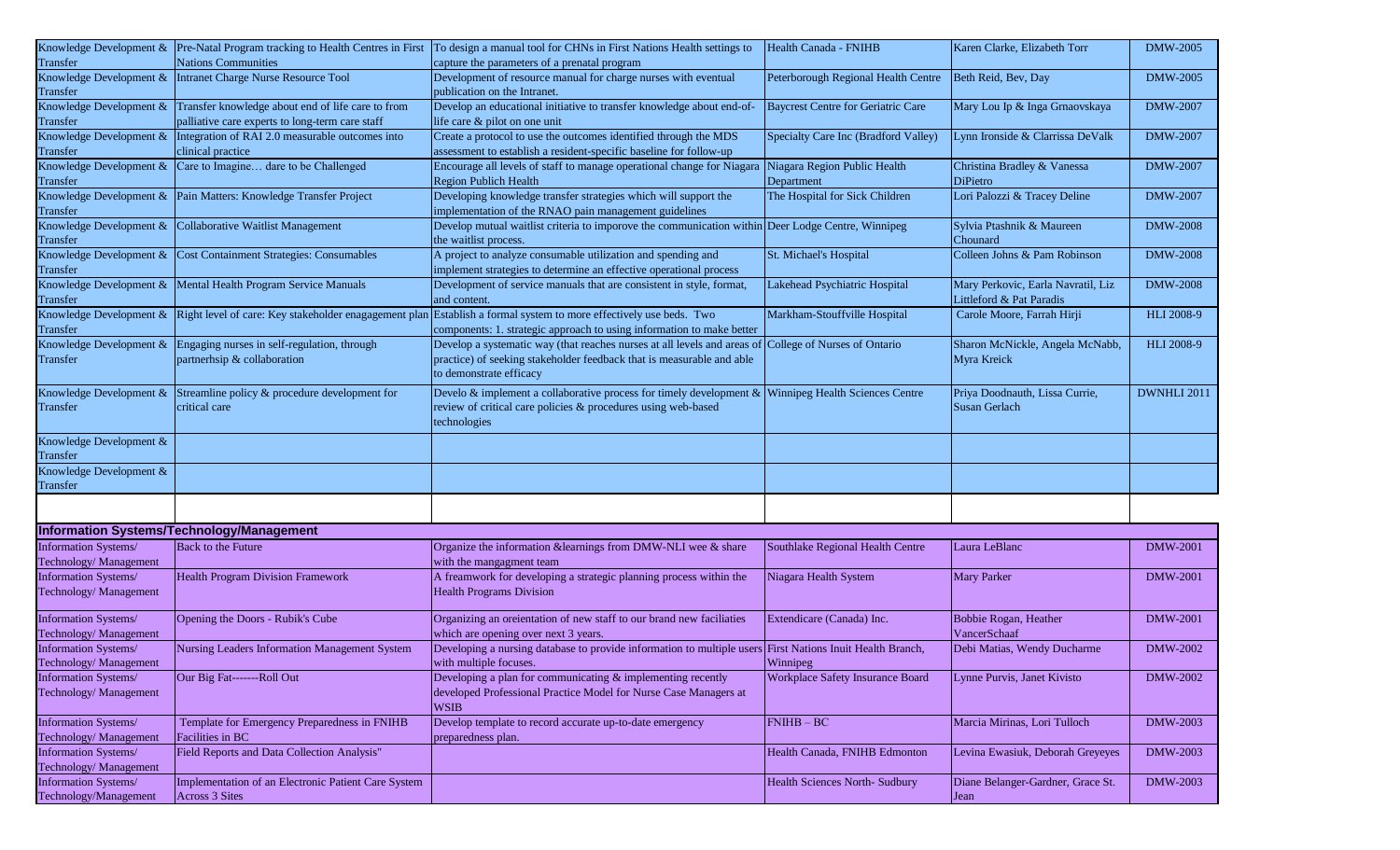| | | | | | |
|---|---|---|---|---|---|
| Knowledge Development & Transfer | Pre-Natal Program tracking to Health Centres in First Nations Communities | To design a manual tool for CHNs in First Nations Health settings to capture the parameters of a prenatal program | Health Canada - FNIHB | Karen Clarke, Elizabeth Torr | DMW-2005 |
| Knowledge Development & Transfer | Intranet Charge Nurse Resource Tool | Development of resource manual for charge nurses with eventual publication on the Intranet. | Peterborough Regional Health Centre | Beth Reid, Bev, Day | DMW-2005 |
| Knowledge Development & Transfer | Transfer knowledge about end of life care to from palliative care experts to long-term care staff | Develop an educational initiative to transfer knowledge about end-of-life care & pilot on one unit | Baycrest Centre for Geriatric Care | Mary Lou Ip & Inga Grnaovskaya | DMW-2007 |
| Knowledge Development & Transfer | Integration of RAI 2.0 measurable outcomes into clinical practice | Create a protocol to use the outcomes identified through the MDS assessment to establish a resident-specific baseline for follow-up | Specialty Care Inc (Bradford Valley) | Lynn Ironside & Clarrissa DeValk | DMW-2007 |
| Knowledge Development & Transfer | Care to Imagine… dare to be Challenged | Encourage all levels of staff to manage operational change for Niagara Region Publich Health | Niagara Region Public Health Department | Christina Bradley & Vanessa DiPietro | DMW-2007 |
| Knowledge Development & Transfer | Pain Matters: Knowledge Transfer Project | Developing knowledge transfer strategies which will support the implementation of the RNAO pain management guidelines | The Hospital for Sick Children | Lori Palozzi & Tracey Deline | DMW-2007 |
| Knowledge Development & Transfer | Collaborative Waitlist Management | Develop mutual waitlist criteria to imporove the communication within the waitlist process. | Deer Lodge Centre, Winnipeg | Sylvia Ptashnik & Maureen Chounard | DMW-2008 |
| Knowledge Development & Transfer | Cost Containment Strategies: Consumables | A project to analyze consumable utilization and spending and implement strategies to determine an effective operational process | St. Michael's Hospital | Colleen Johns & Pam Robinson | DMW-2008 |
| Knowledge Development & Transfer | Mental Health Program Service Manuals | Development of service manuals that are consistent in style, format, and content. | Lakehead Psychiatric Hospital | Mary Perkovic, Earla Navratil, Liz Littleford & Pat Paradis | DMW-2008 |
| Knowledge Development & Transfer | Right level of care: Key stakeholder enagagement plan | Establish a formal system to more effectively use beds. Two components: 1. strategic approach to using information to make better | Markham-Stouffville Hospital | Carole Moore, Farrah Hirji | HLI 2008-9 |
| Knowledge Development & Transfer | Engaging nurses in self-regulation, through partnerhsip & collaboration | Develop a systematic way (that reaches nurses at all levels and areas of practice) of seeking stakeholder feedback that is measurable and able to demonstrate efficacy | College of Nurses of Ontario | Sharon McNickle, Angela McNabb, Myra Kreick | HLI 2008-9 |
| Knowledge Development & Transfer | Streamline policy & procedure development for critical care | Develo & implement a collaborative process for timely development & review of critical care policies & procedures using web-based technologies | Winnipeg Health Sciences Centre | Priya Doodnauth, Lissa Currie, Susan Gerlach | DWNHLI 2011 |
| Knowledge Development & Transfer | | | | | |
| Knowledge Development & Transfer | | | | | |
| | | | | | |
| **Information Systems/Technology/Management** | | | | | |
| Information Systems/ Technology/ Management | Back to the Future | Organize the information &learnings from DMW-NLI wee & share with the mangagment team | Southlake Regional Health Centre | Laura LeBlanc | DMW-2001 |
| Information Systems/ Technology/ Management | Health Program Division Framework | A freamwork for developing a strategic planning process within the Health Programs Division | Niagara Health System | Mary Parker | DMW-2001 |
| Information Systems/ Technology/ Management | Opening the Doors - Rubik's Cube | Organizing an oreientation of new staff to our brand new faciliaties which are opening over next 3 years. | Extendicare (Canada) Inc. | Bobbie Rogan, Heather VancerSchaaf | DMW-2001 |
| Information Systems/ Technology/ Management | Nursing Leaders Information Management System | Developing a nursing database to provide information to multiple users with multiple focuses. | First Nations Inuit Health Branch, Winnipeg | Debi Matias, Wendy Ducharme | DMW-2002 |
| Information Systems/ Technology/ Management | Our Big Fat-------Roll Out | Developing a plan for communicating & implementing recently developed Professional Practice Model for Nurse Case Managers at WSIB | Workplace Safety Insurance Board | Lynne Purvis, Janet Kivisto | DMW-2002 |
| Information Systems/ Technology/ Management | Template for Emergency Preparedness in FNIHB Facilities in BC | Develop template to record accurate up-to-date emergency preparedness plan. | FNIHB – BC | Marcia Mirinas, Lori Tulloch | DMW-2003 |
| Information Systems/ Technology/ Management | Field Reports and Data Collection Analysis" | | Health Canada, FNIHB Edmonton | Levina Ewasiuk, Deborah Greyeyes | DMW-2003 |
| Information Systems/ Technology/Management | Implementation of an Electronic Patient Care System Across 3 Sites | | Health Sciences North- Sudbury | Diane Belanger-Gardner, Grace St. Jean | DMW-2003 |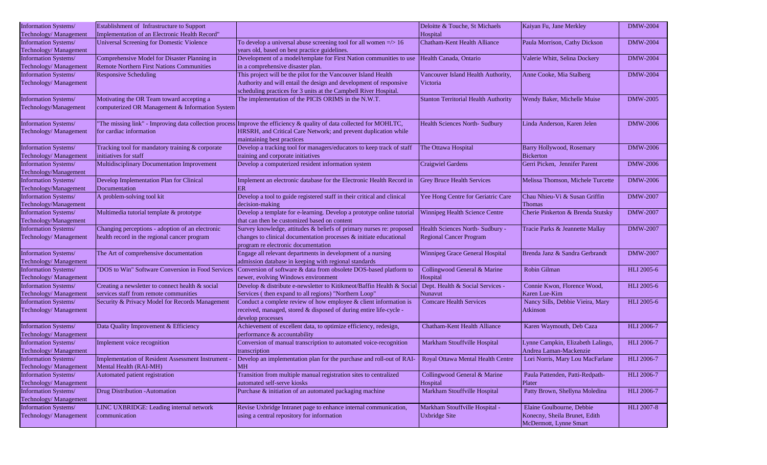| | | | | | |
|---|---|---|---|---|---|
| Information Systems/ Technology/ Management | Establishment of Infrastructure to Support Implementation of an Electronic Health Record" | | Deloitte & Touche, St Michaels Hospital | Kaiyan Fu, Jane Merkley | DMW-2004 |
| Information Systems/ Technology/ Management | Universal Screening for Domestic Violence | To develop a universal abuse screening tool for all women =/> 16 years old, based on best practice guidelines. | Chatham-Kent Health Alliance | Paula Morrison, Cathy Dickson | DMW-2004 |
| Information Systems/ Technology/ Management | Comprehensive Model for Disaster Planning in Remote Northern First Nations Communities | Development of a model/template for First Nation communities to use in a comprehensive disaster plan. | Health Canada, Ontario | Valerie Whitt, Selina Dockery | DMW-2004 |
| Information Systems/ Technology/ Management | Responsive Scheduling | This project will be the pilot for the Vancouver Island Health Authority and will entail the design and development of responsive scheduling practices for 3 units at the Campbell River Hospital. | Vancouver Island Health Authority, Victoria | Anne Cooke, Mia Stalberg | DMW-2004 |
| Information Systems/ Technology/Management | Motivating the OR Team toward accepting a computerized OR Management & Information System | The implementation of the PICIS ORIMS in the N.W.T. | Stanton Territorial Health Authority | Wendy Baker, Michelle Muise | DMW-2005 |
| Information Systems/ Technology/ Management | "The missing link" - Improving data collection process for cardiac information | Improve the efficiency & quality of data collected for MOHLTC, HRSRH, and Critical Care Network; and prevent duplication while maintaining best practices | Health Sciences North- Sudbury | Linda Anderson, Karen Jelen | DMW-2006 |
| Information Systems/ Technology/ Management | Tracking tool for mandatory training & corporate initiatives for staff | Develop a tracking tool for managers/educators to keep track of staff training and corporate initiatives | The Ottawa Hospital | Barry Hollywood, Rosemary Bickerton | DMW-2006 |
| Information Systems/ Technology/Management | Multidisciplinary Documentation Improvement | Develop a computerized resident information system | Craigwiel Gardens | Gerri Picken, Jennifer Parent | DMW-2006 |
| Information Systems/ Technology/Management | Develop Implementation Plan for Clinical Documentation | Implement an electronic database for the Electronic Health Record in ER | Grey Bruce Health Services | Melissa Thomson, Michele Turcette | DMW-2006 |
| Information Systems/ Technology/Management | A problem-solving tool kit | Develop a tool to guide registered staff in their critical and clinical decision-making | Yee Hong Centre for Geriatric Care | Chau Nhieu-Vi & Susan Griffin Thomas | DMW-2007 |
| Information Systems/ Technology/Management | Multimedia tutorial template & prototype | Develop a template for e-learning. Develop a prototype online tutorial that can then be customized based on content | Winnipeg Health Science Centre | Cherie Pinkerton & Brenda Stutsky | DMW-2007 |
| Information Systems/ Technology/ Management | Changing perceptions - adoption of an electronic health record in the regional cancer program | Survey knowledge, attitudes & beliefs of primary nurses re: proposed changes to clinical documentation processes & initiate educational program re electronic documentation | Health Sciences North- Sudbury - Regional Cancer Program | Tracie Parks & Jeannette Mallay | DMW-2007 |
| Information Systems/ Technology/ Management | The Art of comprehensive documentation | Engage all relevant departments in development of a nursing admission database in keeping with regional standards | Winnipeg Grace General Hospital | Brenda Janz & Sandra Gerbrandt | DMW-2007 |
| Information Systems/ Technology/ Management | "DOS to Win" Software Conversion in Food Services | Conversion of software & data from obsolete DOS-based platform to newer, evolving Windows environment | Collingwood General & Marine Hospital | Robin Gilman | HLI 2005-6 |
| Information Systems/ Technology/ Management | Creating a newsletter to connect health & social services staff from remote communities | Develop & distribute e-newsletter to Kitikmeot/Baffin Health & Social Services ( then expand to all regions) "Northern Loop" | Dept. Health & Social Services - Nunavut | Connie Kwon, Florence Wood, Karen Lue-Kim | HLI 2005-6 |
| Information Systems/ Technology/ Management | Security & Privacy Model for Records Management | Conduct a complete review of how employee & client information is received, managed, stored & disposed of during entire life-cycle - develop processes | Comcare Health Services | Nancy Sills, Debbie Vieira, Mary Atkinson | HLI 2005-6 |
| Information Systems/ Technology/ Management | Data Quality Improvement & Efficiency | Achievement of excellent data, to optimize efficiency, redesign, performance & accountability | Chatham-Kent Health Alliance | Karen Waymouth, Deb Caza | HLI 2006-7 |
| Information Systems/ Technology/ Management | Implement voice recognition | Conversion of manual transcription to automated voice-recognition transcription | Markham Stouffville Hospital | Lynne Campkin, Elizabeth Lalingo, Andrea Laman-Mackenzie | HLI 2006-7 |
| Information Systems/ Technology/ Management | Implementation of Resident Assessment Instrument - Mental Health (RAI-MH) | Develop an implementation plan for the purchase and roll-out of RAI-MH | Royal Ottawa Mental Health Centre | Lori Norris, Mary Lou MacFarlane | HLI 2006-7 |
| Information Systems/ Technology/ Management | Automated patient registration | Transition from multiple manual registration sites to centralized automated self-serve kiosks | Collingwood General & Marine Hospital | Paula Pattenden, Patti-Redpath-Plater | HLI 2006-7 |
| Information Systems/ Technology/ Management | Drug Distribution -Automation | Purchase & initiation of an automated packaging machine | Markham Stouffville Hospital | Patty Brown, Shellyna Moledina | HLI 2006-7 |
| Information Systems/ Technology/ Management | LINC UXBRIDGE: Leading internal network communication | Revise Uxbridge Intranet page to enhance internal communication, using a central repository for information | Markham Stouffville Hospital - Uxbridge Site | Elaine Goulbourne, Debbie Konecny, Sheila Brunet, Edith McDermott, Lynne Smart | HLI 2007-8 |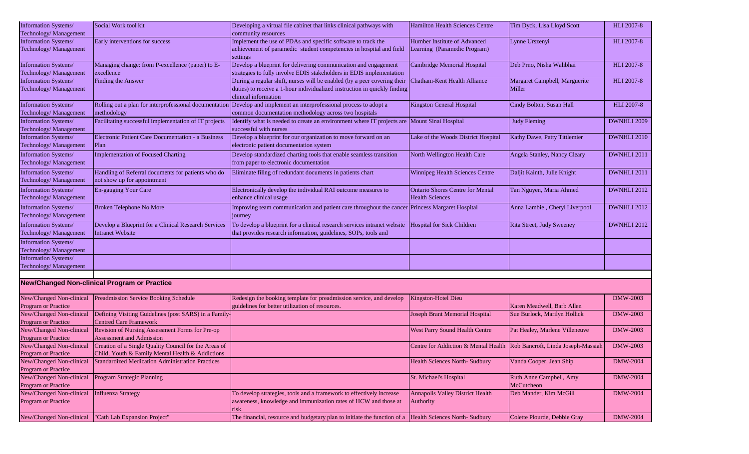| Information Systems/ Technology/ Management | Social Work tool kit | Developing a virtual file cabinet that links clinical pathways with community resources | Hamilton Health Sciences Centre | Tim Dyck, Lisa Lloyd Scott | HLI 2007-8 |
|---|---|---|---|---|---|
| Information Systems/ Technology/ Management | Early interventions for success | Implement the use of PDAs and specific software to track the achievement of paramedic student competencies in hospital and field settings | Humber Institute of Advanced Learning (Paramedic Program) | Lynne Urszenyi | HLI 2007-8 |
| Information Systems/ Technology/ Management | Managing change: from P-excellence (paper) to E-excellence | Develop a blueprint for delivering communication and engagement strategies to fully involve EDIS stakeholders in EDIS implementation | Cambridge Memorial Hospital | Deb Prno, Nisha Walibhai | HLI 2007-8 |
| Information Systems/ Technology/ Management | Finding the Answer | During a regular shift, nurses will be enabled (by a peer covering their duties) to receive a 1-hour individualized instruction in quickly finding clinical information | Chatham-Kent Health Alliance | Margaret Campbell, Marguerite Miller | HLI 2007-8 |
| Information Systems/ Technology/ Management | Rolling out a plan for interprofessional documentation methodology | Develop and implement an interprofessional process to adopt a common documentation methodology across two hospitals | Kingston General Hospital | Cindy Bolton, Susan Hall | HLI 2007-8 |
| Information Systems/ Technology/ Management | Facilitating successful implementation of IT projects | Identify what is needed to create an environment where IT projects are successful with nurses | Mount Sinai Hospital | Judy Fleming | DWNHLI 2009 |
| Information Systems/ Technology/ Management | Electronic Patient Care Documentation - a Business Plan | Develop a blueprint for our organization to move forward on an electronic patient documentation system | Lake of the Woods District Hospital | Kathy Dawe, Patty Tittlemier | DWNHLI 2010 |
| Information Systems/ Technology/ Management | Implementation of Focused Charting | Develop standardized charting tools that enable seamless transition from paper to electronic documentation | North Wellington Health Care | Angela Stanley, Nancy Cleary | DWNHLI 2011 |
| Information Systems/ Technology/ Management | Handling of Referral documents for patients who do not show up for appointment | Eliminate filing of redundant documents in patients chart | Winnipeg Health Sciences Centre | Daljit Kainth, Julie Knight | DWNHLI 2011 |
| Information Systems/ Technology/ Management | En-gauging Your Care | Electronically develop the individual RAI outcome measures to enhance clinical usage | Ontario Shores Centre for Mental Health Sciences | Tan Nguyen, Maria Ahmed | DWNHLI 2012 |
| Information Systems/ Technology/ Management | Broken Telephone No More | Improving team communication and patient care throughout the cancer journey | Princess Margaret Hospital | Anna Lambie , Cheryl Liverpool | DWNHLI 2012 |
| Information Systems/ Technology/ Management | Develop a Blueprint for a Clinical Research Services Intranet Website | To develop a blueprint for a clinical research services intranet website that provides research information, guidelines, SOPs, tools and | Hospital for Sick Children | Rita Street, Judy Sweeney | DWNHLI 2012 |
| Information Systems/ Technology/ Management | | | | | |
| Information Systems/ Technology/ Management | | | | | |
| **New/Changed Non-clinical Program or Practice** | | | | | |
| New/Changed Non-clinical Program or Practice | Preadmission Service Booking Schedule | Redesign the booking template for preadmission service, and develop guidelines for better utilization of resources. | Kingston-Hotel Dieu | Karen Meadwell, Barb Allen | DMW-2003 |
| New/Changed Non-clinical Program or Practice | Defining Visiting Guidelines (post SARS) in a Family-Centred Care Framework | | Joseph Brant Memorial Hospital | Sue Burlock, Marilyn Hollick | DMW-2003 |
| New/Changed Non-clinical Program or Practice | Revision of Nursing Assessment Forms for Pre-op Assessment and Admission | | West Parry Sound Health Centre | Pat Healey, Marlene Villeneuve | DMW-2003 |
| New/Changed Non-clinical Program or Practice | Creation of a Single Quality Council for the Areas of Child, Youth & Family Mental Health & Addictions | | Centre for Addiction & Mental Health | Rob Bancroft, Linda Joseph-Massiah | DMW-2003 |
| New/Changed Non-clinical Program or Practice | Standardized Medication Administration Practices | | Health Sciences North- Sudbury | Vanda Cooper, Jean Ship | DMW-2004 |
| New/Changed Non-clinical Program or Practice | Program Strategic Planning | | St. Michael's Hospital | Ruth Anne Campbell, Amy McCutcheon | DMW-2004 |
| New/Changed Non-clinical Program or Practice | Influenza Strategy | To develop strategies, tools and a framework to effectively increase awareness, knowledge and immunization rates of HCW and those at risk. | Annapolis Valley District Health Authority | Deb Mander, Kim McGill | DMW-2004 |
| New/Changed Non-clinical | "Cath Lab Expansion Project" | The financial, resource and budgetary plan to initiate the function of a | Health Sciences North- Sudbury | Colette Plourde, Debbie Gray | DMW-2004 |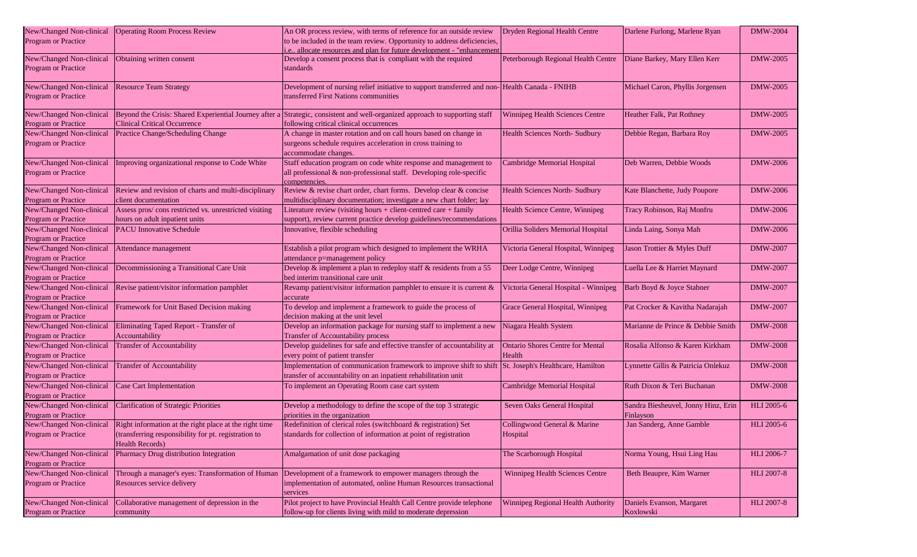| New/Changed Non-clinical Program or Practice | Operating Room Process Review | An OR process review, with terms of reference for an outside review to be included in the team review. Opportunity to address deficiencies, i.e.. allocate resources and plan for future development - "enhancement | Dryden Regional Health Centre | Darlene Furlong, Marlene Ryan | DMW-2004 |
|---|---|---|---|---|---|
| New/Changed Non-clinical Program or Practice | Obtaining written consent | Develop a consent process that is compliant with the required standards | Peterborough Regional Health Centre | Diane Barkey, Mary Ellen Kerr | DMW-2005 |
| New/Changed Non-clinical Program or Practice | Resource Team Strategy | Development of nursing relief initiative to support transferred and non-transferred First Nations communities | Health Canada - FNIHB | Michael Caron, Phyllis Jorgensen | DMW-2005 |
| New/Changed Non-clinical Program or Practice | Beyond the Crisis: Shared Experiential Journey after a Clinical Critical Occurrence | Strategic, consistent and well-organized approach to supporting staff following critical clinical occurrences | Winnipeg Health Sciences Centre | Heather Falk, Pat Rothney | DMW-2005 |
| New/Changed Non-clinical Program or Practice | Practice Change/Scheduling Change | A change in master rotation and on call hours based on change in surgeons schedule requires acceleration in cross training to accommodate changes. | Health Sciences North- Sudbury | Debbie Regan, Barbara Roy | DMW-2005 |
| New/Changed Non-clinical Program or Practice | Improving organizational response to Code White | Staff education program on code white response and management to all professional & non-professional staff. Developing role-specific competencies. | Cambridge Memorial Hospital | Deb Warren, Debbie Woods | DMW-2006 |
| New/Changed Non-clinical Program or Practice | Review and revision of charts and multi-disciplinary client documentation | Review & revise chart order, chart forms. Develop clear & concise multidisciplinary documentation; investigate a new chart folder; lay | Health Sciences North- Sudbury | Kate Blanchette, Judy Poupore | DMW-2006 |
| New/Changed Non-clinical Program or Practice | Assess pros/ cons restricted vs. unrestricted visiting hours on adult inpatient units | Literature review (visiting hours + client-centred care + family support), review current practice develop guidelines/recommendations | Health Science Centre, Winnipeg | Tracy Robinson, Raj Monfru | DMW-2006 |
| New/Changed Non-clinical Program or Practice | PACU Innovative Schedule | Innovative, flexible scheduling | Orillia Soliders Memorial Hospital | Linda Laing, Sonya Mah | DMW-2006 |
| New/Changed Non-clinical Program or Practice | Attendance management | Establish a pilot program which designed to implement the WRHA attendance p=management policy | Victoria General Hospital, Winnipeg | Jason Trottier & Myles Duff | DMW-2007 |
| New/Changed Non-clinical Program or Practice | Decommissioning a Transitional Care Unit | Develop & implement a plan to redeploy staff & residents from a 55 bed interim transitional care unit | Deer Lodge Centre, Winnipeg | Luella Lee & Harriet Maynard | DMW-2007 |
| New/Changed Non-clinical Program or Practice | Revise patient/visitor information pamphlet | Revamp patient/visitor information pamphlet to ensure it is current & accurate | Victoria General Hospital - Winnipeg | Barb Boyd & Joyce Stabner | DMW-2007 |
| New/Changed Non-clinical Program or Practice | Framework for Unit Based Decision making | To develop and implement a framework to guide the process of decision making at the unit level | Grace General Hospital, Winnipeg | Pat Crocker & Kavitha Nadarajah | DMW-2007 |
| New/Changed Non-clinical Program or Practice | Eliminating Taped Report - Transfer of Accountability | Develop an information package for nursing staff to implement a new Transfer of Accountability process | Niagara Health System | Marianne de Prince & Debbie Smith | DMW-2008 |
| New/Changed Non-clinical Program or Practice | Transfer of Accountability | Develop guidelines for safe and effective transfer of accountability at every point of patient transfer | Ontario Shores Centre for Mental Health | Rosalia Alfonso & Karen Kirkham | DMW-2008 |
| New/Changed Non-clinical Program or Practice | Transfer of Accountability | Implementation of communication framework to improve shift to shift transfer of accountability on an inpatient rehabilitation unit | St. Joseph's Healthcare, Hamilton | Lynnette Gillis & Patricia Onlekuz | DMW-2008 |
| New/Changed Non-clinical Program or Practice | Case Cart Implementation | To implement an Operating Room case cart system | Cambridge Memorial Hospital | Ruth Dixon & Teri Buchanan | DMW-2008 |
| New/Changed Non-clinical Program or Practice | Clarification of Strategic Priorities | Develop a methodology to define the scope of the top 3 strategic priorities in the organization | Seven Oaks General Hospital | Sandra Biesheuvel, Jonny Hinz, Erin Finlayson | HLI 2005-6 |
| New/Changed Non-clinical Program or Practice | Right information at the right place at the right time (transferring responsibility for pt. registration to Health Records) | Redefinition of clerical roles (switchboard & registration) Set standards for collection of information at point of registration | Collingwood General & Marine Hospital | Jan Sanderg, Anne Gamble | HLI 2005-6 |
| New/Changed Non-clinical Program or Practice | Pharmacy Drug distribution Integration | Amalgamation of unit dose packaging | The Scarborough Hospital | Norma Young, Hsui Ling Hau | HLI 2006-7 |
| New/Changed Non-clinical Program or Practice | Through a manager's eyes: Transformation of Human Resources service delivery | Development of a framework to empower managers through the implementation of automated, online Human Resources transactional services | Winnipeg Health Sciences Centre | Beth Beaupre, Kim Warner | HLI 2007-8 |
| New/Changed Non-clinical Program or Practice | Collaborative management of depression in the community | Pilot project to have Provincial Health Call Centre provide telephone follow-up for clients living with mild to moderate depression | Winnipeg Regional Health Authority | Daniels Evanson, Margaret Koxlowski | HLI 2007-8 |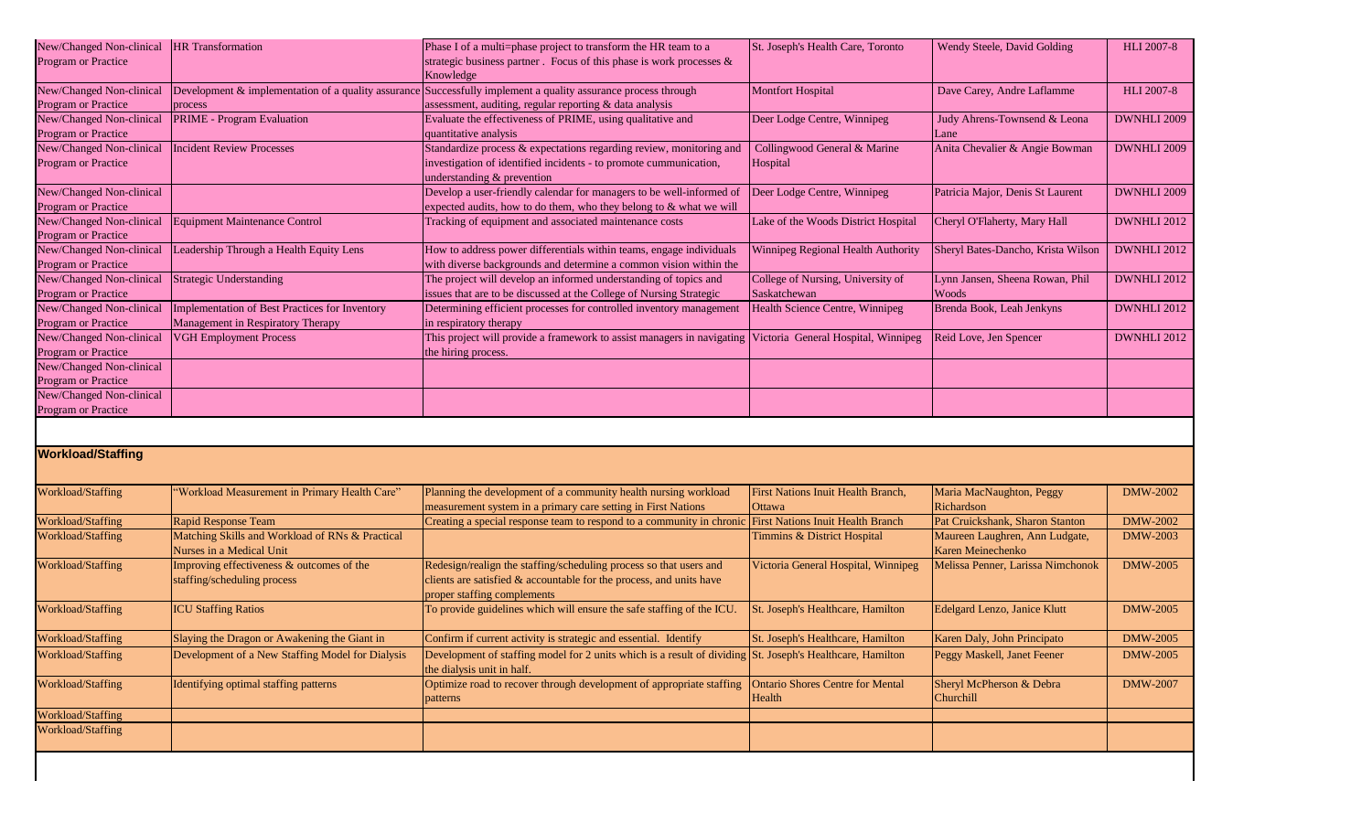| | | | | | |
|---|---|---|---|---|---|
| New/Changed Non-clinical Program or Practice | HR Transformation | Phase I of a multi=phase project to transform the HR team to a strategic business partner . Focus of this phase is work processes & Knowledge | St. Joseph's Health Care, Toronto | Wendy Steele, David Golding | HLI 2007-8 |
| New/Changed Non-clinical Program or Practice | Development & implementation of a quality assurance process | Successfully implement a quality assurance process through assessment, auditing, regular reporting & data analysis | Montfort Hospital | Dave Carey, Andre Laflamme | HLI 2007-8 |
| New/Changed Non-clinical Program or Practice | PRIME - Program Evaluation | Evaluate the effectiveness of PRIME, using qualitative and quantitative analysis | Deer Lodge Centre, Winnipeg | Judy Ahrens-Townsend & Leona Lane | DWNHLI 2009 |
| New/Changed Non-clinical Program or Practice | Incident Review Processes | Standardize process & expectations regarding review, monitoring and investigation of identified incidents - to promote cummunication, understanding & prevention | Collingwood General & Marine Hospital | Anita Chevalier & Angie Bowman | DWNHLI 2009 |
| New/Changed Non-clinical Program or Practice | | Develop a user-friendly calendar for managers to be well-informed of expected audits, how to do them, who they belong to & what we will | Deer Lodge Centre, Winnipeg | Patricia Major, Denis St Laurent | DWNHLI 2009 |
| New/Changed Non-clinical Program or Practice | Equipment Maintenance Control | Tracking of equipment and associated maintenance costs | Lake of the Woods District Hospital | Cheryl O'Flaherty, Mary Hall | DWNHLI 2012 |
| New/Changed Non-clinical Program or Practice | Leadership Through a Health Equity Lens | How to address power differentials within teams, engage individuals with diverse backgrounds and determine a common vision within the | Winnipeg Regional Health Authority | Sheryl Bates-Dancho, Krista Wilson | DWNHLI 2012 |
| New/Changed Non-clinical Program or Practice | Strategic Understanding | The project will develop an informed understanding of topics and issues that are to be discussed at the College of Nursing Strategic | College of Nursing, University of Saskatchewan | Lynn Jansen, Sheena Rowan, Phil Woods | DWNHLI 2012 |
| New/Changed Non-clinical Program or Practice | Implementation of Best Practices for Inventory Management in Respiratory Therapy | Determining efficient processes for controlled inventory management in respiratory therapy | Health Science Centre, Winnipeg | Brenda Book, Leah Jenkyns | DWNHLI 2012 |
| New/Changed Non-clinical Program or Practice | VGH Employment Process | This project will provide a framework to assist managers in navigating the hiring process. | Victoria General Hospital, Winnipeg | Reid Love, Jen Spencer | DWNHLI 2012 |
| New/Changed Non-clinical Program or Practice | | | | | |
| New/Changed Non-clinical Program or Practice | | | | | |

## Workload/Staffing

| | | | | | |
|---|---|---|---|---|---|
| Workload/Staffing | "Workload Measurement in Primary Health Care" | Planning the development of a community health nursing workload measurement system in a primary care setting in First Nations | First Nations Inuit Health Branch, Ottawa | Maria MacNaughton, Peggy Richardson | DMW-2002 |
| Workload/Staffing | Rapid Response Team | Creating a special response team to respond to a community in chronic | First Nations Inuit Health Branch | Pat Cruickshank, Sharon Stanton | DMW-2002 |
| Workload/Staffing | Matching Skills and Workload of RNs & Practical Nurses in a Medical Unit | | Timmins & District Hospital | Maureen Laughren, Ann Ludgate, Karen Meinechenko | DMW-2003 |
| Workload/Staffing | Improving effectiveness & outcomes of the staffing/scheduling process | Redesign/realign the staffing/scheduling process so that users and clients are satisfied & accountable for the process, and units have proper staffing complements | Victoria General Hospital, Winnipeg | Melissa Penner, Larissa Nimchonok | DMW-2005 |
| Workload/Staffing | ICU Staffing Ratios | To provide guidelines which will ensure the safe staffing of the ICU. | St. Joseph's Healthcare, Hamilton | Edelgard Lenzo, Janice Klutt | DMW-2005 |
| Workload/Staffing | Slaying the Dragon or Awakening the Giant in | Confirm if current activity is strategic and essential. Identify | St. Joseph's Healthcare, Hamilton | Karen Daly, John Principato | DMW-2005 |
| Workload/Staffing | Development of a New Staffing Model for Dialysis | Development of staffing model for 2 units which is a result of dividing the dialysis unit in half. | St. Joseph's Healthcare, Hamilton | Peggy Maskell, Janet Feener | DMW-2005 |
| Workload/Staffing | Identifying optimal staffing patterns | Optimize road to recover through development of appropriate staffing patterns | Ontario Shores Centre for Mental Health | Sheryl McPherson & Debra Churchill | DMW-2007 |
| Workload/Staffing | | | | | |
| Workload/Staffing | | | | | |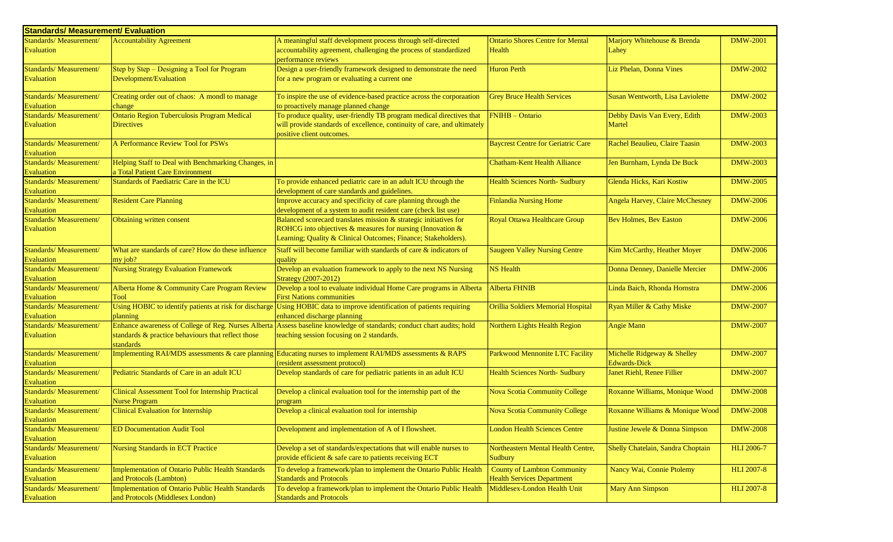| **Standards/ Measurement/ Evaluation** | | | | | |
|---|---|---|---|---|---|
| Standards/ Measurement/ Evaluation | Accountability Agreement | A meaningful staff development process through self-directed accountability agreement, challenging the process of standardized performance reviews | Ontario Shores Centre for Mental Health | Marjory Whitehouse & Brenda Lahey | DMW-2001 |
| Standards/ Measurement/ Evaluation | Step by Step – Designing a Tool for Program Development/Evaluation | Design a user-friendly framework designed to demonstrate the need for a new program or evaluating a current one | Huron Perth | Liz Phelan, Donna Vines | DMW-2002 |
| Standards/ Measurement/ Evaluation | Creating order out of chaos: A mondl to manage change | To inspire the use of evidence-based practice across the corporaation to proactively manage planned change | Grey Bruce Health Services | Susan Wentworth, Lisa Laviolette | DMW-2002 |
| Standards/ Measurement/ Evaluation | Ontario Region Tuberculosis Program Medical Directives | To produce quality, user-friendly TB program medical directives that will provide standards of excellence, continuity of care, and ultimately positive client outcomes. | FNIHB – Ontario | Debby Davis Van Every, Edith Martel | DMW-2003 |
| Standards/ Measurement/ Evaluation | A Performance Review Tool for PSWs | | Baycrest Centre for Geriatric Care | Rachel Beaulieu, Claire Taasin | DMW-2003 |
| Standards/ Measurement/ Evaluation | Helping Staff to Deal with Benchmarking Changes, in a Total Patient Care Environment | | Chatham-Kent Health Alliance | Jen Burnham, Lynda De Buck | DMW-2003 |
| Standards/ Measurement/ Evaluation | Standards of Paediatric Care in the ICU | To provide enhanced pediatric care in an adult ICU through the development of care standards and guidelines. | Health Sciences North- Sudbury | Glenda Hicks, Kari Kostiw | DMW-2005 |
| Standards/ Measurement/ Evaluation | Resident Care Planning | Improve accuracy and specificity of care planning through the development of a system to audit resident care (check list use) | Finlandia Nursing Home | Angela Harvey, Claire McChesney | DMW-2006 |
| Standards/ Measurement/ Evaluation | Obtaining written consent | Balanced scorecard translates mission & strategic initiatives for ROHCG into objectives & measures for nursing (Innovation & Learning; Quality & Clinical Outcomes; Finance; Stakeholders). | Royal Ottawa Healthcare Group | Bev Holmes, Bev Easton | DMW-2006 |
| Standards/ Measurement/ Evaluation | What are standards of care? How do these influence my job? | Staff will become familiar with standards of care & indicators of quality | Saugeen Valley Nursing Centre | Kim McCarthy, Heather Moyer | DMW-2006 |
| Standards/ Measurement/ Evaluation | Nursing Strategy Evaluation Framework | Develop an evaluation framework to apply to the next NS Nursing Strategy (2007-2012) | NS Health | Donna Denney, Danielle Mercier | DMW-2006 |
| Standards/ Measurement/ Evaluation | Alberta Home & Community Care Program Review Tool | Develop a tool to evaluate individual Home Care programs in Alberta First Nations communities | Alberta FHNIB | Linda Baich, Rhonda Hornstra | DMW-2006 |
| Standards/ Measurement/ Evaluation | Using HOBIC to identify patients at risk for discharge planning | Using HOBIC data to improve identification of patients requiring enhanced discharge planning | Orillia Soldiers Memorial Hospital | Ryan Miller & Cathy Miske | DMW-2007 |
| Standards/ Measurement/ Evaluation | Enhance awareness of College of Reg. Nurses Alberta standards & practice behaviours that reflect those standards | Assess baseline knowledge of standards; conduct chart audits; hold teaching session focusing on 2 standards. | Northern Lights Health Region | Angie Mann | DMW-2007 |
| Standards/ Measurement/ Evaluation | Implementing RAI/MDS assessments & care planning | Educating nurses to implement RAI/MDS assessments & RAPS (resident assessment protocol) | Parkwood Mennonite LTC Facility | Michelle Ridgeway & Shelley Edwards-Dick | DMW-2007 |
| Standards/ Measurement/ Evaluation | Pediatric Standards of Care in an adult ICU | Develop standards of care for pediatric patients in an adult ICU | Health Sciences North- Sudbury | Janet Riehl, Renee Fillier | DMW-2007 |
| Standards/ Measurement/ Evaluation | Clinical Assessment Tool for Internship Practical Nurse Program | Develop a clinical evaluation tool for the internship part of the program | Nova Scotia Community College | Roxanne Williams, Monique Wood | DMW-2008 |
| Standards/ Measurement/ Evaluation | Clinical Evaluation for Internship | Develop a clinical evaluation tool for internship | Nova Scotia Community College | Roxanne Williams & Monique Wood | DMW-2008 |
| Standards/ Measurement/ Evaluation | ED Documentation Audit Tool | Development and implementation of A of I flowsheet. | London Health Sciences Centre | Justine Jewele & Donna Simpson | DMW-2008 |
| Standards/ Measurement/ Evaluation | Nursing Standards in ECT Practice | Develop a set of standards/expectations that will enable nurses to provide efficient & safe care to patients receiving ECT | Northeastern Mental Health Centre, Sudbury | Shelly Chatelain, Sandra Choptain | HLI 2006-7 |
| Standards/ Measurement/ Evaluation | Implementation of Ontario Public Health Standards and Protocols (Lambton) | To develop a framework/plan to implement the Ontario Public Health Standards and Protocols | County of Lambton Community Health Services Department | Nancy Wai, Connie Ptolemy | HLI 2007-8 |
| Standards/ Measurement/ Evaluation | Implementation of Ontario Public Health Standards and Protocols (Middlesex London) | To develop a framework/plan to implement the Ontario Public Health Standards and Protocols | Middlesex-London Health Unit | Mary Ann Simpson | HLI 2007-8 |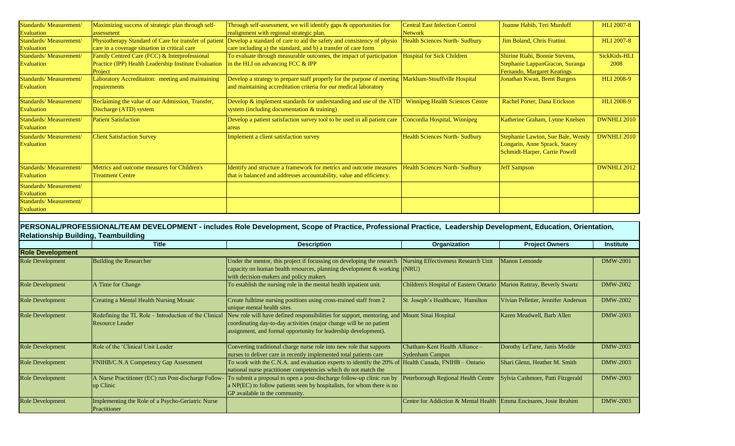| | | | | | |
|---|---|---|---|---|---|
| Standards/ Measurement/ Evaluation | Maximizing success of strategic plan through self-assessment | Through self-assessment, we will identify gaps & opportunities for realignment with regional strategic plan. | Central East Infection Control Network | Joanne Habib, Teri Murduff | HLI 2007-8 |
| Standards/ Measurement/ Evaluation | Physiotherapy Standard of Care for transfer of patient care in a coverage situation in critical care | Develop a standard of care to aid the safety and consistency of physio care including a) the standard, and b) a transfer of care form | Health Sciences North- Sudbury | Jim Boland, Chris Frattini | HLI 2007-8 |
| Standards/ Measurement/ Evaluation | Family Centred Care (FCC) & Interprofessional Practice (IPP) Health Leadership Institute Evaluation Project | To evaluate through measurable outcomes, the impact of participation in the HLI on advancing FCC & IPP | Hospital for Sick Children | Shirine Riahi, Bonnie Stevens, Stephanie LappanGracon, Suranga Fernando, Margaret Keatings | SickKids-HLI 2008 |
| Standards/ Measurement/ Evaluation | Laboratory Accreditaiton: meeting and maintaining requirements | Develop a strategy to prepare staff properly for the purpose of meeting and maintaining accreditation criteria for our medical laboratory | Markham-Stouffville Hospital | Jonathan Kwan, Brent Burgess | HLI 2008-9 |
| Standards/ Measurement/ Evaluation | Reclaiming the value of our Admission, Transfer, Discharge (ATD) system | Develop & implement standards for understanding and use of the ATD system (including documentation & training) | Winnipeg Health Sciences Centre | Rachel Porter, Dana Erickson | HLI 2008-9 |
| Standards/ Measurement/ Evaluation | Patient Satisfaction | Develop a patient satisfaction survey tool to be used in all patient care areas | Concordia Hospital, Winnipeg | Katherine Graham, Lynne Knelsen | DWNHLI 2010 |
| Standards/ Measurement/ Evaluation | Client Satisfaction Survey | Implement a client satisfaction survey | Health Sciences North- Sudbury | Stephanie Lawton, Sue Bale, Wendy Longarin, Anne Sprack, Stacey Schmidt-Harper, Carrie Powell | DWNHLI 2010 |
| Standards/ Measurement/ Evaluation | Metrics and outcome measures for Children's Treatment Centre | Identify and structure a framework for metrics and outcome measures that is balanced and addresses accountability, value and efficiency. | Health Sciences North- Sudbury | Jeff Sampson | DWNHLI 2012 |
| Standards/ Measurement/ Evaluation | | | | | |
| Standards/ Measurement/ Evaluation | | | | | |

**PERSONAL/PROFESSIONAL/TEAM DEVELOPMENT - includes Role Development, Scope of Practice, Professional Practice, Leadership Development, Education, Orientation, Relationship Building, Teambuilding**

| | Title | Description | Organization | Project Owners | Institute |
|---|---|---|---|---|---|
| **Role Development** | | | | | |
| Role Development | Building the Researcher | Under the mentor, this project if focussing on developing the research capacity on human health resources, planning development & working with decision-makers and policy makers | Nursing Effectiveness Research Unit (NRU) | Manon Lemonde | DMW-2001 |
| Role Development | A Time for Change | To establish the nursing role in the mental health inpatient unit. | Children's Hospital of Eastern Ontario | Marion Rattray, Beverly Swartz | DMW-2002 |
| Role Development | Creating a Mental Health Nursing Mosaic | Create fulltime nursing positions using cross-trained staff from 2 unique mental health sites. | St. Joseph's Healthcare, Hamilton | Vivian Pelletier, Jennifer Anderson | DMW-2002 |
| Role Development | Redefining the TL Role – Introduction of the Clinical Resource Leader | New role will have defined responsibilities for support, mentoring, and coordinating day-to-day activities (major change will be no patient assignment, and formal opportunity for leadership development). | Mount Sinai Hospital | Karen Meadwell, Barb Allen | DMW-2003 |
| Role Development | Role of the 'Clinical Unit Leader | Converting traditional charge nurse role into new role that supports nurses to deliver care in recently implemented total patients care | Chatham-Kent Health Alliance – Sydenham Campus | Dorothy LeTarte, Janis Modde | DMW-2003 |
| Role Development | FNIHB/C.N.A Competency Gap Assessment | To work with the C.N.A. and evaluation experts to identify the 20% of national nurse practitioner competencies which do not match the | Health Canada, FNIHB – Ontario | Shari Glenn, Heather M. Smith | DMW-2003 |
| Role Development | A Nurse Practitioner (EC) run Post-discharge Follow-up Clinic | To submit a proposal to open a post-discharge follow-up clinic run by a NP(EC) to follow patients seen by hospitalists, for whom there is no GP available in the community. | Peterborough Regional Health Centre | Sylvia Cashmore, Patti Fitzgerald | DMW-2003 |
| Role Development | Implementing the Role of a Psycho-Geriatric Nurse Practitioner | | Centre for Addiction & Mental Health | Emma Encinares, Josie Ibrahim | DMW-2003 |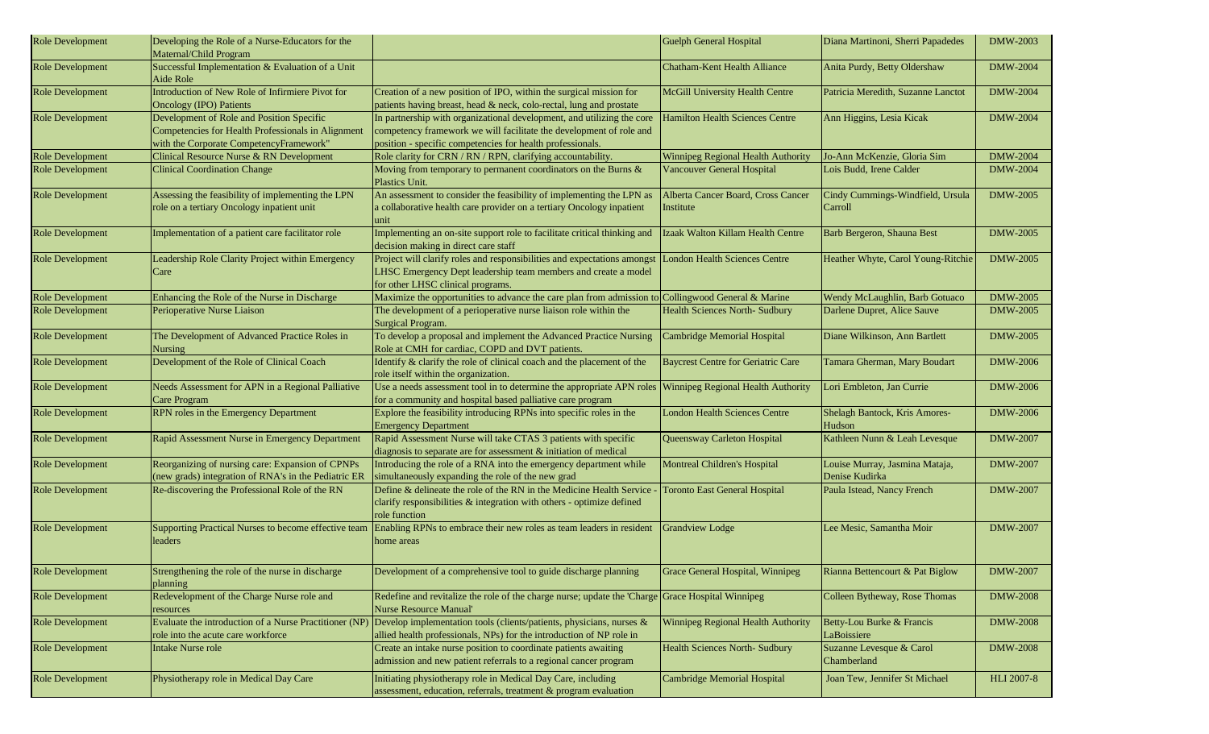| | | | | | |
|---|---|---|---|---|---|
| Role Development | Developing the Role of a Nurse-Educators for the Maternal/Child Program | | Guelph General Hospital | Diana Martinoni, Sherri Papadedes | DMW-2003 |
| Role Development | Successful Implementation & Evaluation of a Unit Aide Role | | Chatham-Kent Health Alliance | Anita Purdy, Betty Oldershaw | DMW-2004 |
| Role Development | Introduction of New Role of Infirmiere Pivot for Oncology (IPO) Patients | Creation of a new position of IPO, within the surgical mission for patients having breast, head & neck, colo-rectal, lung and prostate | McGill University Health Centre | Patricia Meredith, Suzanne Lanctot | DMW-2004 |
| Role Development | Development of Role and Position Specific Competencies for Health Professionals in Alignment with the Corporate CompetencyFramework" | In partnership with organizational development, and utilizing the core competency framework we will facilitate the development of role and position - specific competencies for health professionals. | Hamilton Health Sciences Centre | Ann Higgins, Lesia Kicak | DMW-2004 |
| Role Development | Clinical Resource Nurse & RN Development | Role clarity for CRN / RN / RPN, clarifying accountability. | Winnipeg Regional Health Authority | Jo-Ann McKenzie, Gloria Sim | DMW-2004 |
| Role Development | Clinical Coordination Change | Moving from temporary to permanent coordinators on the Burns & Plastics Unit. | Vancouver General Hospital | Lois Budd, Irene Calder | DMW-2004 |
| Role Development | Assessing the feasibility of implementing the LPN role on a tertiary Oncology inpatient unit | An assessment to consider the feasibility of implementing the LPN as a collaborative health care provider on a tertiary Oncology inpatient unit | Alberta Cancer Board, Cross Cancer Institute | Cindy Cummings-Windfield, Ursula Carroll | DMW-2005 |
| Role Development | Implementation of a patient care facilitator role | Implementing an on-site support role to facilitate critical thinking and decision making in direct care staff | Izaak Walton Killam Health Centre | Barb Bergeron, Shauna Best | DMW-2005 |
| Role Development | Leadership Role Clarity Project within Emergency Care | Project will clarify roles and responsibilities and expectations amongst LHSC Emergency Dept leadership team members and create a model for other LHSC clinical programs. | London Health Sciences Centre | Heather Whyte, Carol Young-Ritchie | DMW-2005 |
| Role Development | Enhancing the Role of the Nurse in Discharge | Maximize the opportunities to advance the care plan from admission to | Collingwood General & Marine | Wendy McLaughlin, Barb Gotuaco | DMW-2005 |
| Role Development | Perioperative Nurse Liaison | The development of a perioperative nurse liaison role within the Surgical Program. | Health Sciences North- Sudbury | Darlene Dupret, Alice Sauve | DMW-2005 |
| Role Development | The Development of Advanced Practice Roles in Nursing | To develop a proposal and implement the Advanced Practice Nursing Role at CMH for cardiac, COPD and DVT patients. | Cambridge Memorial Hospital | Diane Wilkinson, Ann Bartlett | DMW-2005 |
| Role Development | Development of the Role of Clinical Coach | Identify & clarify the role of clinical coach and the placement of the role itself within the organization. | Baycrest Centre for Geriatric Care | Tamara Gherman, Mary Boudart | DMW-2006 |
| Role Development | Needs Assessment for APN in a Regional Palliative Care Program | Use a needs assessment tool in to determine the appropriate APN roles for a community and hospital based palliative care program | Winnipeg Regional Health Authority | Lori Embleton, Jan Currie | DMW-2006 |
| Role Development | RPN roles in the Emergency Department | Explore the feasibility introducing RPNs into specific roles in the Emergency Department | London Health Sciences Centre | Shelagh Bantock, Kris Amores-Hudson | DMW-2006 |
| Role Development | Rapid Assessment Nurse in Emergency Department | Rapid Assessment Nurse will take CTAS 3 patients with specific diagnosis to separate are for assessment & initiation of medical | Queensway Carleton Hospital | Kathleen Nunn & Leah Levesque | DMW-2007 |
| Role Development | Reorganizing of nursing care: Expansion of CPNPs (new grads) integration of RNA's in the Pediatric ER | Introducing the role of a RNA into the emergency department while simultaneously expanding the role of the new grad | Montreal Children's Hospital | Louise Murray, Jasmina Mataja, Denise Kudirka | DMW-2007 |
| Role Development | Re-discovering the Professional Role of the RN | Define & delineate the role of the RN in the Medicine Health Service - clarify responsibilities & integration with others - optimize defined role function | Toronto East General Hospital | Paula Istead, Nancy French | DMW-2007 |
| Role Development | Supporting Practical Nurses to become effective team leaders | Enabling RPNs to embrace their new roles as team leaders in resident home areas | Grandview Lodge | Lee Mesic, Samantha Moir | DMW-2007 |
| Role Development | Strengthening the role of the nurse in discharge planning | Development of a comprehensive tool to guide discharge planning | Grace General Hospital, Winnipeg | Rianna Bettencourt & Pat Biglow | DMW-2007 |
| Role Development | Redevelopment of the Charge Nurse role and resources | Redefine and revitalize the role of the charge nurse; update the 'Charge Nurse Resource Manual' | Grace Hospital Winnipeg | Colleen Bytheway, Rose Thomas | DMW-2008 |
| Role Development | Evaluate the introduction of a Nurse Practitioner (NP) role into the acute care workforce | Develop implementation tools (clients/patients, physicians, nurses & allied health professionals, NPs) for the introduction of NP role in | Winnipeg Regional Health Authority | Betty-Lou Burke & Francis LaBoissiere | DMW-2008 |
| Role Development | Intake Nurse role | Create an intake nurse position to coordinate patients awaiting admission and new patient referrals to a regional cancer program | Health Sciences North- Sudbury | Suzanne Levesque & Carol Chamberland | DMW-2008 |
| Role Development | Physiotherapy role in Medical Day Care | Initiating physiotherapy role in Medical Day Care, including assessment, education, referrals, treatment & program evaluation | Cambridge Memorial Hospital | Joan Tew, Jennifer St Michael | HLI 2007-8 |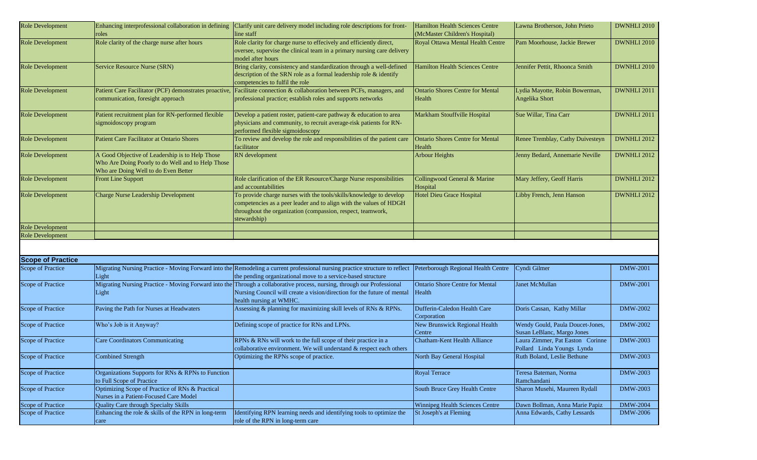| | | | | | |
|---|---|---|---|---|---|
| Role Development | Enhancing interprofessional collaboration in defining roles | Clarify unit care delivery model including role descriptions for front-line staff | Hamilton Health Sciences Centre (McMaster Children's Hospital) | Lawna Brotherson, John Prieto | DWNHLI 2010 |
| Role Development | Role clarity of the charge nurse after hours | Role clarity for charge nurse to effecively and efficiently direct, oversee, supervise the clinical team in a primary nursing care delivery model after hours | Royal Ottawa Mental Health Centre | Pam Moorhouse, Jackie Brewer | DWNHLI 2010 |
| Role Development | Service Resource Nurse (SRN) | Bring clarity, consistency and standardization through a well-defined description of the SRN role as a formal leadership role & identify competencies to fulfil the role | Hamilton Health Sciences Centre | Jennifer Pettit, Rhoonca Smith | DWNHLI 2010 |
| Role Development | Patient Care Facilitator (PCF) demonstrates proactive, communication, foresight approach | Facilitate connection & collaboration between PCFs, managers, and professional practice; establish roles and supports networks | Ontario Shores Centre for Mental Health | Lydia Mayotte, Robin Bowerman, Angelika Short | DWNHLI 2011 |
| Role Development | Patient recruitment plan for RN-performed flexible sigmoidoscopy program | Develop a patient roster, patient-care pathway & education to area physicians and community, to recruit average-risk patients for RN-performed flexible sigmoidoscopy | Markham Stouffville Hospital | Sue Willar, Tina Carr | DWNHLI 2011 |
| Role Development | Patient Care Facilitator at Ontario Shores | To review and develop the role and responsibilities of the patient care facilitator | Ontario Shores Centre for Mental Health | Renee Tremblay, Cathy Duivesteyn | DWNHLI 2012 |
| Role Development | A Good Objective of Leadership is to Help Those Who Are Doing Poorly to do Well and to Help Those Who are Doing Well to do Even Better | RN development | Arbour Heights | Jenny Bedard, Annemarie Neville | DWNHLI 2012 |
| Role Development | Front Line Support | Role clarification of the ER Resource/Charge Nurse responsibilities and accountabilities | Collingwood General & Marine Hospital | Mary Jeffery, Geoff Harris | DWNHLI 2012 |
| Role Development | Charge Nurse Leadership Development | To provide charge nurses with the tools/skills/knowledge to develop competencies as a peer leader and to align with the values of HDGH throughout the organization (compassion, respect, teamwork, stewardship) | Hotel Dieu Grace Hospital | Libby French, Jenn Hanson | DWNHLI 2012 |
| Role Development | | | | | |
| Role Development | | | | | |

## Scope of Practice

| | | | | | |
|---|---|---|---|---|---|
| Scope of Practice | Migrating Nursing Practice - Moving Forward into the Light | Remodeling a current professional nursing practice structure to reflect the pending organizational move to a service-based structure | Peterborough Regional Health Centre | Cyndi Gilmer | DMW-2001 |
| Scope of Practice | Migrating Nursing Practice - Moving Forward into the Light | Through a collaborative process, nursing, through our Professional Nursing Council will create a vision/direction for the future of mental health nursing at WMHC. | Ontario Shore Centre for Mental Health | Janet McMullan | DMW-2001 |
| Scope of Practice | Paving the Path for Nurses at Headwaters | Assessing & planning for maximizing skill levels of RNs & RPNs. | Dufferin-Caledon Health Care Corporation | Doris Cassan, Kathy Millar | DMW-2002 |
| Scope of Practice | Who's Job is it Anyway? | Defining scope of practice for RNs and LPNs. | New Brunswick Regional Health Centre | Wendy Gould, Paula Doucet-Jones, Susan LeBlanc, Margo Jones | DMW-2002 |
| Scope of Practice | Care Coordinators Communicating | RPNs & RNs will work to the full scope of their practice in a collaborative environment. We will understand & respect each others | Chatham-Kent Health Alliance | Laura Zimmer, Pat Easton Corinne Pollard Linda Youngs Lynda | DMW-2003 |
| Scope of Practice | Combined Strength | Optimizing the RPNs scope of practice. | North Bay General Hospital | Ruth Boland, Leslie Bethune | DMW-2003 |
| Scope of Practice | Organizations Supports for RNs & RPNs to Function to Full Scope of Practice | | Royal Terrace | Teresa Bateman, Norma Ramchandani | DMW-2003 |
| Scope of Practice | Optimizing Scope of Practice of RNs & Practical Nurses in a Patient-Focused Care Model | | South Bruce Grey Health Centre | Sharon Musehi, Maureen Rydall | DMW-2003 |
| Scope of Practice | Quality Care through Specialty Skills | | Winnipeg Health Sciences Centre | Dawn Bollman, Anna Marie Papiz | DMW-2004 |
| Scope of Practice | Enhancing the role & skills of the RPN in long-term care | Identifying RPN learning needs and identifying tools to optimize the role of the RPN in long-term care | St Joseph's at Fleming | Anna Edwards, Cathy Lessards | DMW-2006 |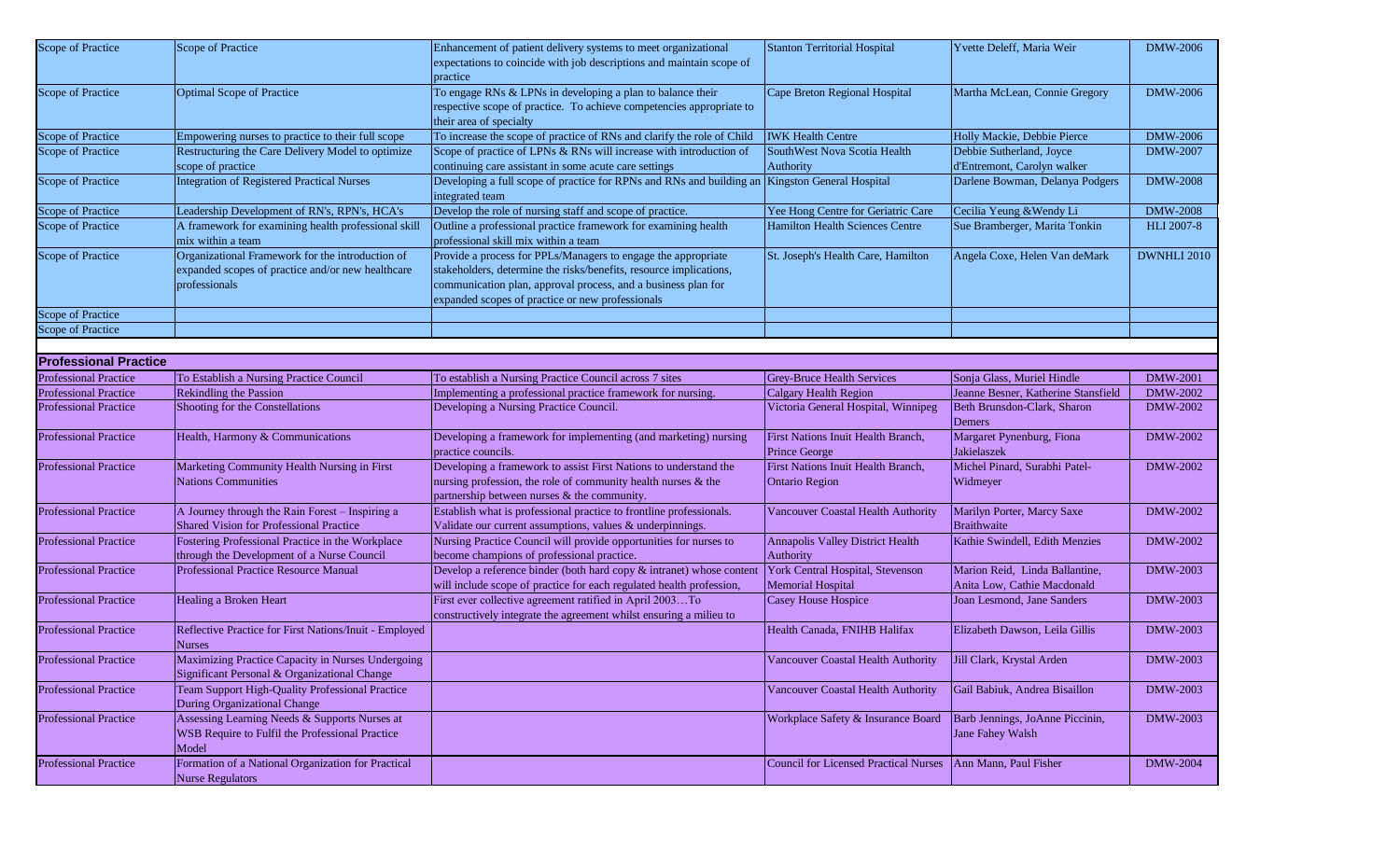| | | | | | |
|---|---|---|---|---|---|
| Scope of Practice | Scope of Practice | Enhancement of patient delivery systems to meet organizational expectations to coincide with job descriptions and maintain scope of practice | Stanton Territorial Hospital | Yvette Deleff, Maria Weir | DMW-2006 |
| Scope of Practice | Optimal Scope of Practice | To engage RNs & LPNs in developing a plan to balance their respective scope of practice. To achieve competencies appropriate to their area of specialty | Cape Breton Regional Hospital | Martha McLean, Connie Gregory | DMW-2006 |
| Scope of Practice | Empowering nurses to practice to their full scope | To increase the scope of practice of RNs and clarify the role of Child | IWK Health Centre | Holly Mackie, Debbie Pierce | DMW-2006 |
| Scope of Practice | Restructuring the Care Delivery Model to optimize scope of practice | Scope of practice of LPNs & RNs will increase with introduction of continuing care assistant in some acute care settings | SouthWest Nova Scotia Health Authority | Debbie Sutherland, Joyce d'Entremont, Carolyn walker | DMW-2007 |
| Scope of Practice | Integration of Registered Practical Nurses | Developing a full scope of practice for RPNs and RNs and building an integrated team | Kingston General Hospital | Darlene Bowman, Delanya Podgers | DMW-2008 |
| Scope of Practice | Leadership Development of RN's, RPN's, HCA's | Develop the role of nursing staff and scope of practice. | Yee Hong Centre for Geriatric Care | Cecilia Yeung &Wendy Li | DMW-2008 |
| Scope of Practice | A framework for examining health professional skill mix within a team | Outline a professional practice framework for examining health professional skill mix within a team | Hamilton Health Sciences Centre | Sue Bramberger, Marita Tonkin | HLI 2007-8 |
| Scope of Practice | Organizational Framework for the introduction of expanded scopes of practice and/or new healthcare professionals | Provide a process for PPLs/Managers to engage the appropriate stakeholders, determine the risks/benefits, resource implications, communication plan, approval process, and a business plan for expanded scopes of practice or new professionals | St. Joseph's Health Care, Hamilton | Angela Coxe, Helen Van deMark | DWNHLI 2010 |
| Scope of Practice | | | | | |
| Scope of Practice | | | | | |
| | | | | | |
| **Professional Practice** | | | | | |
| Professional Practice | To Establish a Nursing Practice Council | To establish a Nursing Practice Council across 7 sites | Grey-Bruce Health Services | Sonja Glass, Muriel Hindle | DMW-2001 |
| Professional Practice | Rekindling the Passion | Implementing a professional practice framework for nursing. | Calgary Health Region | Jeanne Besner, Katherine Stansfield | DMW-2002 |
| Professional Practice | Shooting for the Constellations | Developing a Nursing Practice Council. | Victoria General Hospital, Winnipeg | Beth Brunsdon-Clark, Sharon Demers | DMW-2002 |
| Professional Practice | Health, Harmony & Communications | Developing a framework for implementing (and marketing) nursing practice councils. | First Nations Inuit Health Branch, Prince George | Margaret Pynenburg, Fiona Jakielaszek | DMW-2002 |
| Professional Practice | Marketing Community Health Nursing in First Nations Communities | Developing a framework to assist First Nations to understand the nursing profession, the role of community health nurses & the partnership between nurses & the community. | First Nations Inuit Health Branch, Ontario Region | Michel Pinard, Surabhi Patel-Widmeyer | DMW-2002 |
| Professional Practice | A Journey through the Rain Forest – Inspiring a Shared Vision for Professional Practice | Establish what is professional practice to frontline professionals. Validate our current assumptions, values & underpinnings. | Vancouver Coastal Health Authority | Marilyn Porter, Marcy Saxe Braithwaite | DMW-2002 |
| Professional Practice | Fostering Professional Practice in the Workplace through the Development of a Nurse Council | Nursing Practice Council will provide opportunities for nurses to become champions of professional practice. | Annapolis Valley District Health Authority | Kathie Swindell, Edith Menzies | DMW-2002 |
| Professional Practice | Professional Practice Resource Manual | Develop a reference binder (both hard copy & intranet) whose content will include scope of practice for each regulated health profession, | York Central Hospital, Stevenson Memorial Hospital | Marion Reid, Linda Ballantine, Anita Low, Cathie Macdonald | DMW-2003 |
| Professional Practice | Healing a Broken Heart | First ever collective agreement ratified in April 2003…To constructively integrate the agreement whilst ensuring a milieu to | Casey House Hospice | Joan Lesmond, Jane Sanders | DMW-2003 |
| Professional Practice | Reflective Practice for First Nations/Inuit - Employed Nurses | | Health Canada, FNIHB Halifax | Elizabeth Dawson, Leila Gillis | DMW-2003 |
| Professional Practice | Maximizing Practice Capacity in Nurses Undergoing Significant Personal & Organizational Change | | Vancouver Coastal Health Authority | Jill Clark, Krystal Arden | DMW-2003 |
| Professional Practice | Team Support High-Quality Professional Practice During Organizational Change | | Vancouver Coastal Health Authority | Gail Babiuk, Andrea Bisaillon | DMW-2003 |
| Professional Practice | Assessing Learning Needs & Supports Nurses at WSB Require to Fulfil the Professional Practice Model | | Workplace Safety & Insurance Board | Barb Jennings, JoAnne Piccinin, Jane Fahey Walsh | DMW-2003 |
| Professional Practice | Formation of a National Organization for Practical Nurse Regulators | | Council for Licensed Practical Nurses | Ann Mann, Paul Fisher | DMW-2004 |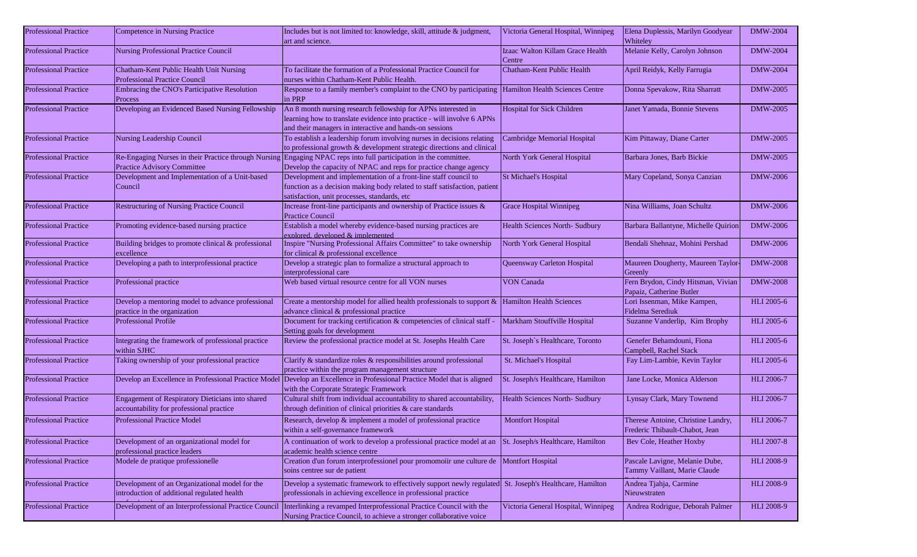| | | | | | |
|---|---|---|---|---|---|
| Professional Practice | Competence in Nursing Practice | Includes but is not limited to: knowledge, skill, attitude & judgment, art and science. | Victoria General Hospital, Winnipeg | Elena Duplessis, Marilyn Goodyear Whiteley | DMW-2004 |
| Professional Practice | Nursing Professional Practice Council | | Izaac Walton Killam Grace Health Centre | Melanie Kelly, Carolyn Johnson | DMW-2004 |
| Professional Practice | Chatham-Kent Public Health Unit Nursing Professional Practice Council | To facilitate the formation of a Professional Practice Council for nurses within Chatham-Kent Public Health. | Chatham-Kent Public Health | April Reidyk, Kelly Farrugia | DMW-2004 |
| Professional Practice | Embracing the CNO's Participative Resolution Process | Response to a family member's complaint to the CNO by participating in PRP | Hamilton Health Sciences Centre | Donna Spevakow, Rita Sharratt | DMW-2005 |
| Professional Practice | Developing an Evidenced Based Nursing Fellowship | An 8 month nursing research fellowship for APNs interested in learning how to translate evidence into practice - will involve 6 APNs and their managers in interactive and hands-on sessions | Hospital for Sick Children | Janet Yamada, Bonnie Stevens | DMW-2005 |
| Professional Practice | Nursing Leadership Council | To establish a leadership forum involving nurses in decisions relating to professional growth & development strategic directions and clinical | Cambridge Memorial Hospital | Kim Pittaway, Diane Carter | DMW-2005 |
| Professional Practice | Re-Engaging Nurses in their Practice through Nursing Practice Advisory Committee | Engaging NPAC reps into full participation in the committee. Develop the capacity of NPAC and reps for practice change agency | North York General Hospital | Barbara Jones, Barb Bickie | DMW-2005 |
| Professional Practice | Development and Implementation of a Unit-based Council | Development and implementation of a front-line staff council to function as a decision making body related to staff satisfaction, patient satisfaction, unit processes, standards, etc | St Michael's Hospital | Mary Copeland, Sonya Canzian | DMW-2006 |
| Professional Practice | Restructuring of Nursing Practice Council | Increase front-line participants and ownership of Practice issues & Practice Council | Grace Hospital Winnipeg | Nina Williams, Joan Schultz | DMW-2006 |
| Professional Practice | Promoting evidence-based nursing practice | Establish a model whereby evidence-based nursing practices are explored, developed & implemented | Health Sciences North- Sudbury | Barbara Ballantyne, Michelle Quirion | DMW-2006 |
| Professional Practice | Building bridges to promote clinical & professional excellence | Inspire "Nursing Professional Affairs Committee" to take ownership for clinical & professional excellence | North York General Hospital | Bendali Shehnaz, Mohini Pershad | DMW-2006 |
| Professional Practice | Developing a path to interprofessional practice | Develop a strategic plan to formalize a structural approach to interprofessional care | Queensway Carleton Hospital | Maureen Dougherty, Maureen Taylor-Greenly | DMW-2008 |
| Professional Practice | Professional practice | Web based virtual resource centre for all VON nurses | VON Canada | Fern Brydon, Cindy Hitsman, Vivian Papaiz, Catherine Butler | DMW-2008 |
| Professional Practice | Develop a mentoring model to advance professional practice in the organization | Create a mentorship model for allied health professionals to support & advance clinical & professional practice | Hamilton Health Sciences | Lori Issenman, Mike Kampen, Fidelma Serediuk | HLI 2005-6 |
| Professional Practice | Professional Profile | Document for tracking certification & competencies of clinical staff - Setting goals for development | Markham Stouffville Hospital | Suzanne Vanderlip, Kim Brophy | HLI 2005-6 |
| Professional Practice | Integrating the framework of professional practice within SJHC | Review the professional practice model at St. Josephs Health Care | St. Joseph`s Healthcare, Toronto | Genefer Behamdouni, Fiona Campbell, Rachel Stack | HLI 2005-6 |
| Professional Practice | Taking ownership of your professional practice | Clarify & standardize roles & responsibilities around professional practice within the program management structure | St. Michael's Hospital | Fay Lim-Lambie, Kevin Taylor | HLI 2005-6 |
| Professional Practice | Develop an Excellence in Professional Practice Model | Develop an Excellence in Professional Practice Model that is aligned with the Corporate Strategic Framework | St. Joseph/s Healthcare, Hamilton | Jane Locke, Monica Alderson | HLI 2006-7 |
| Professional Practice | Engagement of Respiratory Dieticians into shared accountability for professional practice | Cultural shift from individual accountability to shared accountability, through definition of clinical priorities & care standards | Health Sciences North- Sudbury | Lynsay Clark, Mary Townend | HLI 2006-7 |
| Professional Practice | Professional Practice Model | Research, develop & implement a model of professional practice within a self-governance framework | Montfort Hospital | Therese Antoine, Christine Landry, Frederic Thibault-Chabot, Jean | HLI 2006-7 |
| Professional Practice | Development of an organizational model for professional practice leaders | A continuation of work to develop a professional practice model at an academic health science centre | St. Joseph/s Healthcare, Hamilton | Bev Cole, Heather Hoxby | HLI 2007-8 |
| Professional Practice | Modele de pratique professionelle | Creation d'un forum interprofessionel pour promomoiir une culture de soins centree sur de patient | Montfort Hospital | Pascale Lavigne, Melanie Dube, Tammy Vaillant, Marie Claude | HLI 2008-9 |
| Professional Practice | Development of an Organizational model for the introduction of additional regulated health | Develop a systematic framework to effectively support newly regulated professionals in achieving excellence in professional practice | St. Joseph's Healthcare, Hamilton | Andrea Tjahja, Carmine Nieuwstraten | HLI 2008-9 |
| Professional Practice | Development of an Interprofessional Practice Council | Interlinking a revamped Interprofessional Practice Council with the Nursing Practice Council, to achieve a stronger collaborative voice | Victoria General Hospital, Winnipeg | Andrea Rodrigue, Deborah Palmer | HLI 2008-9 |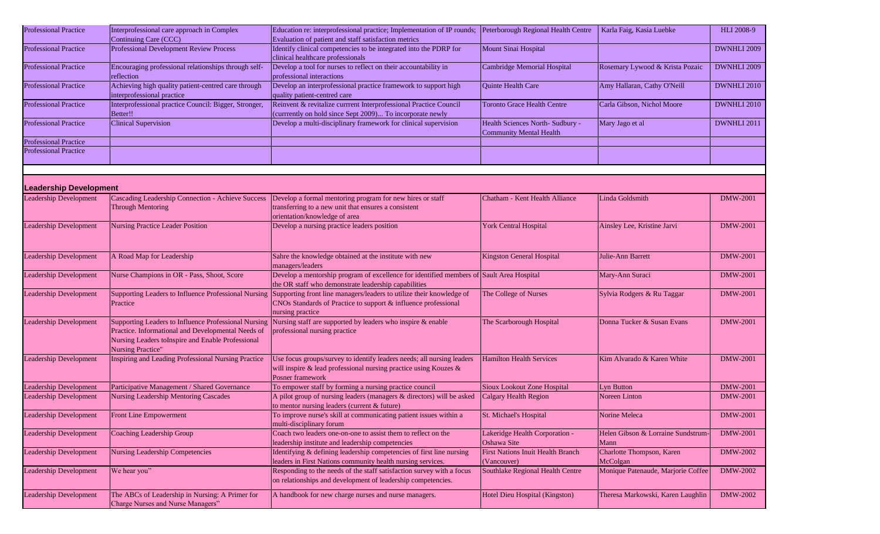| | | | | | |
|---|---|---|---|---|---|
| Professional Practice | Interprofessional care approach in Complex Continuing Care (CCC) | Education re: interprofessional practice; Implementation of IP rounds; Evaluation of patient and staff satisfaction metrics | Peterborough Regional Health Centre | Karla Faig, Kasia Luebke | HLI 2008-9 |
| Professional Practice | Professional Development Review Process | Identify clinical competencies to be integrated into the PDRP for clinical healthcare professionals | Mount Sinai Hospital | | DWNHLI 2009 |
| Professional Practice | Encouraging professional relationships through self-reflection | Develop a tool for nurses to reflect on their accountability in professional interactions | Cambridge Memorial Hospital | Rosemary Lywood & Krista Pozaic | DWNHLI 2009 |
| Professional Practice | Achieving high quality patient-centred care through interprofessional practice | Develop an interprofessional practice framework to support high quality patient-centred care | Quinte Health Care | Amy Hallaran, Cathy O'Neill | DWNHLI 2010 |
| Professional Practice | Interprofessional practice Council: Bigger, Stronger, Better!! | Reinvent & revitalize currrent Interprofessional Practice Council (currrently on hold since Sept 2009)... To incorporate newly | Toronto Grace Health Centre | Carla Gibson, Nichol Moore | DWNHLI 2010 |
| Professional Practice | Clinical Supervision | Develop a multi-disciplinary framework for clinical supervision | Health Sciences North- Sudbury - Community Mental Health | Mary Jago et al | DWNHLI 2011 |
| Professional Practice | | | | | |
| Professional Practice | | | | | |

## Leadership Development

| | | | | | |
|---|---|---|---|---|---|
| Leadership Development | Cascading Leadership Connection - Achieve Success Through Mentoring | Develop a formal mentoring program for new hires or staff transferring to a new unit that ensures a consistent orientation/knowledge of area | Chatham - Kent Health Alliance | Linda Goldsmith | DMW-2001 |
| Leadership Development | Nursing Practice Leader Position | Develop a nursing practice leaders position | York Central Hospital | Ainsley Lee, Kristine Jarvi | DMW-2001 |
| Leadership Development | A Road Map for Leadership | Sahre the knowledge obtained at the institute with new managers/leaders | Kingston General Hospital | Julie-Ann Barrett | DMW-2001 |
| Leadership Development | Nurse Champions in OR - Pass, Shoot, Score | Develop a mentorship program of excellence for identified members of the OR staff who demonstrate leadership capabilities | Sault Area Hospital | Mary-Ann Suraci | DMW-2001 |
| Leadership Development | Supporting Leaders to Influence Professional Nursing Practice | Supporting front line managers/leaders to utilize their knowledge of CNOs Standards of Practice to support & influence professional nursing practice | The College of Nurses | Sylvia Rodgers & Ru Taggar | DMW-2001 |
| Leadership Development | Supporting Leaders to Influence Professional Nursing Practice. Informational and Developmental Needs of Nursing Leaders toInspire and Enable Professional Nursing Practice" | Nursing staff are supported by leaders who inspire & enable professional nursing practice | The Scarborough Hospital | Donna Tucker & Susan Evans | DMW-2001 |
| Leadership Development | Inspiring and Leading Professional Nursing Practice | Use focus groups/survey to identify leaders needs; all nursing leaders will inspire & lead professional nursing practice using Kouzes & Posner framework | Hamilton Health Services | Kim Alvarado & Karen White | DMW-2001 |
| Leadership Development | Participative Management / Shared Governance | To empower staff by forming a nursing practice council | Sioux Lookout Zone Hospital | Lyn Button | DMW-2001 |
| Leadership Development | Nursing Leadership Mentoring Cascades | A pilot group of nursing leaders (managers & directors) will be asked to mentor nursing leaders (current & future) | Calgary Health Region | Noreen Linton | DMW-2001 |
| Leadership Development | Front Line Empowerment | To improve nurse's skill at communicating patient issues within a multi-disciplinary forum | St. Michael's Hospital | Norine Meleca | DMW-2001 |
| Leadership Development | Coaching Leadership Group | Coach two leaders one-on-one to assist them to reflect on the leadership institute and leadership competencies | Lakeridge Health Corporation - Oshawa Site | Helen Gibson & Lorraine Sundstrum-Mann | DMW-2001 |
| Leadership Development | Nursing Leadership Competencies | Identifying & defining leadership competencies of first line nursing leaders in First Nations community health nursing services. | First Nations Inuit Health Branch (Vancouver) | Charlotte Thompson, Karen McColgan | DMW-2002 |
| Leadership Development | We hear you" | Responding to the needs of the staff satisfaction survey with a focus on relationships and development of leadership competencies. | Southlake Regional Health Centre | Monique Patenaude, Marjorie Coffee | DMW-2002 |
| Leadership Development | The ABCs of Leadership in Nursing: A Primer for Charge Nurses and Nurse Managers" | A handbook for new charge nurses and nurse managers. | Hotel Dieu Hospital (Kingston) | Theresa Markowski, Karen Laughlin | DMW-2002 |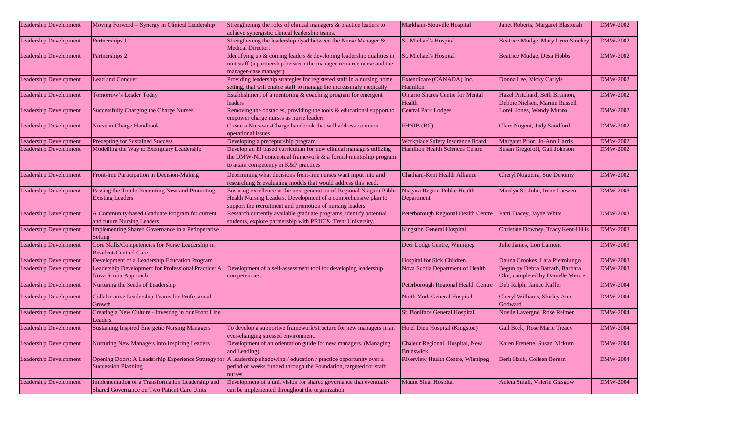| Leadership Development | Moving Forward – Synergy in Clinical Leadership | Strengthening the roles of clinical managers & practice leaders to achieve synergistic clinical leadership teams. | Markham-Stouville Hospital | Janet Roberts, Margaret Blastorah | DMW-2002 |
|---|---|---|---|---|---|
| Leadership Development | Partnerships 1" | Strengthening the leadership dyad between the Nurse Manager & Medical Director. | St. Michael's Hospital | Beatrice Mudge, Mary Lynn Stuckey | DMW-2002 |
| Leadership Development | Partnerships 2 | Identifying up & coming leaders & developing leadership qualities in unit staff (a partnership between the manager-resource nurse and the manager-case manager). | St. Michael's Hospital | Beatrice Mudge, Desa Hobbs | DMW-2002 |
| Leadership Development | Lead and Conquer | Providing leadership strategies for registered staff in a nursing home setting, that will enable staff to manage the increasingly medically | Extendicare (CANADA) Inc. Hamilton | Donna Lee, Vicky Carlyle | DMW-2002 |
| Leadership Development | Tomorrow's Leader Today | Establishment of a mentoring & coaching program for emergent leaders | Ontario Shores Centre for Mental Health | Hazel Pritchard, Beth Brannon, Debbie Nielsen, Marnie Russell | DMW-2002 |
| Leadership Development | Successfully Charging the Charge Nurses | Removing the obstacles, providing the tools & educational support to empower charge nurses as nurse leaders | Central Park Lodges | Lorell Jones, Wendy Munro | DMW-2002 |
| Leadership Development | Nurse in Charge Handbook | Create a Nurse-in-Charge handbook that will address common operational issues | FHNIB (BC) | Clare Nugent, Judy Sandford | DMW-2002 |
| Leadership Development | Precepting for Sustained Success | Developing a preceptorship program | Workplace Safety Insurance Board | Margaret Prior, Jo-Ann Harris | DMW-2002 |
| Leadership Development | Modelling the Way to Exemplary Leadership | Develop an EI based curriculum for new clinical managers utilizing the DMW-NLI conceptual framework & a formal mentoship program to attain competency in K&P practices | Hamilton Health Sciences Centre | Susan Gregoroff, Gail Johnson | DMW-2002 |
| Leadership Development | Front-line Participation in Decision-Making | Determining what decisions front-line nurses want input into and researching & evaluating models that would address this need. | Chatham-Kent Health Alliance | Cheryl Nogueira, Sue Denomy | DMW-2002 |
| Leadership Development | Passing the Torch: Recruiting New and Promoting Existing Leaders | Ensuring excellence in the next generation of Regional Niagara Public Health Nursing Leaders. Development of a comprehensive plan to support the recruitment and promotion of nursing leaders. | Niagara Region Public Health Department | Marilyn St. John, Irene Loewen | DMW-2003 |
| Leadership Development | A Community-based Graduate Program for current and future Nursing Leaders | Research currently available graduate programs, identify potential students, explore partnership with PRHC& Trent University. | Peterborough Regional Health Centre | Patti Tracey, Jayne White | DMW-2003 |
| Leadership Development | Implementing Shared Governance in a Perioperative Setting | | Kingston General Hospital | Christine Downey, Tracy Kent-Hillis | DMW-2003 |
| Leadership Development | Core Skills/Competencies for Nurse Leadership in Resident-Centred Care | | Deer Lodge Centre, Winnipeg | Julie James, Lori Lamont | DMW-2003 |
| Leadership Development | Development of a Leadership Education Program | | Hospital for Sick Children | Dauna Crookes, Lara Pietrolungo | DMW-2003 |
| Leadership Development | Leadership Development for Professional Practice: A Nova Scotia Approach | Development of a self-assessment tool for developing leadership competencies. | Nova Scotia Department of Health | Begun by Debra Barrath, Barbara Oke; completed by Danielle Mercier | DMW-2003 |
| Leadership Development | Nurturing the Seeds of Leadership | | Peterborough Regional Health Centre | Deb Ralph, Janice Kaffer | DMW-2004 |
| Leadership Development | Collaborative Leadership Teams for Professional Growth | | North York General Hospital | Cheryl Williams, Shirley Ann Godward | DMW-2004 |
| Leadership Development | Creating a New Culture - Investing in our Front Line Leaders | | St. Boniface General Hospital | Noelie Lavergne, Rose Reimer | DMW-2004 |
| Leadership Development | Sustaining Inspired Energetic Nursing Managers | To develop a supportive framework/structure for new managers in an ever-changing stressed environment. | Hotel Dieu Hospital (Kingston) | Gail Beck, Rose Marie Treacy | DMW-2004 |
| Leadership Development | Nurturing New Managers into Inspiring Leaders | Development of an orientation guide for new managers. (Managing and Leading). | Chaleur Regional. Hospital, New Brunswick | Karen Frenette, Susan Nickum | DMW-2004 |
| Leadership Development | Opening Doors: A Leadership Experience Strategy for Succession Planning | A leadership shadowing / education / practice opportunity over a period of weeks funded through the Foundation, targeted for staff nurses. | Riverview Health Centre, Winnipeg | Berit Hack, Colleen Berean | DMW-2004 |
| Leadership Development | Implementation of a Transformation Leadership and Shared Governance on Two Patient Care Units | Development of a unit vision for shared governance that eventually can be implemented throughout the organization. | Mount Sinai Hospital | Acieta Small, Valerie Glasgow | DMW-2004 |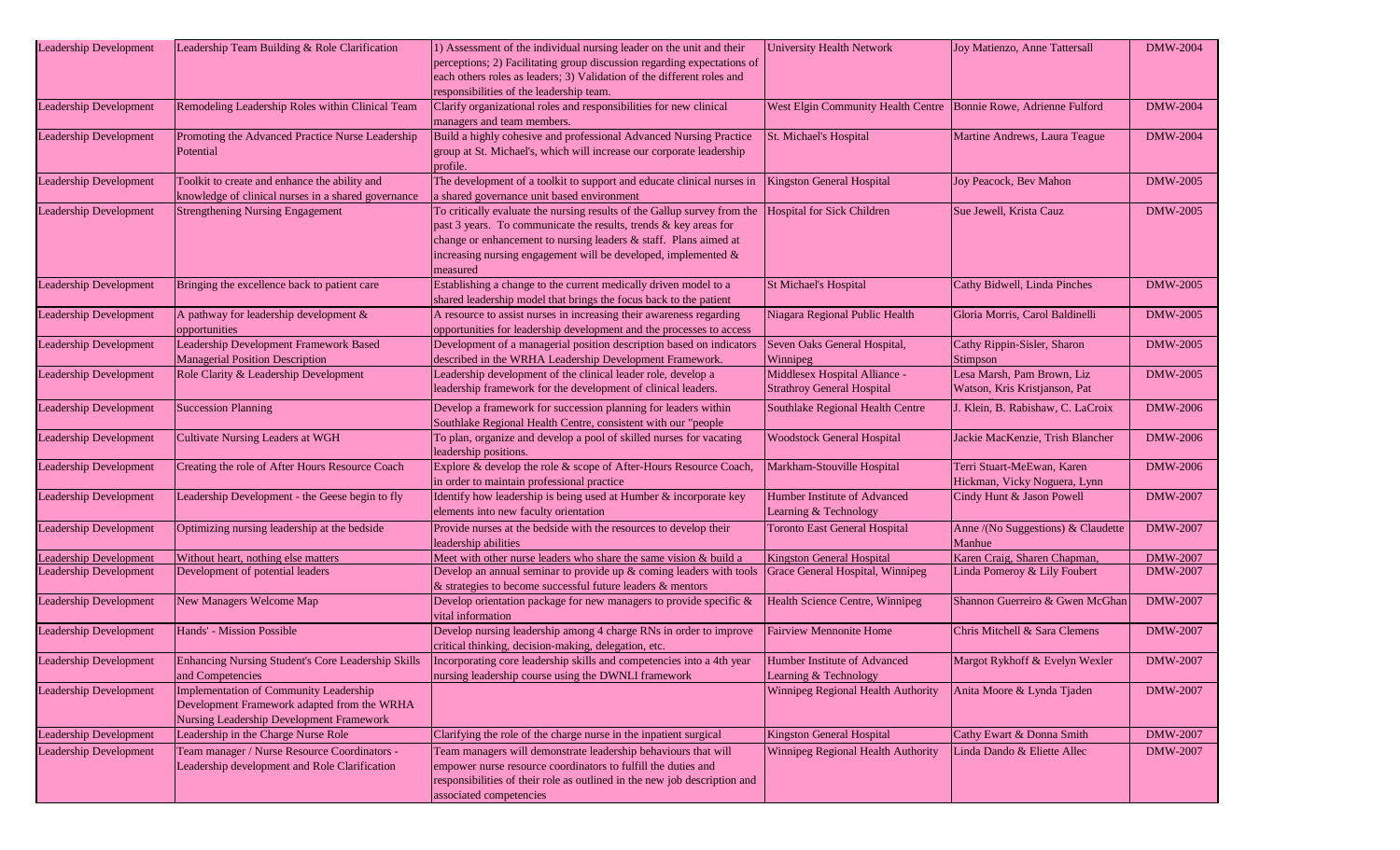| Leadership Development | Leadership Team Building & Role Clarification | 1) Assessment of the individual nursing leader on the unit and their perceptions; 2) Facilitating group discussion regarding expectations of each others roles as leaders; 3) Validation of the different roles and responsibilities of the leadership team. | University Health Network | Joy Matienzo, Anne Tattersall | DMW-2004 |
|---|---|---|---|---|---|
| Leadership Development | Remodeling Leadership Roles within Clinical Team | Clarify organizational roles and responsibilities for new clinical managers and team members. | West Elgin Community Health Centre | Bonnie Rowe, Adrienne Fulford | DMW-2004 |
| Leadership Development | Promoting the Advanced Practice Nurse Leadership Potential | Build a highly cohesive and professional Advanced Nursing Practice group at St. Michael's, which will increase our corporate leadership profile. | St. Michael's Hospital | Martine Andrews, Laura Teague | DMW-2004 |
| Leadership Development | Toolkit to create and enhance the ability and knowledge of clinical nurses in a shared governance | The development of a toolkit to support and educate clinical nurses in a shared governance unit based environment | Kingston General Hospital | Joy Peacock, Bev Mahon | DMW-2005 |
| Leadership Development | Strengthening Nursing Engagement | To critically evaluate the nursing results of the Gallup survey from the past 3 years. To communicate the results, trends & key areas for change or enhancement to nursing leaders & staff. Plans aimed at increasing nursing engagement will be developed, implemented & measured | Hospital for Sick Children | Sue Jewell, Krista Cauz | DMW-2005 |
| Leadership Development | Bringing the excellence back to patient care | Establishing a change to the current medically driven model to a shared leadership model that brings the focus back to the patient | St Michael's Hospital | Cathy Bidwell, Linda Pinches | DMW-2005 |
| Leadership Development | A pathway for leadership development & opportunities | A resource to assist nurses in increasing their awareness regarding opportunities for leadership development and the processes to access | Niagara Regional Public Health | Gloria Morris, Carol Baldinelli | DMW-2005 |
| Leadership Development | Leadership Development Framework Based Managerial Position Description | Development of a managerial position description based on indicators described in the WRHA Leadership Development Framework. | Seven Oaks General Hospital, Winnipeg | Cathy Rippin-Sisler, Sharon Stimpson | DMW-2005 |
| Leadership Development | Role Clarity & Leadership Development | Leadership development of the clinical leader role, develop a leadership framework for the development of clinical leaders. | Middlesex Hospital Alliance - Strathroy General Hospital | Lesa Marsh, Pam Brown, Liz Watson, Kris Kristjanson, Pat | DMW-2005 |
| Leadership Development | Succession Planning | Develop a framework for succession planning for leaders within Southlake Regional Health Centre, consistent with our "people | Southlake Regional Health Centre | J. Klein, B. Rabishaw, C. LaCroix | DMW-2006 |
| Leadership Development | Cultivate Nursing Leaders at WGH | To plan, organize and develop a pool of skilled nurses for vacating leadership positions. | Woodstock General Hospital | Jackie MacKenzie, Trish Blancher | DMW-2006 |
| Leadership Development | Creating the role of After Hours Resource Coach | Explore & develop the role & scope of After-Hours Resource Coach, in order to maintain professional practice | Markham-Stouville Hospital | Terri Stuart-MeEwan, Karen Hickman, Vicky Noguera, Lynn | DMW-2006 |
| Leadership Development | Leadership Development - the Geese begin to fly | Identify how leadership is being used at Humber & incorporate key elements into new faculty orientation | Humber Institute of Advanced Learning & Technology | Cindy Hunt & Jason Powell | DMW-2007 |
| Leadership Development | Optimizing nursing leadership at the bedside | Provide nurses at the bedside with the resources to develop their leadership abilities | Toronto East General Hospital | Anne /(No Suggestions) & Claudette Manhue | DMW-2007 |
| Leadership Development | Without heart, nothing else matters | Meet with other nurse leaders who share the same vision & build a | Kingston General Hospital | Karen Craig, Sharen Chapman, | DMW-2007 |
| Leadership Development | Development of potential leaders | Develop an annual seminar to provide up & coming leaders with tools & strategies to become successful future leaders & mentors | Grace General Hospital, Winnipeg | Linda Pomeroy & Lily Foubert | DMW-2007 |
| Leadership Development | New Managers Welcome Map | Develop orientation package for new managers to provide specific & vital information | Health Science Centre, Winnipeg | Shannon Guerreiro & Gwen McGhan | DMW-2007 |
| Leadership Development | Hands' - Mission Possible | Develop nursing leadership among 4 charge RNs in order to improve critical thinking, decision-making, delegation, etc. | Fairview Mennonite Home | Chris Mitchell & Sara Clemens | DMW-2007 |
| Leadership Development | Enhancing Nursing Student's Core Leadership Skills and Competencies | Incorporating core leadership skills and competencies into a 4th year nursing leadership course using the DWNLI framework | Humber Institute of Advanced Learning & Technology | Margot Rykhoff & Evelyn Wexler | DMW-2007 |
| Leadership Development | Implementation of Community Leadership Development Framework adapted from the WRHA Nursing Leadership Development Framework | | Winnipeg Regional Health Authority | Anita Moore & Lynda Tjaden | DMW-2007 |
| Leadership Development | Leadership in the Charge Nurse Role | Clarifying the role of the charge nurse in the inpatient surgical | Kingston General Hospital | Cathy Ewart & Donna Smith | DMW-2007 |
| Leadership Development | Team manager / Nurse Resource Coordinators - Leadership development and Role Clarification | Team managers will demonstrate leadership behaviours that will empower nurse resource coordinators to fulfill the duties and responsibilities of their role as outlined in the new job description and associated competencies | Winnipeg Regional Health Authority | Linda Dando & Eliette Allec | DMW-2007 |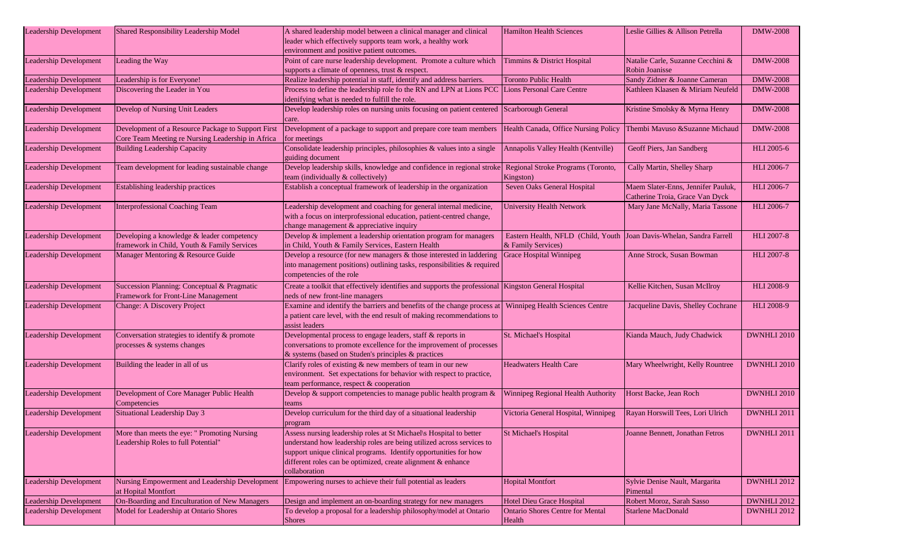| Leadership Development | Shared Responsibility Leadership Model | A shared leadership model between a clinical manager and clinical leader which effectively supports team work, a healthy work environment and positive patient outcomes. | Hamilton Health Sciences | Leslie Gillies & Allison Petrella | DMW-2008 |
|---|---|---|---|---|---|
| Leadership Development | Leading the Way | Point of care nurse leadership development. Promote a culture which supports a climate of openness, trust & respect. | Timmins & District Hospital | Natalie Carle, Suzanne Cecchini & Robin Joanisse | DMW-2008 |
| Leadership Development | Leadership is for Everyone! | Realize leadership potential in staff, identify and address barriers. | Toronto Public Health | Sandy Zidner & Joanne Cameran | DMW-2008 |
| Leadership Development | Discovering the Leader in You | Process to define the leadership role fo the RN and LPN at Lions PCC idenifying what is needed to fulfill the role. | Lions Personal Care Centre | Kathleen Klaasen & Miriam Neufeld | DMW-2008 |
| Leadership Development | Develop of Nursing Unit Leaders | Develop leadership roles on nursing units focusing on patient centered care. | Scarborough General | Kristine Smolsky & Myrna Henry | DMW-2008 |
| Leadership Development | Development of a Resource Package to Support First Core Team Meeting re Nursing Leadership in Africa | Development of a package to support and prepare core team members for meetings | Health Canada, Office Nursing Policy | Thembi Mavuso &Suzanne Michaud | DMW-2008 |
| Leadership Development | Building Leadership Capacity | Consolidate leadership principles, philosophies & values into a single guiding document | Annapolis Valley Health (Kentville) | Geoff Piers, Jan Sandberg | HLI 2005-6 |
| Leadership Development | Team development for leading sustainable change | Develop leadership skills, knowledge and confidence in regional stroke team (individually & collectively) | Regional Stroke Programs (Toronto, Kingston) | Cally Martin, Shelley Sharp | HLI 2006-7 |
| Leadership Development | Establishing leadership practices | Establish a conceptual framework of leadership in the organization | Seven Oaks General Hospital | Maem Slater-Enns, Jennifer Pauluk, Catherine Troia, Grace Van Dyck | HLI 2006-7 |
| Leadership Development | Interprofessional Coaching Team | Leadership development and coaching for general internal medicine, with a focus on interprofessional education, patient-centred change, change management & appreciative inquiry | University Health Network | Mary Jane McNally, Maria Tassone | HLI 2006-7 |
| Leadership Development | Developing a knowledge & leader competency framework in Child, Youth & Family Services | Develop & implement a leadership orientation program for managers in Child, Youth & Family Services, Eastern Health | Eastern Health, NFLD (Child, Youth & Family Services) | Joan Davis-Whelan, Sandra Farrell | HLI 2007-8 |
| Leadership Development | Manager Mentoring & Resource Guide | Develop a resource (for new managers & those interested in laddering into management positions) outlining tasks, responsibilities & required competencies of the role | Grace Hospital Winnipeg | Anne Strock, Susan Bowman | HLI 2007-8 |
| Leadership Development | Succession Planning: Conceptual & Pragmatic Framework for Front-Line Management | Create a toolkit that effectively identifies and supports the professional neds of new front-line managers | Kingston General Hospital | Kellie Kitchen, Susan McIlroy | HLI 2008-9 |
| Leadership Development | Change: A Discovery Project | Examine and identify the barriers and benefits of the change process at a patient care level, with the end result of making recommendations to assist leaders | Winnipeg Health Sciences Centre | Jacqueline Davis, Shelley Cochrane | HLI 2008-9 |
| Leadership Development | Conversation strategies to identify & promote processes & systems changes | Developmental process to engage leaders, staff & reports in conversations to promote excellence for the improvement of processes & systems (based on Studen's principles & practices | St. Michael's Hospital | Kianda Mauch, Judy Chadwick | DWNHLI 2010 |
| Leadership Development | Building the leader in all of us | Clarify roles of existing & new members of team in our new environment. Set expectations for behavior with respect to practice, team performance, respect & cooperation | Headwaters Health Care | Mary Wheelwright, Kelly Rountree | DWNHLI 2010 |
| Leadership Development | Development of Core Manager Public Health Competencies | Develop & support competencies to manage public health program & teams | Winnipeg Regional Health Authority | Horst Backe, Jean Roch | DWNHLI 2010 |
| Leadership Development | Situational Leadership Day 3 | Develop curriculum for the third day of a situational leadership program | Victoria General Hospital, Winnipeg | Rayan Horswill Tees, Lori Ulrich | DWNHLI 2011 |
| Leadership Development | More than meets the eye: " Promoting Nursing Leadership Roles to full Potential" | Assess nursing leadership roles at St Michael\s Hospital to better understand how leadership roles are being utilized across services to support unique clinical programs. Identify opportunities for how different roles can be optimized, create alignment & enhance collaboration | St Michael's Hospital | Joanne Bennett, Jonathan Fetros | DWNHLI 2011 |
| Leadership Development | Nursing Empowerment and Leadership Development at Hopital Montfort | Empowering nurses to achieve their full potential as leaders | Hopital Montfort | Sylvie Denise Nault, Margarita Pimental | DWNHLI 2012 |
| Leadership Development | On-Boarding and Enculturation of New Managers | Design and implement an on-boarding strategy for new managers | Hotel Dieu Grace Hospital | Robert Moroz, Sarah Sasso | DWNHLI 2012 |
| Leadership Development | Model for Leadership at Ontario Shores | To develop a proposal for a leadership philosophy/model at Ontario Shores | Ontario Shores Centre for Mental Health | Starlene MacDonald | DWNHLI 2012 |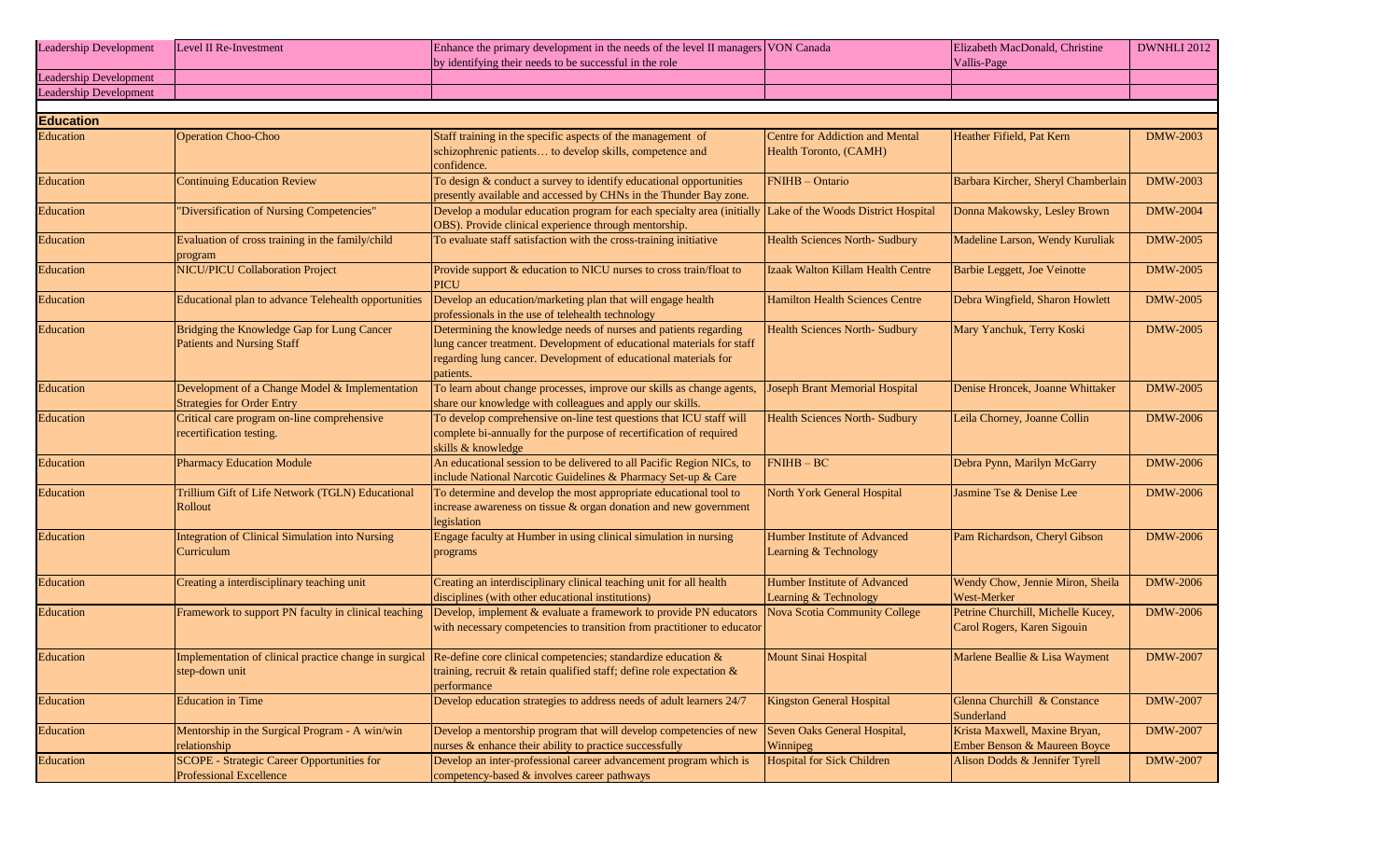| Leadership Development | Level II Re-Investment | Enhance the primary development in the needs of the level II managers by identifying their needs to be successful in the role | VON Canada | Elizabeth MacDonald, Christine Vallis-Page | DWNHLI 2012 |
|---|---|---|---|---|---|
| Leadership Development | | | | | |
| Leadership Development | | | | | |

## Education

| Education | Operation Choo-Choo | Staff training in the specific aspects of the management of schizophrenic patients… to develop skills, competence and confidence. | Centre for Addiction and Mental Health Toronto, (CAMH) | Heather Fifield, Pat Kern | DMW-2003 |
|---|---|---|---|---|---|
| Education | Continuing Education Review | To design & conduct a survey to identify educational opportunities presently available and accessed by CHNs in the Thunder Bay zone. | FNIHB – Ontario | Barbara Kircher, Sheryl Chamberlain | DMW-2003 |
| Education | "Diversification of Nursing Competencies" | Develop a modular education program for each specialty area (initially OBS). Provide clinical experience through mentorship. | Lake of the Woods District Hospital | Donna Makowsky, Lesley Brown | DMW-2004 |
| Education | Evaluation of cross training in the family/child program | To evaluate staff satisfaction with the cross-training initiative | Health Sciences North- Sudbury | Madeline Larson, Wendy Kuruliak | DMW-2005 |
| Education | NICU/PICU Collaboration Project | Provide support & education to NICU nurses to cross train/float to PICU | Izaak Walton Killam Health Centre | Barbie Leggett, Joe Veinotte | DMW-2005 |
| Education | Educational plan to advance Telehealth opportunities | Develop an education/marketing plan that will engage health professionals in the use of telehealth technology | Hamilton Health Sciences Centre | Debra Wingfield, Sharon Howlett | DMW-2005 |
| Education | Bridging the Knowledge Gap for Lung Cancer Patients and Nursing Staff | Determining the knowledge needs of nurses and patients regarding lung cancer treatment. Development of educational materials for staff regarding lung cancer. Development of educational materials for patients. | Health Sciences North- Sudbury | Mary Yanchuk, Terry Koski | DMW-2005 |
| Education | Development of a Change Model & Implementation Strategies for Order Entry | To learn about change processes, improve our skills as change agents, share our knowledge with colleagues and apply our skills. | Joseph Brant Memorial Hospital | Denise Hroncek, Joanne Whittaker | DMW-2005 |
| Education | Critical care program on-line comprehensive recertification testing. | To develop comprehensive on-line test questions that ICU staff will complete bi-annually for the purpose of recertification of required skills & knowledge | Health Sciences North- Sudbury | Leila Chorney, Joanne Collin | DMW-2006 |
| Education | Pharmacy Education Module | An educational session to be delivered to all Pacific Region NICs, to include National Narcotic Guidelines & Pharmacy Set-up & Care | FNIHB – BC | Debra Pynn, Marilyn McGarry | DMW-2006 |
| Education | Trillium Gift of Life Network (TGLN) Educational Rollout | To determine and develop the most appropriate educational tool to increase awareness on tissue & organ donation and new government legislation | North York General Hospital | Jasmine Tse & Denise Lee | DMW-2006 |
| Education | Integration of Clinical Simulation into Nursing Curriculum | Engage faculty at Humber in using clinical simulation in nursing programs | Humber Institute of Advanced Learning & Technology | Pam Richardson, Cheryl Gibson | DMW-2006 |
| Education | Creating a interdisciplinary teaching unit | Creating an interdisciplinary clinical teaching unit for all health disciplines (with other educational institutions) | Humber Institute of Advanced Learning & Technology | Wendy Chow, Jennie Miron, Sheila West-Merker | DMW-2006 |
| Education | Framework to support PN faculty in clinical teaching | Develop, implement & evaluate a framework to provide PN educators with necessary competencies to transition from practitioner to educator | Nova Scotia Community College | Petrine Churchill, Michelle Kucey, Carol Rogers, Karen Sigouin | DMW-2006 |
| Education | Implementation of clinical practice change in surgical step-down unit | Re-define core clinical competencies; standardize education & training, recruit & retain qualified staff; define role expectation & performance | Mount Sinai Hospital | Marlene Beallie & Lisa Wayment | DMW-2007 |
| Education | Education in Time | Develop education strategies to address needs of adult learners 24/7 | Kingston General Hospital | Glenna Churchill & Constance Sunderland | DMW-2007 |
| Education | Mentorship in the Surgical Program - A win/win relationship | Develop a mentorship program that will develop competencies of new nurses & enhance their ability to practice successfully | Seven Oaks General Hospital, Winnipeg | Krista Maxwell, Maxine Bryan, Ember Benson & Maureen Boyce | DMW-2007 |
| Education | SCOPE - Strategic Career Opportunities for Professional Excellence | Develop an inter-professional career advancement program which is competency-based & involves career pathways | Hospital for Sick Children | Alison Dodds & Jennifer Tyrell | DMW-2007 |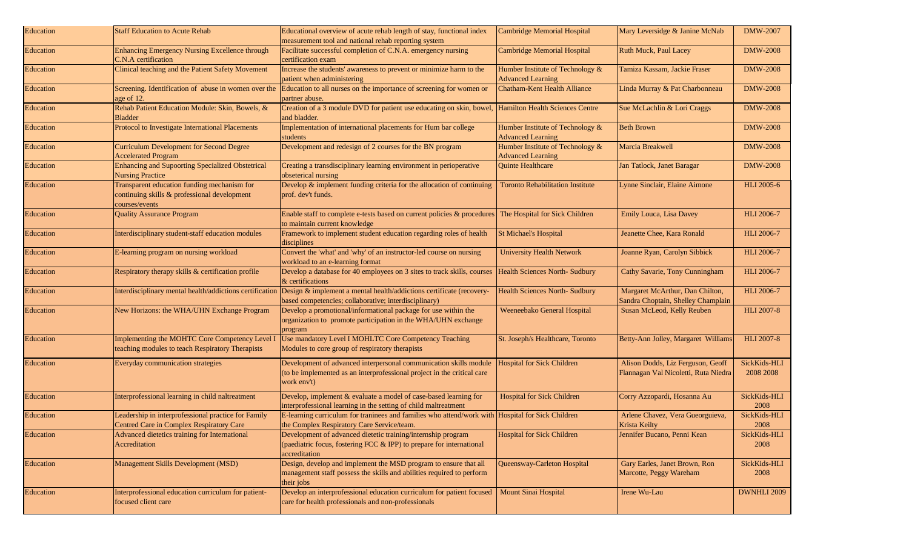| | | | | | |
|---|---|---|---|---|---|
| Education | Staff Education to Acute Rehab | Educational overview of acute rehab length of stay, functional index measurement tool and national rehab reporting system | Cambridge Memorial Hospital | Mary Leversidge & Janine McNab | DMW-2007 |
| Education | Enhancing Emergency Nursing Excellence through C.N.A certification | Facilitate successful completion of C.N.A. emergency nursing certification exam | Cambridge Memorial Hospital | Ruth Muck, Paul Lacey | DMW-2008 |
| Education | Clinical teaching and the Patient Safety Movement | Increase the students' awareness to prevent or minimize harm to the patient when administering | Humber Institute of Technology & Advanced Learning | Tamiza Kassam, Jackie Fraser | DMW-2008 |
| Education | Screening. Identification of abuse in women over the age of 12. | Education to all nurses on the importance of screening for women or partner abuse. | Chatham-Kent Health Alliance | Linda Murray & Pat Charbonneau | DMW-2008 |
| Education | Rehab Patient Education Module: Skin, Bowels, & Bladder | Creation of a 3 module DVD for patient use educating on skin, bowel, and bladder. | Hamilton Health Sciences Centre | Sue McLachlin & Lori Craggs | DMW-2008 |
| Education | Protocol to Investigate International Placements | Implementation of international placements for Hum bar college students | Humber Institute of Technology & Advanced Learning | Beth Brown | DMW-2008 |
| Education | Curriculum Development for Second Degree Accelerated Program | Development and redesign of 2 courses for the BN program | Humber Institute of Technology & Advanced Learning | Marcia Breakwell | DMW-2008 |
| Education | Enhancing and Supoorting Specialized Obstetrical Nursing Practice | Creating a transdisciplinary learning environment in perioperative obseterical nursing | Quinte Healthcare | Jan Tatlock, Janet Baragar | DMW-2008 |
| Education | Transparent education funding mechanism for continuing skills & professional development courses/events | Develop & implement funding criteria for the allocation of continuing prof. dev't funds. | Toronto Rehabilitation Institute | Lynne Sinclair, Elaine Aimone | HLI 2005-6 |
| Education | Quality Assurance Program | Enable staff to complete e-tests based on current policies & procedures to maintain current knowledge | The Hospital for Sick Children | Emily Louca, Lisa Davey | HLI 2006-7 |
| Education | Interdisciplinary student-staff education modules | Framework to implement student education regarding roles of health disciplines | St Michael's Hospital | Jeanette Chee, Kara Ronald | HLI 2006-7 |
| Education | E-learning program on nursing workload | Convert the 'what' and 'why' of an instructor-led course on nursing workload to an e-learning format | University Health Network | Joanne Ryan, Carolyn Sibbick | HLI 2006-7 |
| Education | Respiratory therapy skills & certification profile | Develop a database for 40 employees on 3 sites to track skills, courses & certifications | Health Sciences North- Sudbury | Cathy Savarie, Tony Cunningham | HLI 2006-7 |
| Education | Interdisciplinary mental health/addictions certification | Design & implement a mental health/addictions certificate (recovery-based competencies; collaborative; interdisciplinary) | Health Sciences North- Sudbury | Margaret McArthur, Dan Chilton, Sandra Choptain, Shelley Champlain | HLI 2006-7 |
| Education | New Horizons: the WHA/UHN Exchange Program | Develop a promotional/informational package for use within the organization to promote participation in the WHA/UHN exchange program | Weeneebako General Hospital | Susan McLeod, Kelly Reuben | HLI 2007-8 |
| Education | Implementing the MOHTC Core Competency Level I teaching modules to teach Respiratory Therapists | Use mandatory Level I MOHLTC Core Competency Teaching Modules to core group of respiratory therapists | St. Joseph/s Healthcare, Toronto | Betty-Ann Jolley, Margaret Williams | HLI 2007-8 |
| Education | Everyday communication strategies | Development of advanced interpersonal communication skills module (to be implemented as an interprofessional project in the critical care work env't) | Hospital for Sick Children | Alison Dodds, Liz Ferguson, Geoff Flannagan Val Nicoletti, Ruta Niedra | SickKids-HLI 2008 2008 |
| Education | Interprofessional learning in child naltreatment | Develop, implement & evaluate a model of case-based learning for interprofessional learning in the setting of child maltreatment | Hospital for Sick Children | Corry Azzopardi, Hosanna Au | SickKids-HLI 2008 |
| Education | Leadership in interprofessional practice for Family Centred Care in Complex Respiratory Care | E-learning curriculum for traninees and families who attend/work with the Complex Respiratory Care Service/team. | Hospital for Sick Children | Arlene Chavez, Vera Gueorguieva, Krista Keilty | SickKids-HLI 2008 |
| Education | Advanced dietetics training for International Accreditation | Development of advanced dietetic training/internship program (paediatric focus, fostering FCC & IPP) to prepare for international accreditation | Hospital for Sick Children | Jennifer Bucano, Penni Kean | SickKids-HLI 2008 |
| Education | Management Skills Development (MSD) | Design, develop and implement the MSD program to ensure that all management staff possess the skills and abilities required to perform their jobs | Queensway-Carleton Hospital | Gary Earles, Janet Brown, Ron Marcotte, Peggy Wareham | SickKids-HLI 2008 |
| Education | Interprofessional education curriculum for patient-focused client care | Develop an interprofessional education curriculum for patient focused care for health professionals and non-professionals | Mount Sinai Hospital | Irene Wu-Lau | DWNHLI 2009 |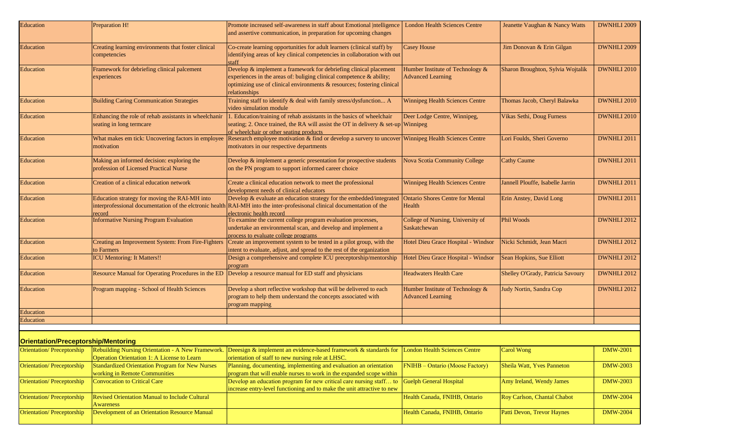| | | | | | |
|---|---|---|---|---|---|
| Education | Preparation H! | Promote increased self-awareness in staff about Emotional \|ntelligence and assertive communication, in preparation for upcoming changes | London Health Sciences Centre | Jeanette Vaughan & Nancy Watts | DWNHLI 2009 |
| Education | Creating learning environments that foster clinical competencies | Co-create learning opportunities for adult learners (clinical staff) by identifying areas of key clinical competencies in collaboration with out staff | Casey House | Jim Donovan & Erin Gilgan | DWNHLI 2009 |
| Education | Framework for debriefing clinical palcement experiences | Develop & implement a framework for debriefing clinical placement experiences in the areas of: buliging clinical competence & ability; optimizing use of clinical environments & resources; fostering clinical relationships | Humber Institute of Technology & Advanced Learning | Sharon Broughton, Sylvia Wojtalik | DWNHLI 2010 |
| Education | Building Caring Communication Strategies | Training staff to identify & deal with family stress/dysfunction... A video simulation module | Winnipeg Health Sciences Centre | Thomas Jacob, Cheryl Balawka | DWNHLI 2010 |
| Education | Enhancing the role of rehab assistants in wheelchanir seating in long termcare | 1. Education/training of rehab assistants in the basics of wheelchair seating; 2. Once trained, the RA will assist the OT in delivery & set-up of wheelchair or other seating products | Deer Lodge Centre, Winnipeg, Winnipeg | Vikas Sethi, Doug Furness | DWNHLI 2010 |
| Education | What makes em tick: Uncovering factors in employee motivation | Reserarch employee motivation & find or develop a survery to uncover motivators in our respective departments | Winnipeg Health Sciences Centre | Lori Foulds, Sheri Governo | DWNHLI 2011 |
| Education | Making an informed decision: exploring the profession of Licensed Practical Nurse | Develop & implement a generic presentation for prospective students on the PN program to support informed career choice | Nova Scotia Community College | Cathy Caume | DWNHLI 2011 |
| Education | Creation of a clinical education network | Create a clinical education network to meet the professional development needs of clinical educators | Winnipeg Health Sciences Centre | Jannell Plouffe, Isabelle Jarrin | DWNHLI 2011 |
| Education | Education strategy for moving the RAI-MH into interprofessional documentation of the elctronic health record | Develop & evaluate an education strategy for the embedded/integrated RAI-MH into the inter-profesisonal clinical documentation of the electronic health record | Ontario Shores Centre for Mental Health | Erin Anstey, David Long | DWNHLI 2011 |
| Education | Informative Nursing Program Evaluation | To examine the current college program evaluation processes, undertake an environmental scan, and develop and implement a process to evaluate college programs | College of Nursing, University of Saskatchewan | Phil Woods | DWNHLI 2012 |
| Education | Creating an Improvement System: From Fire-Fighters to Farmers | Create an improvement system to be tested in a pilot group, with the intent to evaluate, adjust, and spread to the rest of the organization | Hotel Dieu Grace Hospital - Windsor | Nicki Schmidt, Jean Macri | DWNHLI 2012 |
| Education | ICU Mentoring: It Matters!! | Design a comprehensive and complete ICU preceptorship/mentorship program | Hotel Dieu Grace Hospital - Windsor | Sean Hopkins, Sue Elliott | DWNHLI 2012 |
| Education | Resource Manual for Operating Procedures in the ED | Develop a resource manual for ED staff and physicians | Headwaters Health Care | Shelley O'Grady, Patricia Savoury | DWNHLI 2012 |
| Education | Program mapping - School of Health Sciences | Develop a short reflective workshop that will be delivered to each program to help them understand the concepts associated with program mapping | Humber Institute of Technology & Advanced Learning | Judy Nortin, Sandra Cop | DWNHLI 2012 |
| Education | | | | | |
| Education | | | | | |

**Orientation/Preceptorship/Mentoring**

| | | | | | |
|---|---|---|---|---|---|
| Orientation/ Preceptorship | Rebuilding Nursing Orientation - A New Framework. Operation Orientation 1: A License to Learn | Deeesign & implement an evidence-based framework & standards for orientation of staff to new nursing role at LHSC. | London Health Sciences Centre | Carol Wong | DMW-2001 |
| Orientation/ Preceptorship | Standardized Orientation Program for New Nurses working in Remote Communities | Planning, documenting, implementing and evaluation an orientation program that will enable nurses to work in the expanded scope within | FNIHB – Ontario (Moose Factory) | Sheila Watt, Yves Panneton | DMW-2003 |
| Orientation/ Preceptorship | Convocation to Critical Care | Develop an education program for new critical care nursing staff… to increase entry-level functioning and to make the unit attractive to new | Guelph General Hospital | Amy Ireland, Wendy James | DMW-2003 |
| Orientation/ Preceptorship | Revised Orientation Manual to Include Cultural Awareness | | Health Canada, FNIHB, Ontario | Roy Carlson, Chantal Chabot | DMW-2004 |
| Orientation/ Preceptorship | Development of an Orientation Resource Manual | | Health Canada, FNIHB, Ontario | Patti Devon, Trevor Haynes | DMW-2004 |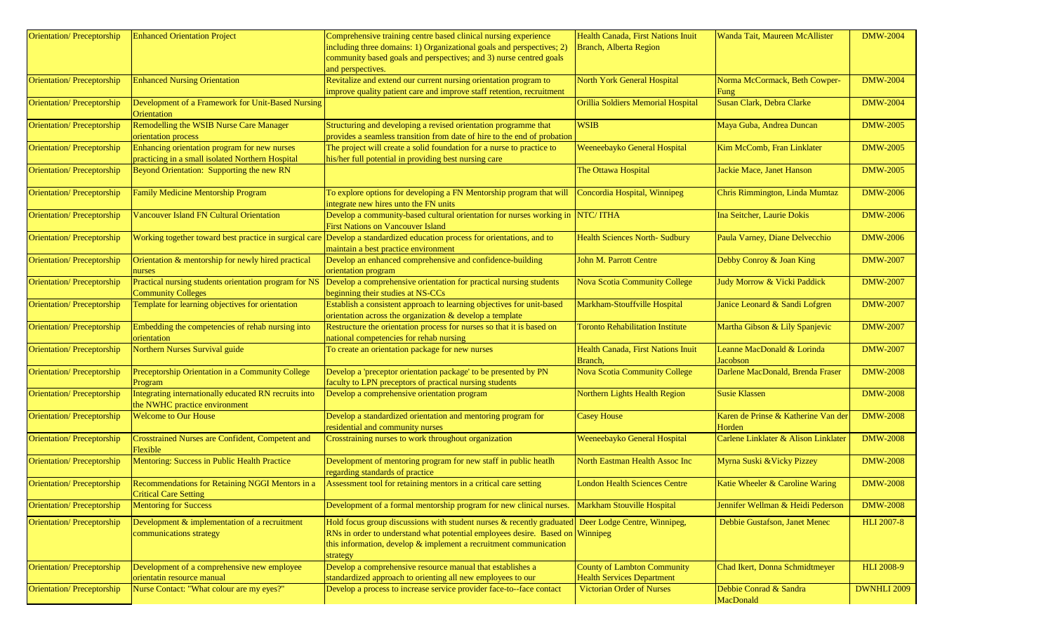| | | | | | |
|---|---|---|---|---|---|
| Orientation/ Preceptorship | Enhanced Orientation Project | Comprehensive training centre based clinical nursing experience including three domains: 1) Organizational goals and perspectives; 2) community based goals and perspectives; and 3) nurse centred goals and perspectives. | Health Canada, First Nations Inuit Branch, Alberta Region | Wanda Tait, Maureen McAllister | DMW-2004 |
| Orientation/ Preceptorship | Enhanced Nursing Orientation | Revitalize and extend our current nursing orientation program to improve quality patient care and improve staff retention, recruitment | North York General Hospital | Norma McCormack, Beth Cowper-Fung | DMW-2004 |
| Orientation/ Preceptorship | Development of a Framework for Unit-Based Nursing Orientation | | Orillia Soldiers Memorial Hospital | Susan Clark, Debra Clarke | DMW-2004 |
| Orientation/ Preceptorship | Remodelling the WSIB Nurse Care Manager orientation process | Structuring and developing a revised orientation programme that provides a seamless transition from date of hire to the end of probation | WSIB | Maya Guba, Andrea Duncan | DMW-2005 |
| Orientation/ Preceptorship | Enhancing orientation program for new nurses practicing in a small isolated Northern Hospital | The project will create a solid foundation for a nurse to practice to his/her full potential in providing best nursing care | Weeneebayko General Hospital | Kim McComb, Fran Linklater | DMW-2005 |
| Orientation/ Preceptorship | Beyond Orientation: Supporting the new RN | | The Ottawa Hospital | Jackie Mace, Janet Hanson | DMW-2005 |
| Orientation/ Preceptorship | Family Medicine Mentorship Program | To explore options for developing a FN Mentorship program that will integrate new hires unto the FN units | Concordia Hospital, Winnipeg | Chris Rimmington, Linda Mumtaz | DMW-2006 |
| Orientation/ Preceptorship | Vancouver Island FN Cultural Orientation | Develop a community-based cultural orientation for nurses working in First Nations on Vancouver Island | NTC/ ITHA | Ina Seitcher, Laurie Dokis | DMW-2006 |
| Orientation/ Preceptorship | Working together toward best practice in surgical care | Develop a standardized education process for orientations, and to maintain a best practice environment | Health Sciences North- Sudbury | Paula Varney, Diane Delvecchio | DMW-2006 |
| Orientation/ Preceptorship | Orientation & mentorship for newly hired practical nurses | Develop an enhanced comprehensive and confidence-building orientation program | John M. Parrott Centre | Debby Conroy & Joan King | DMW-2007 |
| Orientation/ Preceptorship | Practical nursing students orientation program for NS Community Colleges | Develop a comprehensive orientation for practical nursing students beginning their studies at NS-CCs | Nova Scotia Community College | Judy Morrow & Vicki Paddick | DMW-2007 |
| Orientation/ Preceptorship | Template for learning objectives for orientation | Establish a consistent approach to learning objectives for unit-based orientation across the organization & develop a template | Markham-Stouffville Hospital | Janice Leonard & Sandi Lofgren | DMW-2007 |
| Orientation/ Preceptorship | Embedding the competencies of rehab nursing into orientation | Restructure the orientation process for nurses so that it is based on national competencies for rehab nursing | Toronto Rehabilitation Institute | Martha Gibson & Lily Spanjevic | DMW-2007 |
| Orientation/ Preceptorship | Northern Nurses Survival guide | To create an orientation package for new nurses | Health Canada, First Nations Inuit Branch, | Leanne MacDonald & Lorinda Jacobson | DMW-2007 |
| Orientation/ Preceptorship | Preceptorship Orientation in a Community College Program | Develop a 'preceptor orientation package' to be presented by PN faculty to LPN preceptors of practical nursing students | Nova Scotia Community College | Darlene MacDonald, Brenda Fraser | DMW-2008 |
| Orientation/ Preceptorship | Integrating internationally educated RN recruits into the NWHC practice environment | Develop a comprehensive orientation program | Northern Lights Health Region | Susie Klassen | DMW-2008 |
| Orientation/ Preceptorship | Welcome to Our House | Develop a standardized orientation and mentoring program for residential and community nurses | Casey House | Karen de Prinse & Katherine Van der Horden | DMW-2008 |
| Orientation/ Preceptorship | Crosstrained Nurses are Confident, Competent and Flexible | Crosstraining nurses to work throughout organization | Weeneebayko General Hospital | Carlene Linklater & Alison Linklater | DMW-2008 |
| Orientation/ Preceptorship | Mentoring: Success in Public Health Practice | Development of mentoring program for new staff in public heatlh regarding standards of practice | North Eastman Health Assoc Inc | Myrna Suski &Vicky Pizzey | DMW-2008 |
| Orientation/ Preceptorship | Recommendations for Retaining NGGI Mentors in a Critical Care Setting | Assessment tool for retaining mentors in a critical care setting | London Health Sciences Centre | Katie Wheeler & Caroline Waring | DMW-2008 |
| Orientation/ Preceptorship | Mentoring for Success | Development of a formal mentorship program for new clinical nurses. | Markham Stouville Hospital | Jennifer Wellman & Heidi Pederson | DMW-2008 |
| Orientation/ Preceptorship | Development & implementation of a recruitment communications strategy | Hold focus group discussions with student nurses & recently graduated RNs in order to understand what potential employees desire. Based on this information, develop & implement a recruitment communication strategy | Deer Lodge Centre, Winnipeg, Winnipeg | Debbie Gustafson, Janet Menec | HLI 2007-8 |
| Orientation/ Preceptorship | Development of a comprehensive new employee orientatin resource manual | Develop a comprehensive resource manual that establishes a standardized approach to orienting all new employees to our | County of Lambton Community Health Services Department | Chad Ikert, Donna Schmidtmeyer | HLI 2008-9 |
| Orientation/ Preceptorship | Nurse Contact: "What colour are my eyes?" | Develop a process to increase service provider face-to--face contact | Victorian Order of Nurses | Debbie Conrad & Sandra MacDonald | DWNHLI 2009 |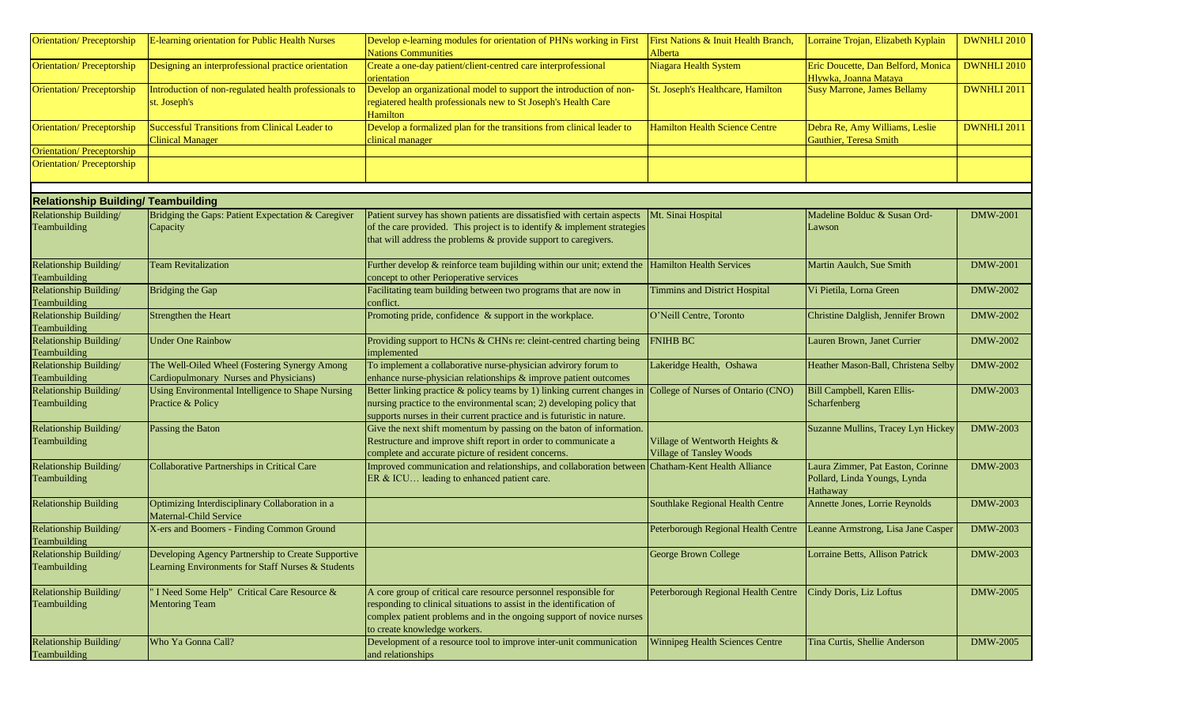| | | | | | |
|---|---|---|---|---|---|
| Orientation/ Preceptorship | E-learning orientation for Public Health Nurses | Develop e-learning modules for orientation of PHNs working in First Nations Communities | First Nations & Inuit Health Branch, Alberta | Lorraine Trojan, Elizabeth Kyplain | DWNHLI 2010 |
| Orientation/ Preceptorship | Designing an interprofessional practice orientation | Create a one-day patient/client-centred care interprofessional orientation | Niagara Health System | Eric Doucette, Dan Belford, Monica Hlywka, Joanna Mataya | DWNHLI 2010 |
| Orientation/ Preceptorship | Introduction of non-regulated health professionals to st. Joseph's | Develop an organizational model to support the introduction of non-regiatered health professionals new to St Joseph's Health Care Hamilton | St. Joseph's Healthcare, Hamilton | Susy Marrone, James Bellamy | DWNHLI 2011 |
| Orientation/ Preceptorship | Successful Transitions from Clinical Leader to Clinical Manager | Develop a formalized plan for the transitions from clinical leader to clinical manager | Hamilton Health Science Centre | Debra Re, Amy Williams, Leslie Gauthier, Teresa Smith | DWNHLI 2011 |
| Orientation/ Preceptorship | | | | | |
| Orientation/ Preceptorship | | | | | |
| **Relationship Building/ Teambuilding** | | | | | |
| Relationship Building/ Teambuilding | Bridging the Gaps: Patient Expectation & Caregiver Capacity | Patient survey has shown patients are dissatisfied with certain aspects of the care provided. This project is to identify & implement strategies that will address the problems & provide support to caregivers. | Mt. Sinai Hospital | Madeline Bolduc & Susan Ord-Lawson | DMW-2001 |
| Relationship Building/ Teambuilding | Team Revitalization | Further develop & reinforce team bujilding within our unit; extend the concept to other Perioperative services | Hamilton Health Services | Martin Aaulch, Sue Smith | DMW-2001 |
| Relationship Building/ Teambuilding | Bridging the Gap | Facilitating team building between two programs that are now in conflict. | Timmins and District Hospital | Vi Pietila, Lorna Green | DMW-2002 |
| Relationship Building/ Teambuilding | Strengthen the Heart | Promoting pride, confidence & support in the workplace. | O'Neill Centre, Toronto | Christine Dalglish, Jennifer Brown | DMW-2002 |
| Relationship Building/ Teambuilding | Under One Rainbow | Providing support to HCNs & CHNs re: cleint-centred charting being implemented | FNIHB BC | Lauren Brown, Janet Currier | DMW-2002 |
| Relationship Building/ Teambuilding | The Well-Oiled Wheel (Fostering Synergy Among Cardiopulmonary Nurses and Physicians) | To implement a collaborative nurse-physician advirory forum to enhance nurse-physician relationships & improve patient outcomes | Lakeridge Health, Oshawa | Heather Mason-Ball, Christena Selby | DMW-2002 |
| Relationship Building/ Teambuilding | Using Environmental Intelligence to Shape Nursing Practice & Policy | Better linking practice & policy teams by 1) linking current changes in nursing practice to the environmental scan; 2) developing policy that supports nurses in their current practice and is futuristic in nature. | College of Nurses of Ontario (CNO) | Bill Campbell, Karen Ellis-Scharfenberg | DMW-2003 |
| Relationship Building/ Teambuilding | Passing the Baton | Give the next shift momentum by passing on the baton of information. Restructure and improve shift report in order to communicate a complete and accurate picture of resident concerns. | Village of Wentworth Heights & Village of Tansley Woods | Suzanne Mullins, Tracey Lyn Hickey | DMW-2003 |
| Relationship Building/ Teambuilding | Collaborative Partnerships in Critical Care | Improved communication and relationships, and collaboration between ER & ICU… leading to enhanced patient care. | Chatham-Kent Health Alliance | Laura Zimmer, Pat Easton, Corinne Pollard, Linda Youngs, Lynda Hathaway | DMW-2003 |
| Relationship Building | Optimizing Interdisciplinary Collaboration in a Maternal-Child Service | | Southlake Regional Health Centre | Annette Jones, Lorrie Reynolds | DMW-2003 |
| Relationship Building/ Teambuilding | X-ers and Boomers - Finding Common Ground | | Peterborough Regional Health Centre | Leanne Armstrong, Lisa Jane Casper | DMW-2003 |
| Relationship Building/ Teambuilding | Developing Agency Partnership to Create Supportive Learning Environments for Staff Nurses & Students | | George Brown College | Lorraine Betts, Allison Patrick | DMW-2003 |
| Relationship Building/ Teambuilding | " I Need Some Help" Critical Care Resource & Mentoring Team | A core group of critical care resource personnel responsible for responding to clinical situations to assist in the identification of complex patient problems and in the ongoing support of novice nurses to create knowledge workers. | Peterborough Regional Health Centre | Cindy Doris, Liz Loftus | DMW-2005 |
| Relationship Building/ Teambuilding | Who Ya Gonna Call? | Development of a resource tool to improve inter-unit communication and relationships | Winnipeg Health Sciences Centre | Tina Curtis, Shellie Anderson | DMW-2005 |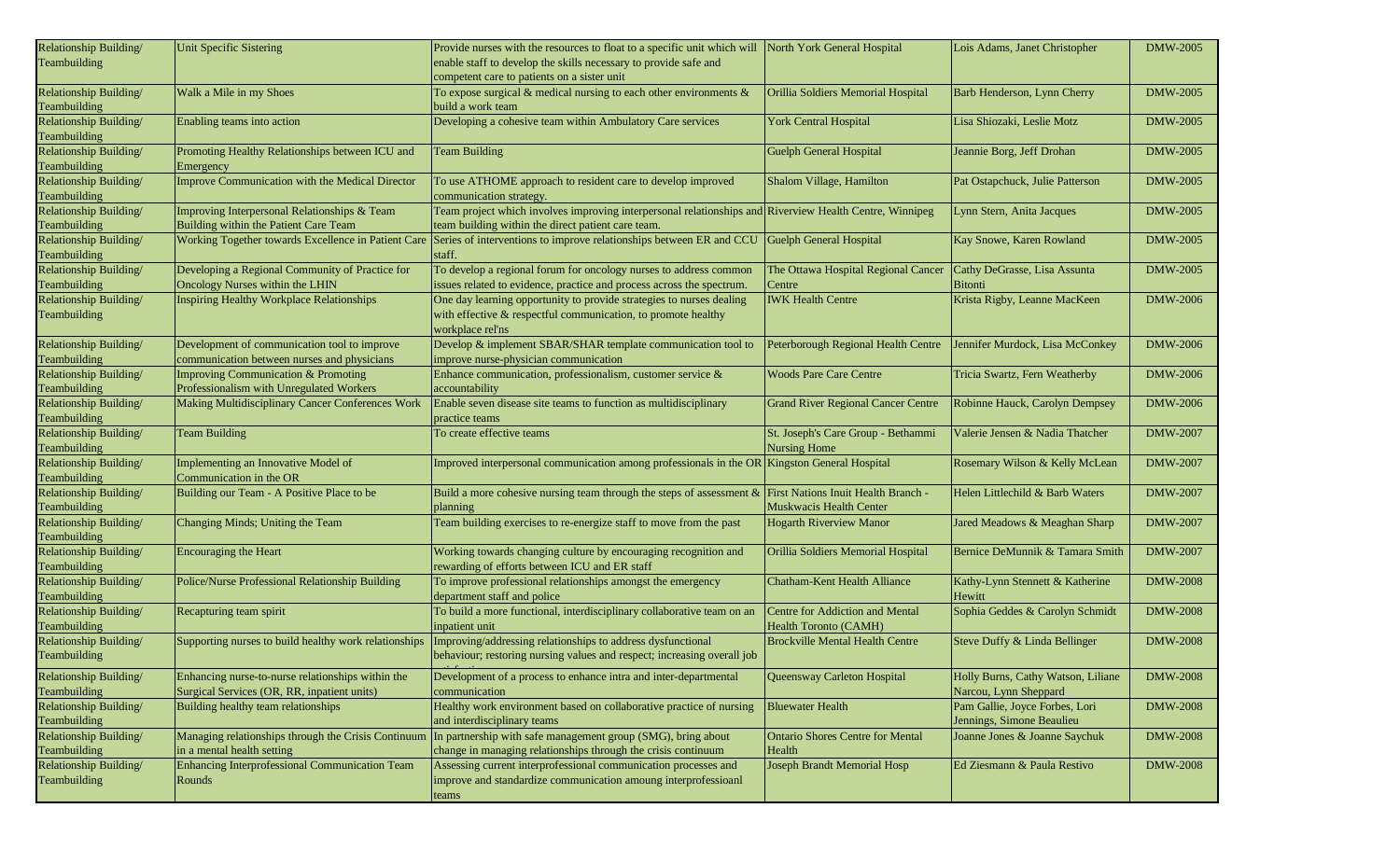| Relationship Building/ Teambuilding | Unit Specific Sistering | Provide nurses with the resources to float to a specific unit which will enable staff to develop the skills necessary to provide safe and competent care to patients on a sister unit | North York General Hospital | Lois Adams, Janet Christopher | DMW-2005 |
|---|---|---|---|---|---|
| Relationship Building/ Teambuilding | Walk a Mile in my Shoes | To expose surgical & medical nursing to each other environments & build a work team | Orillia Soldiers Memorial Hospital | Barb Henderson, Lynn Cherry | DMW-2005 |
| Relationship Building/ Teambuilding | Enabling teams into action | Developing a cohesive team within Ambulatory Care services | York Central Hospital | Lisa Shiozaki, Leslie Motz | DMW-2005 |
| Relationship Building/ Teambuilding | Promoting Healthy Relationships between ICU and Emergency | Team Building | Guelph General Hospital | Jeannie Borg, Jeff Drohan | DMW-2005 |
| Relationship Building/ Teambuilding | Improve Communication with the Medical Director | To use ATHOME approach to resident care to develop improved communication strategy. | Shalom Village, Hamilton | Pat Ostapchuck, Julie Patterson | DMW-2005 |
| Relationship Building/ Teambuilding | Improving Interpersonal Relationships & Team Building within the Patient Care Team | Team project which involves improving interpersonal relationships and team building within the direct patient care team. | Riverview Health Centre, Winnipeg | Lynn Stern, Anita Jacques | DMW-2005 |
| Relationship Building/ Teambuilding | Working Together towards Excellence in Patient Care | Series of interventions to improve relationships between ER and CCU staff. | Guelph General Hospital | Kay Snowe, Karen Rowland | DMW-2005 |
| Relationship Building/ Teambuilding | Developing a Regional Community of Practice for Oncology Nurses within the LHIN | To develop a regional forum for oncology nurses to address common issues related to evidence, practice and process across the spectrum. | The Ottawa Hospital Regional Cancer Centre | Cathy DeGrasse, Lisa Assunta Bitonti | DMW-2005 |
| Relationship Building/ Teambuilding | Inspiring Healthy Workplace Relationships | One day learning opportunity to provide strategies to nurses dealing with effective & respectful communication, to promote healthy workplace rel'ns | IWK Health Centre | Krista Rigby, Leanne MacKeen | DMW-2006 |
| Relationship Building/ Teambuilding | Development of communication tool to improve communication between nurses and physicians | Develop & implement SBAR/SHAR template communication tool to improve nurse-physician communication | Peterborough Regional Health Centre | Jennifer Murdock, Lisa McConkey | DMW-2006 |
| Relationship Building/ Teambuilding | Improving Communication & Promoting Professionalism with Unregulated Workers | Enhance communication, professionalism, customer service & accountability | Woods Pare Care Centre | Tricia Swartz, Fern Weatherby | DMW-2006 |
| Relationship Building/ Teambuilding | Making Multidisciplinary Cancer Conferences Work | Enable seven disease site teams to function as multidisciplinary practice teams | Grand River Regional Cancer Centre | Robinne Hauck, Carolyn Dempsey | DMW-2006 |
| Relationship Building/ Teambuilding | Team Building | To create effective teams | St. Joseph's Care Group - Bethammi Nursing Home | Valerie Jensen & Nadia Thatcher | DMW-2007 |
| Relationship Building/ Teambuilding | Implementing an Innovative Model of Communication in the OR | Improved interpersonal communication among professionals in the OR | Kingston General Hospital | Rosemary Wilson & Kelly McLean | DMW-2007 |
| Relationship Building/ Teambuilding | Building our Team - A Positive Place to be | Build a more cohesive nursing team through the steps of assessment & planning | First Nations Inuit Health Branch - Muskwacis Health Center | Helen Littlechild & Barb Waters | DMW-2007 |
| Relationship Building/ Teambuilding | Changing Minds; Uniting the Team | Team building exercises to re-energize staff to move from the past | Hogarth Riverview Manor | Jared Meadows & Meaghan Sharp | DMW-2007 |
| Relationship Building/ Teambuilding | Encouraging the Heart | Working towards changing culture by encouraging recognition and rewarding of efforts between ICU and ER staff | Orillia Soldiers Memorial Hospital | Bernice DeMunnik & Tamara Smith | DMW-2007 |
| Relationship Building/ Teambuilding | Police/Nurse Professional Relationship Building | To improve professional relationships amongst the emergency department staff and police | Chatham-Kent Health Alliance | Kathy-Lynn Stennett & Katherine Hewitt | DMW-2008 |
| Relationship Building/ Teambuilding | Recapturing team spirit | To build a more functional, interdisciplinary collaborative team on an inpatient unit | Centre for Addiction and Mental Health Toronto (CAMH) | Sophia Geddes & Carolyn Schmidt | DMW-2008 |
| Relationship Building/ Teambuilding | Supporting nurses to build healthy work relationships | Improving/addressing relationships to address dysfunctional behaviour; restoring nursing values and respect; increasing overall job | Brockville Mental Health Centre | Steve Duffy & Linda Bellinger | DMW-2008 |
| Relationship Building/ Teambuilding | Enhancing nurse-to-nurse relationships within the Surgical Services (OR, RR, inpatient units) | Development of a process to enhance intra and inter-departmental communication | Queensway Carleton Hospital | Holly Burns, Cathy Watson, Liliane Narcou, Lynn Sheppard | DMW-2008 |
| Relationship Building/ Teambuilding | Building healthy team relationships | Healthy work environment based on collaborative practice of nursing and interdisciplinary teams | Bluewater Health | Pam Gallie, Joyce Forbes, Lori Jennings, Simone Beaulieu | DMW-2008 |
| Relationship Building/ Teambuilding | Managing relationships through the Crisis Continuum in a mental health setting | In partnership with safe management group (SMG), bring about change in managing relationships through the crisis continuum | Ontario Shores Centre for Mental Health | Joanne Jones & Joanne Saychuk | DMW-2008 |
| Relationship Building/ Teambuilding | Enhancing Interprofessional Communication Team Rounds | Assessing current interprofessional communication processes and improve and standardize communication amoung interprofessioanl teams | Joseph Brandt Memorial Hosp | Ed Ziesmann & Paula Restivo | DMW-2008 |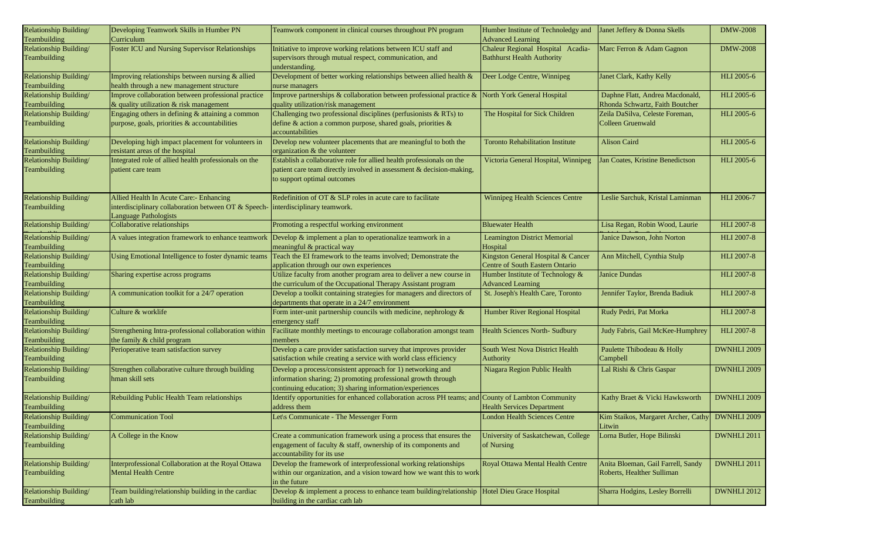| Relationship Building/ Teambuilding | Developing Teamwork Skills in Humber PN Curriculum | Teamwork component in clinical courses throughout PN program | Humber Institute of Technoledgy and Advanced Learning | Janet Jeffery & Donna Skells | DMW-2008 |
|---|---|---|---|---|---|
| Relationship Building/ Teambuilding | Foster ICU and Nursing Supervisor Relationships | Initiative to improve working relations between ICU staff and supervisors through mutual respect, communication, and understanding. | Chaleur Regional Hospital Acadia-Bathhurst Health Authority | Marc Ferron & Adam Gagnon | DMW-2008 |
| Relationship Building/ Teambuilding | Improving relationships between nursing & allied health through a new management structure | Development of better working relationships between allied health & nurse managers | Deer Lodge Centre, Winnipeg | Janet Clark, Kathy Kelly | HLI 2005-6 |
| Relationship Building/ Teambuilding | Improve collaboration between professional practice & quality utilization & risk management | Improve partnerships & collaboration between professional practice & quality utilization/risk management | North York General Hospital | Daphne Flatt, Andrea Macdonald, Rhonda Schwartz, Faith Boutcher | HLI 2005-6 |
| Relationship Building/ Teambuilding | Engaging others in defining & attaining a common purpose, goals, priorities & accountabilities | Challenging two professional disciplines (perfusionists & RTs) to define & action a common purpose, shared goals, priorities & accountabilities | The Hospital for Sick Children | Zeila DaSilva, Celeste Foreman, Colleen Gruenwald | HLI 2005-6 |
| Relationship Building/ Teambuilding | Developing high impact placement for volunteers in resistant areas of the hospital | Develop new volunteer placements that are meaningful to both the organization & the volunteer | Toronto Rehabilitation Institute | Alison Caird | HLI 2005-6 |
| Relationship Building/ Teambuilding | Integrated role of allied health professionals on the patient care team | Establish a collaborative role for allied health professionals on the patient care team directly involved in assessment & decision-making, to support optimal outcomes | Victoria General Hospital, Winnipeg | Jan Coates, Kristine Benedictson | HLI 2005-6 |
| Relationship Building/ Teambuilding | Allied Health In Acute Care:- Enhancing interdisciplinary collaboration between OT & Speech-Language Pathologists | Redefinition of OT & SLP roles in acute care to facilitate interdisciplinary teamwork. | Winnipeg Health Sciences Centre | Leslie Sarchuk, Kristal Laminman | HLI 2006-7 |
| Relationship Building/ Teambuilding | Collaborative relationships | Promoting a respectful working environment | Bluewater Health | Lisa Regan, Robin Wood, Laurie ... | HLI 2007-8 |
| Relationship Building/ Teambuilding | A values integration framework to enhance teamwork | Develop & implement a plan to operationalize teamwork in a meaningful & practical way | Leamington District Memorial Hospital | Janice Dawson, John Norton | HLI 2007-8 |
| Relationship Building/ Teambuilding | Using Emotional Intelligence to foster dynamic teams | Teach the EI framework to the teams involved; Demonstrate the application through our own experiences | Kingston General Hospital & Cancer Centre of South Eastern Ontario | Ann Mitchell, Cynthia Stulp | HLI 2007-8 |
| Relationship Building/ Teambuilding | Sharing expertise across programs | Utilize faculty from another program area to deliver a new course in the curriculum of the Occupational Therapy Assistant program | Humber Institute of Technology & Advanced Learning | Janice Dundas | HLI 2007-8 |
| Relationship Building/ Teambuilding | A communication toolkit for a 24/7 operation | Develop a toolkit containing strategies for managers and directors of departments that operate in a 24/7 environment | St. Joseph's Health Care, Toronto | Jennifer Taylor, Brenda Badiuk | HLI 2007-8 |
| Relationship Building/ Teambuilding | Culture & worklife | Form inter-unit partnership councils with medicine, nephrology & emergency staff | Humber River Regional Hospital | Rudy Pedri, Pat Morka | HLI 2007-8 |
| Relationship Building/ Teambuilding | Strengthening Intra-professional collaboration within the family & child program | Facilitate monthly meetings to encourage collaboration amongst team members | Health Sciences North- Sudbury | Judy Fabris, Gail McKee-Humphrey | HLI 2007-8 |
| Relationship Building/ Teambuilding | Perioperative team satisfaction survey | Develop a care provider satisfaction survey that improves provider satisfaction while creating a service with world class efficiency | South West Nova District Health Authority | Paulette Thibodeau & Holly Campbell | DWNHLI 2009 |
| Relationship Building/ Teambuilding | Strengthen collaborative culture through building hman skill sets | Develop a process/consistent approach for 1) networking and information sharing; 2) promoting professional growth through continuing education; 3) sharing information/experiences | Niagara Region Public Health | Lal Rishi & Chris Gaspar | DWNHLI 2009 |
| Relationship Building/ Teambuilding | Rebuilding Public Health Team relationships | Identify opportunities for enhanced collaboration across PH teams; and address them | County of Lambton Community Health Services Department | Kathy Braet & Vicki Hawksworth | DWNHLI 2009 |
| Relationship Building/ Teambuilding | Communication Tool | Let\s Communicate - The Messenger Form | London Health Sciences Centre | Kim Staikos, Margaret Archer, Cathy Litwin | DWNHLI 2009 |
| Relationship Building/ Teambuilding | A College in the Know | Create a communication framework using a process that ensures the engagement of faculty & staff, ownership of its components and accountability for its use | University of Saskatchewan, College of Nursing | Lorna Butler, Hope Bilinski | DWNHLI 2011 |
| Relationship Building/ Teambuilding | Interprofessional Collaboration at the Royal Ottawa Mental Health Centre | Develop the framework of interprofessional working relationships within our organization, and a vision toward how we want this to work in the future | Royal Ottawa Mental Health Centre | Anita Bloeman, Gail Farrell, Sandy Roberts, Healther Sulliman | DWNHLI 2011 |
| Relationship Building/ Teambuilding | Team building/relationship building in the cardiac cath lab | Develop & implement a process to enhance team building/relationship building in the cardiac cath lab | Hotel Dieu Grace Hospital | Sharra Hodgins, Lesley Borrelli | DWNHLI 2012 |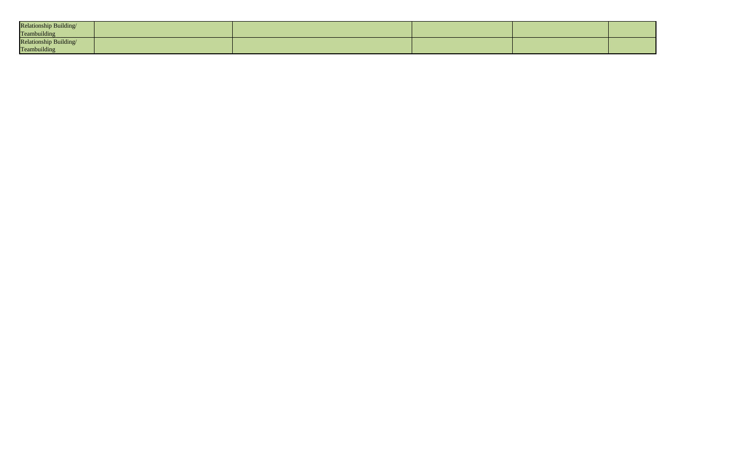| | | | | | |
|---|---|---|---|---|---|
| Relationship Building/ Teambuilding | | | | | |
| Relationship Building/ Teambuilding | | | | | |